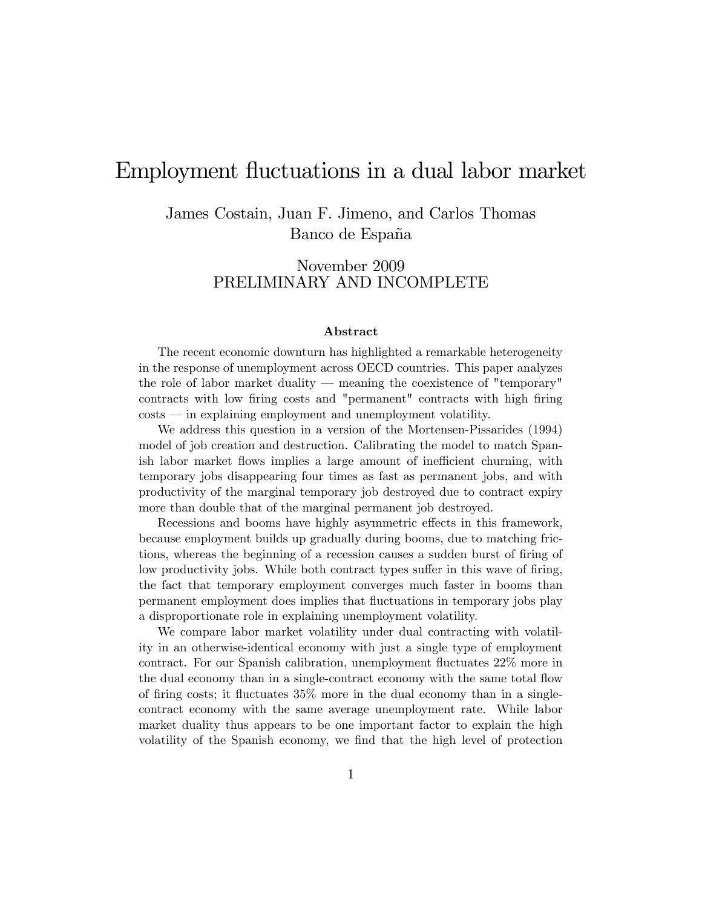# Employment fluctuations in a dual labor market

James Costain, Juan F. Jimeno, and Carlos Thomas
Banco de España

November 2009
PRELIMINARY AND INCOMPLETE

### Abstract

The recent economic downturn has highlighted a remarkable heterogeneity in the response of unemployment across OECD countries. This paper analyzes the role of labor market duality — meaning the coexistence of "temporary" contracts with low firing costs and "permanent" contracts with high firing costs — in explaining employment and unemployment volatility.

We address this question in a version of the Mortensen-Pissarides (1994) model of job creation and destruction. Calibrating the model to match Spanish labor market flows implies a large amount of inefficient churning, with temporary jobs disappearing four times as fast as permanent jobs, and with productivity of the marginal temporary job destroyed due to contract expiry more than double that of the marginal permanent job destroyed.

Recessions and booms have highly asymmetric effects in this framework, because employment builds up gradually during booms, due to matching frictions, whereas the beginning of a recession causes a sudden burst of firing of low productivity jobs. While both contract types suffer in this wave of firing, the fact that temporary employment converges much faster in booms than permanent employment does implies that fluctuations in temporary jobs play a disproportionate role in explaining unemployment volatility.

We compare labor market volatility under dual contracting with volatility in an otherwise-identical economy with just a single type of employment contract. For our Spanish calibration, unemployment fluctuates 22% more in the dual economy than in a single-contract economy with the same total flow of firing costs; it fluctuates 35% more in the dual economy than in a single-contract economy with the same average unemployment rate. While labor market duality thus appears to be one important factor to explain the high volatility of the Spanish economy, we find that the high level of protection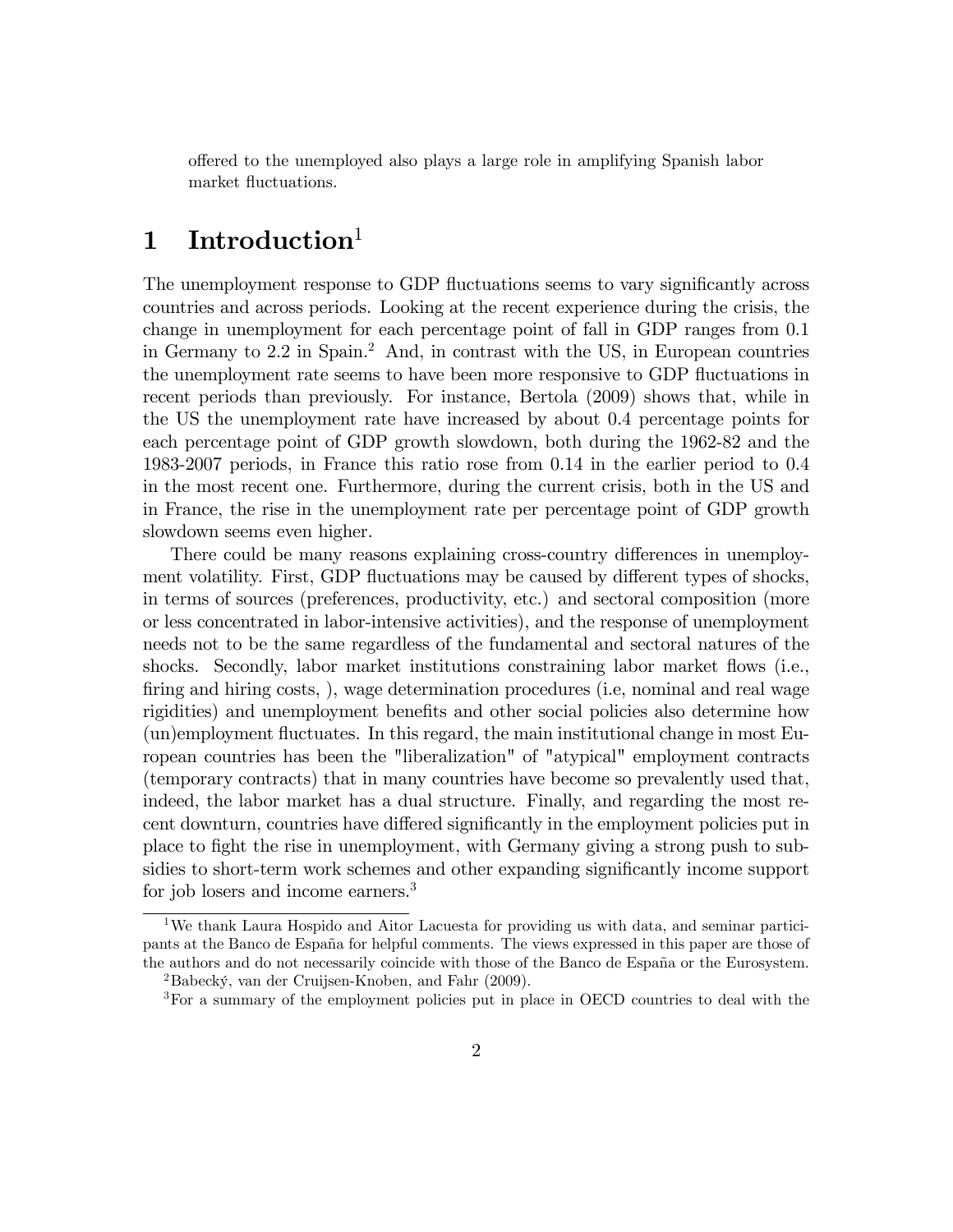offered to the unemployed also plays a large role in amplifying Spanish labor market fluctuations.

# 1 Introduction[1]

The unemployment response to GDP fluctuations seems to vary significantly across countries and across periods. Looking at the recent experience during the crisis, the change in unemployment for each percentage point of fall in GDP ranges from 0.1 in Germany to 2.2 in Spain.[2] And, in contrast with the US, in European countries the unemployment rate seems to have been more responsive to GDP fluctuations in recent periods than previously. For instance, Bertola (2009) shows that, while in the US the unemployment rate have increased by about 0.4 percentage points for each percentage point of GDP growth slowdown, both during the 1962-82 and the 1983-2007 periods, in France this ratio rose from 0.14 in the earlier period to 0.4 in the most recent one. Furthermore, during the current crisis, both in the US and in France, the rise in the unemployment rate per percentage point of GDP growth slowdown seems even higher.

There could be many reasons explaining cross-country differences in unemployment volatility. First, GDP fluctuations may be caused by different types of shocks, in terms of sources (preferences, productivity, etc.) and sectoral composition (more or less concentrated in labor-intensive activities), and the response of unemployment needs not to be the same regardless of the fundamental and sectoral natures of the shocks. Secondly, labor market institutions constraining labor market flows (i.e., firing and hiring costs, ), wage determination procedures (i.e, nominal and real wage rigidities) and unemployment benefits and other social policies also determine how (un)employment fluctuates. In this regard, the main institutional change in most European countries has been the "liberalization" of "atypical" employment contracts (temporary contracts) that in many countries have become so prevalently used that, indeed, the labor market has a dual structure. Finally, and regarding the most recent downturn, countries have differed significantly in the employment policies put in place to fight the rise in unemployment, with Germany giving a strong push to subsidies to short-term work schemes and other expanding significantly income support for job losers and income earners.[3]

[1] We thank Laura Hospido and Aitor Lacuesta for providing us with data, and seminar participants at the Banco de España for helpful comments. The views expressed in this paper are those of the authors and do not necessarily coincide with those of the Banco de España or the Eurosystem.

[2] Babecký, van der Cruijsen-Knoben, and Fahr (2009).

[3] For a summary of the employment policies put in place in OECD countries to deal with the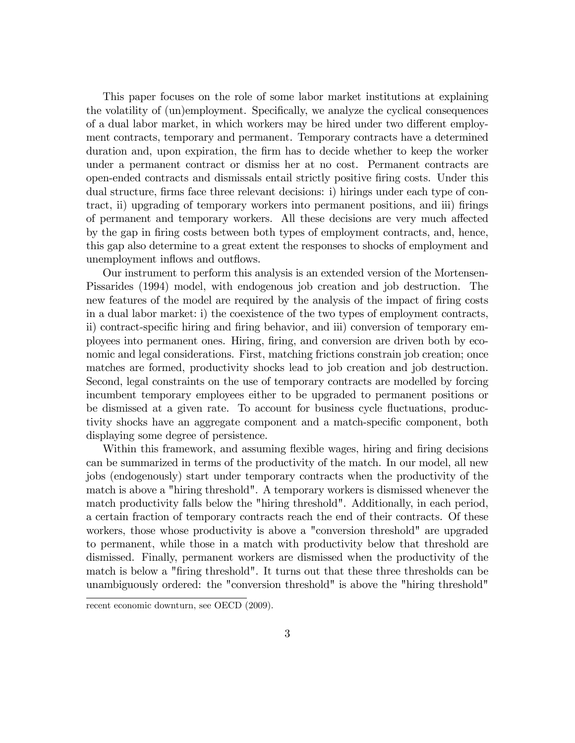This paper focuses on the role of some labor market institutions at explaining the volatility of (un)employment. Specifically, we analyze the cyclical consequences of a dual labor market, in which workers may be hired under two different employment contracts, temporary and permanent. Temporary contracts have a determined duration and, upon expiration, the firm has to decide whether to keep the worker under a permanent contract or dismiss her at no cost. Permanent contracts are open-ended contracts and dismissals entail strictly positive firing costs. Under this dual structure, firms face three relevant decisions: i) hirings under each type of contract, ii) upgrading of temporary workers into permanent positions, and iii) firings of permanent and temporary workers. All these decisions are very much affected by the gap in firing costs between both types of employment contracts, and, hence, this gap also determine to a great extent the responses to shocks of employment and unemployment inflows and outflows.

Our instrument to perform this analysis is an extended version of the Mortensen-Pissarides (1994) model, with endogenous job creation and job destruction. The new features of the model are required by the analysis of the impact of firing costs in a dual labor market: i) the coexistence of the two types of employment contracts, ii) contract-specific hiring and firing behavior, and iii) conversion of temporary employees into permanent ones. Hiring, firing, and conversion are driven both by economic and legal considerations. First, matching frictions constrain job creation; once matches are formed, productivity shocks lead to job creation and job destruction. Second, legal constraints on the use of temporary contracts are modelled by forcing incumbent temporary employees either to be upgraded to permanent positions or be dismissed at a given rate. To account for business cycle fluctuations, productivity shocks have an aggregate component and a match-specific component, both displaying some degree of persistence.

Within this framework, and assuming flexible wages, hiring and firing decisions can be summarized in terms of the productivity of the match. In our model, all new jobs (endogenously) start under temporary contracts when the productivity of the match is above a "hiring threshold". A temporary workers is dismissed whenever the match productivity falls below the "hiring threshold". Additionally, in each period, a certain fraction of temporary contracts reach the end of their contracts. Of these workers, those whose productivity is above a "conversion threshold" are upgraded to permanent, while those in a match with productivity below that threshold are dismissed. Finally, permanent workers are dismissed when the productivity of the match is below a "firing threshold". It turns out that these three thresholds can be unambiguously ordered: the "conversion threshold" is above the "hiring threshold"

recent economic downturn, see OECD (2009).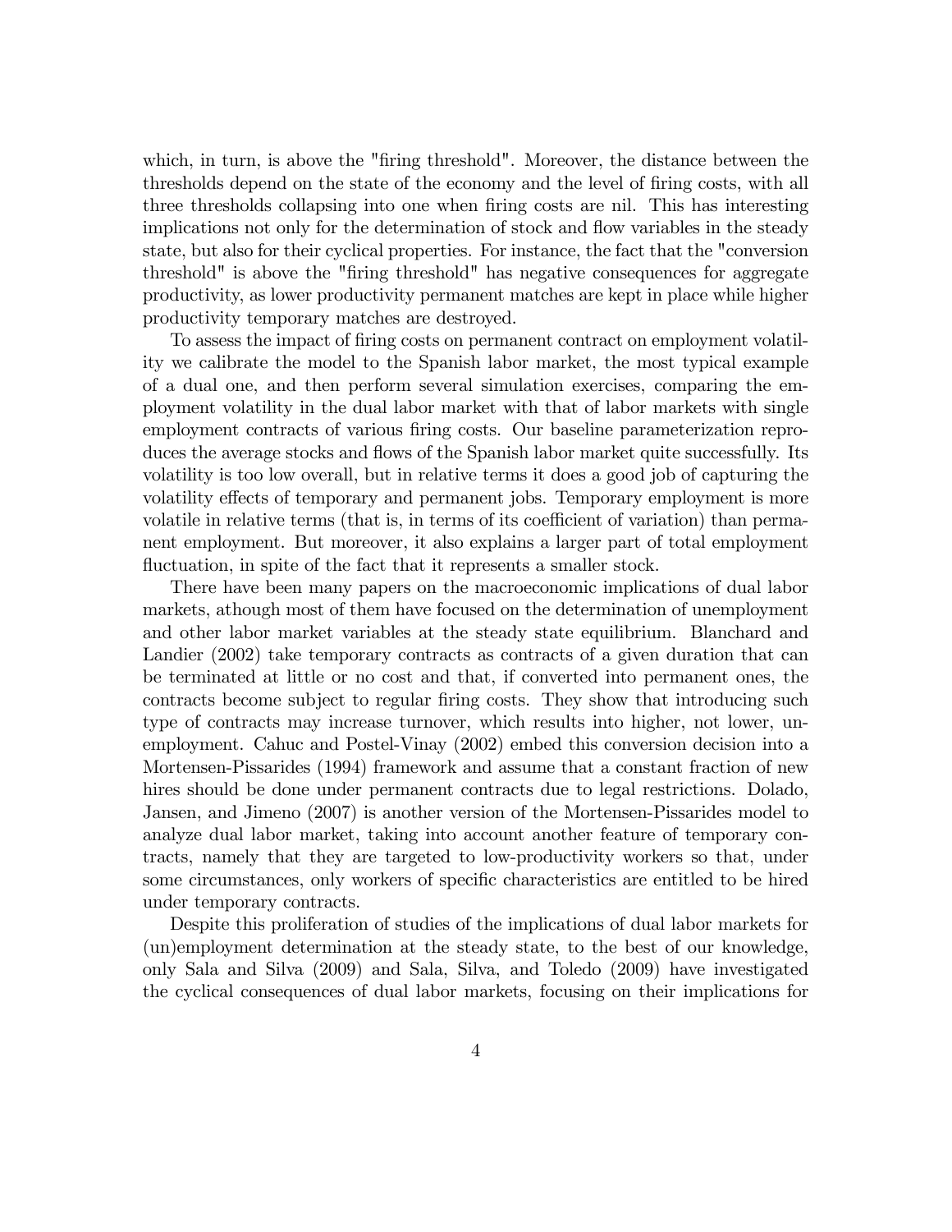which, in turn, is above the "firing threshold". Moreover, the distance between the thresholds depend on the state of the economy and the level of firing costs, with all three thresholds collapsing into one when firing costs are nil. This has interesting implications not only for the determination of stock and flow variables in the steady state, but also for their cyclical properties. For instance, the fact that the "conversion threshold" is above the "firing threshold" has negative consequences for aggregate productivity, as lower productivity permanent matches are kept in place while higher productivity temporary matches are destroyed.

To assess the impact of firing costs on permanent contract on employment volatility we calibrate the model to the Spanish labor market, the most typical example of a dual one, and then perform several simulation exercises, comparing the employment volatility in the dual labor market with that of labor markets with single employment contracts of various firing costs. Our baseline parameterization reproduces the average stocks and flows of the Spanish labor market quite successfully. Its volatility is too low overall, but in relative terms it does a good job of capturing the volatility effects of temporary and permanent jobs. Temporary employment is more volatile in relative terms (that is, in terms of its coefficient of variation) than permanent employment. But moreover, it also explains a larger part of total employment fluctuation, in spite of the fact that it represents a smaller stock.

There have been many papers on the macroeconomic implications of dual labor markets, athough most of them have focused on the determination of unemployment and other labor market variables at the steady state equilibrium. Blanchard and Landier (2002) take temporary contracts as contracts of a given duration that can be terminated at little or no cost and that, if converted into permanent ones, the contracts become subject to regular firing costs. They show that introducing such type of contracts may increase turnover, which results into higher, not lower, unemployment. Cahuc and Postel-Vinay (2002) embed this conversion decision into a Mortensen-Pissarides (1994) framework and assume that a constant fraction of new hires should be done under permanent contracts due to legal restrictions. Dolado, Jansen, and Jimeno (2007) is another version of the Mortensen-Pissarides model to analyze dual labor market, taking into account another feature of temporary contracts, namely that they are targeted to low-productivity workers so that, under some circumstances, only workers of specific characteristics are entitled to be hired under temporary contracts.

Despite this proliferation of studies of the implications of dual labor markets for (un)employment determination at the steady state, to the best of our knowledge, only Sala and Silva (2009) and Sala, Silva, and Toledo (2009) have investigated the cyclical consequences of dual labor markets, focusing on their implications for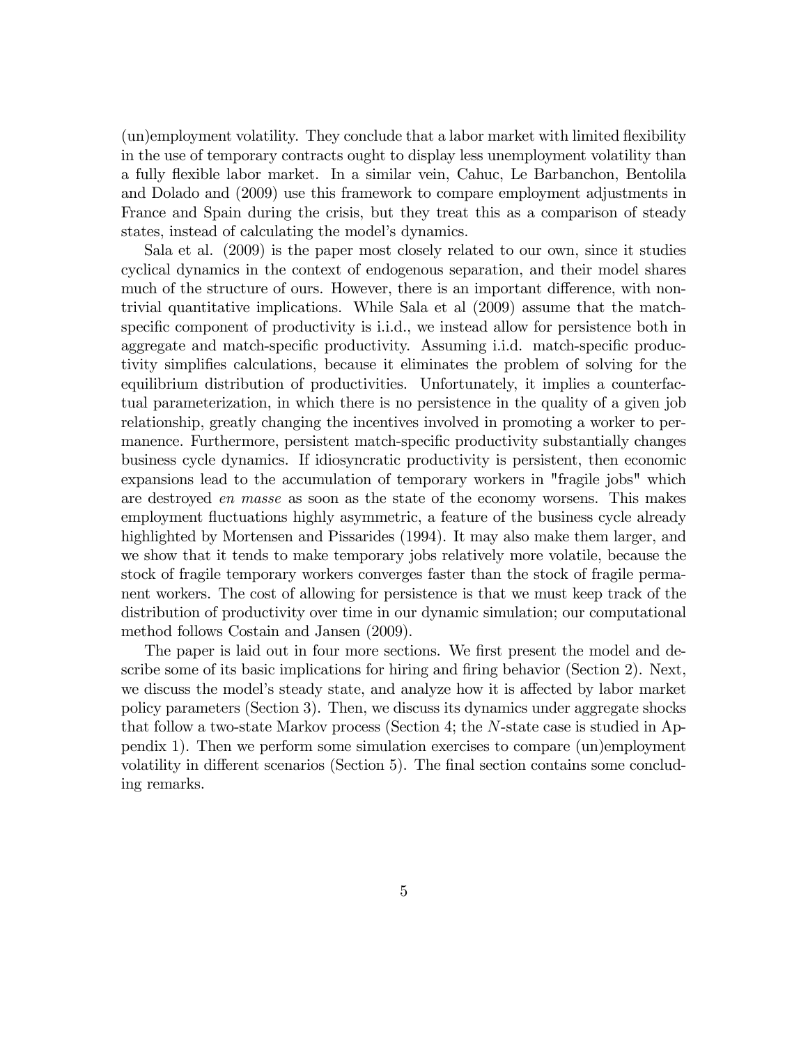(un)employment volatility. They conclude that a labor market with limited flexibility in the use of temporary contracts ought to display less unemployment volatility than a fully flexible labor market. In a similar vein, Cahuc, Le Barbanchon, Bentolila and Dolado and (2009) use this framework to compare employment adjustments in France and Spain during the crisis, but they treat this as a comparison of steady states, instead of calculating the model's dynamics.

Sala et al. (2009) is the paper most closely related to our own, since it studies cyclical dynamics in the context of endogenous separation, and their model shares much of the structure of ours. However, there is an important difference, with non-trivial quantitative implications. While Sala et al (2009) assume that the match-specific component of productivity is i.i.d., we instead allow for persistence both in aggregate and match-specific productivity. Assuming i.i.d. match-specific productivity simplifies calculations, because it eliminates the problem of solving for the equilibrium distribution of productivities. Unfortunately, it implies a counterfactual parameterization, in which there is no persistence in the quality of a given job relationship, greatly changing the incentives involved in promoting a worker to permanence. Furthermore, persistent match-specific productivity substantially changes business cycle dynamics. If idiosyncratic productivity is persistent, then economic expansions lead to the accumulation of temporary workers in "fragile jobs" which are destroyed *en masse* as soon as the state of the economy worsens. This makes employment fluctuations highly asymmetric, a feature of the business cycle already highlighted by Mortensen and Pissarides (1994). It may also make them larger, and we show that it tends to make temporary jobs relatively more volatile, because the stock of fragile temporary workers converges faster than the stock of fragile permanent workers. The cost of allowing for persistence is that we must keep track of the distribution of productivity over time in our dynamic simulation; our computational method follows Costain and Jansen (2009).

The paper is laid out in four more sections. We first present the model and describe some of its basic implications for hiring and firing behavior (Section 2). Next, we discuss the model's steady state, and analyze how it is affected by labor market policy parameters (Section 3). Then, we discuss its dynamics under aggregate shocks that follow a two-state Markov process (Section 4; the $N$-state case is studied in Appendix 1). Then we perform some simulation exercises to compare (un)employment volatility in different scenarios (Section 5). The final section contains some concluding remarks.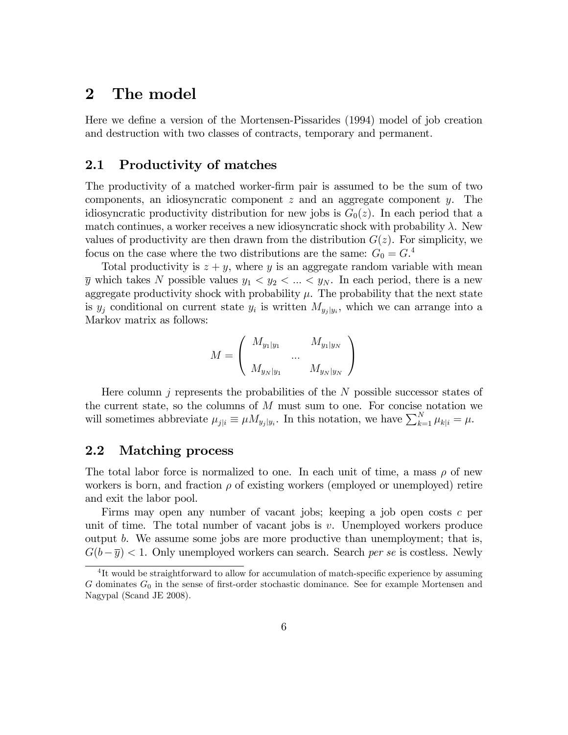# 2 The model

Here we define a version of the Mortensen-Pissarides (1994) model of job creation and destruction with two classes of contracts, temporary and permanent.

## 2.1 Productivity of matches

The productivity of a matched worker-firm pair is assumed to be the sum of two components, an idiosyncratic component $z$ and an aggregate component $y$. The idiosyncratic productivity distribution for new jobs is $G_0(z)$. In each period that a match continues, a worker receives a new idiosyncratic shock with probability $\lambda$. New values of productivity are then drawn from the distribution $G(z)$. For simplicity, we focus on the case where the two distributions are the same: $G_0 = G$.[4]

Total productivity is $z + y$, where $y$ is an aggregate random variable with mean $\overline{y}$ which takes $N$ possible values $y_1 < y_2 < ... < y_N$. In each period, there is a new aggregate productivity shock with probability $\mu$. The probability that the next state is $y_j$ conditional on current state $y_i$ is written $M_{y_j|y_i}$, which we can arrange into a Markov matrix as follows:

$$M = \begin{pmatrix} M_{y_1|y_1} & & M_{y_1|y_N} \\ & ... & \\ M_{y_N|y_1} & & M_{y_N|y_N} \end{pmatrix}$$

Here column $j$ represents the probabilities of the $N$ possible successor states of the current state, so the columns of $M$ must sum to one. For concise notation we will sometimes abbreviate $\mu_{j|i} \equiv \mu M_{y_j|y_i}$. In this notation, we have $\sum_{k=1}^{N} \mu_{k|i} = \mu$.

## 2.2 Matching process

The total labor force is normalized to one. In each unit of time, a mass $\rho$ of new workers is born, and fraction $\rho$ of existing workers (employed or unemployed) retire and exit the labor pool.

Firms may open any number of vacant jobs; keeping a job open costs $c$ per unit of time. The total number of vacant jobs is $v$. Unemployed workers produce output $b$. We assume some jobs are more productive than unemployment; that is, $G(b - \overline{y}) < 1$. Only unemployed workers can search. Search *per se* is costless. Newly

[4] It would be straightforward to allow for accumulation of match-specific experience by assuming $G$ dominates $G_0$ in the sense of first-order stochastic dominance. See for example Mortensen and Nagypal (Scand JE 2008).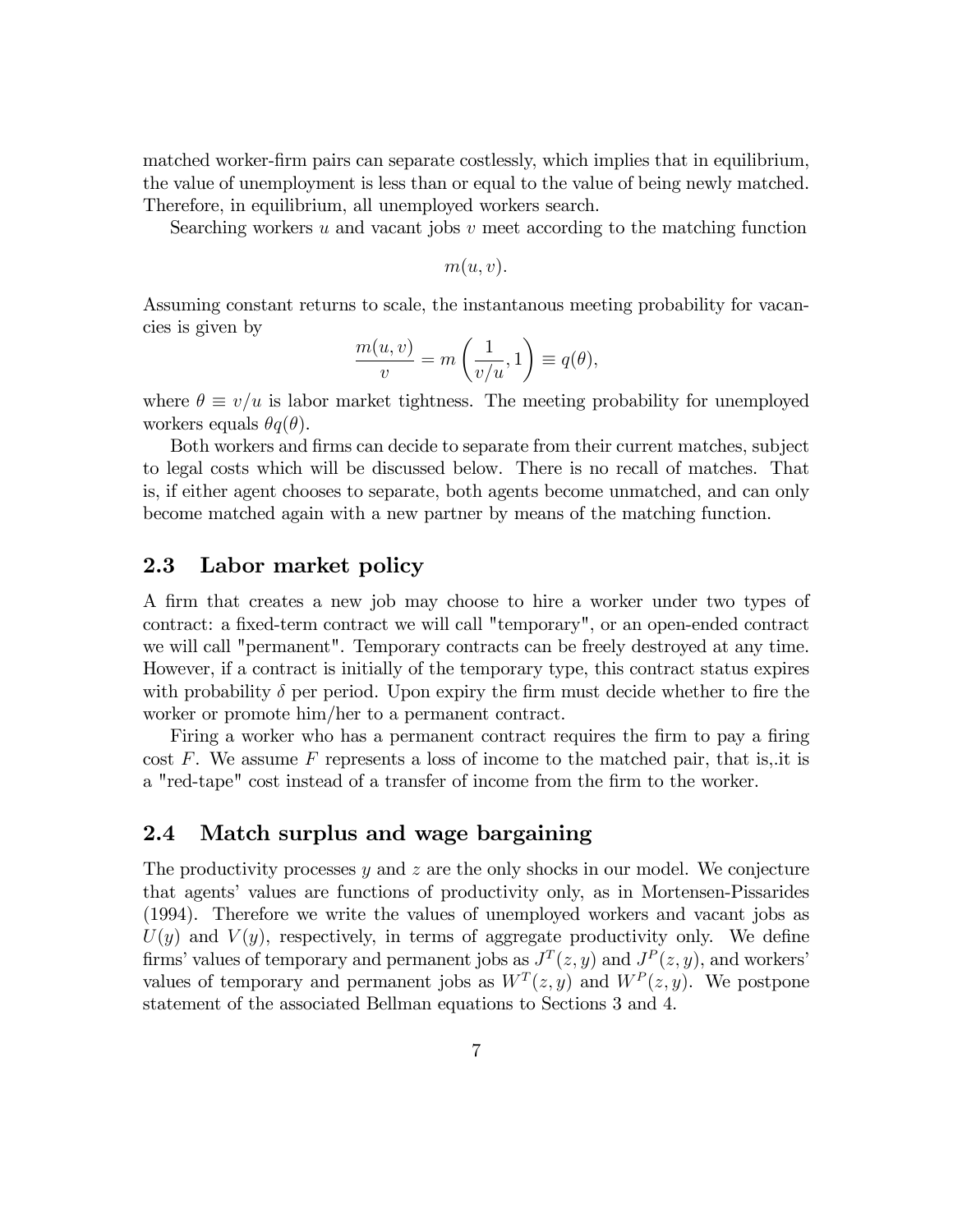matched worker-firm pairs can separate costlessly, which implies that in equilibrium, the value of unemployment is less than or equal to the value of being newly matched. Therefore, in equilibrium, all unemployed workers search.

Searching workers $u$ and vacant jobs $v$ meet according to the matching function

$$m(u, v).$$

Assuming constant returns to scale, the instantanous meeting probability for vacancies is given by

$$\frac{m(u, v)}{v} = m\left(\frac{1}{v/u}, 1\right) \equiv q(\theta),$$

where $\theta \equiv v/u$ is labor market tightness. The meeting probability for unemployed workers equals $\theta q(\theta)$.

Both workers and firms can decide to separate from their current matches, subject to legal costs which will be discussed below. There is no recall of matches. That is, if either agent chooses to separate, both agents become unmatched, and can only become matched again with a new partner by means of the matching function.

## 2.3 Labor market policy

A firm that creates a new job may choose to hire a worker under two types of contract: a fixed-term contract we will call "temporary", or an open-ended contract we will call "permanent". Temporary contracts can be freely destroyed at any time. However, if a contract is initially of the temporary type, this contract status expires with probability $\delta$ per period. Upon expiry the firm must decide whether to fire the worker or promote him/her to a permanent contract.

Firing a worker who has a permanent contract requires the firm to pay a firing cost $F$. We assume $F$ represents a loss of income to the matched pair, that is,.it is a "red-tape" cost instead of a transfer of income from the firm to the worker.

## 2.4 Match surplus and wage bargaining

The productivity processes $y$ and $z$ are the only shocks in our model. We conjecture that agents' values are functions of productivity only, as in Mortensen-Pissarides (1994). Therefore we write the values of unemployed workers and vacant jobs as $U(y)$ and $V(y)$, respectively, in terms of aggregate productivity only. We define firms' values of temporary and permanent jobs as $J^T(z, y)$ and $J^P(z, y)$, and workers' values of temporary and permanent jobs as $W^T(z, y)$ and $W^P(z, y)$. We postpone statement of the associated Bellman equations to Sections 3 and 4.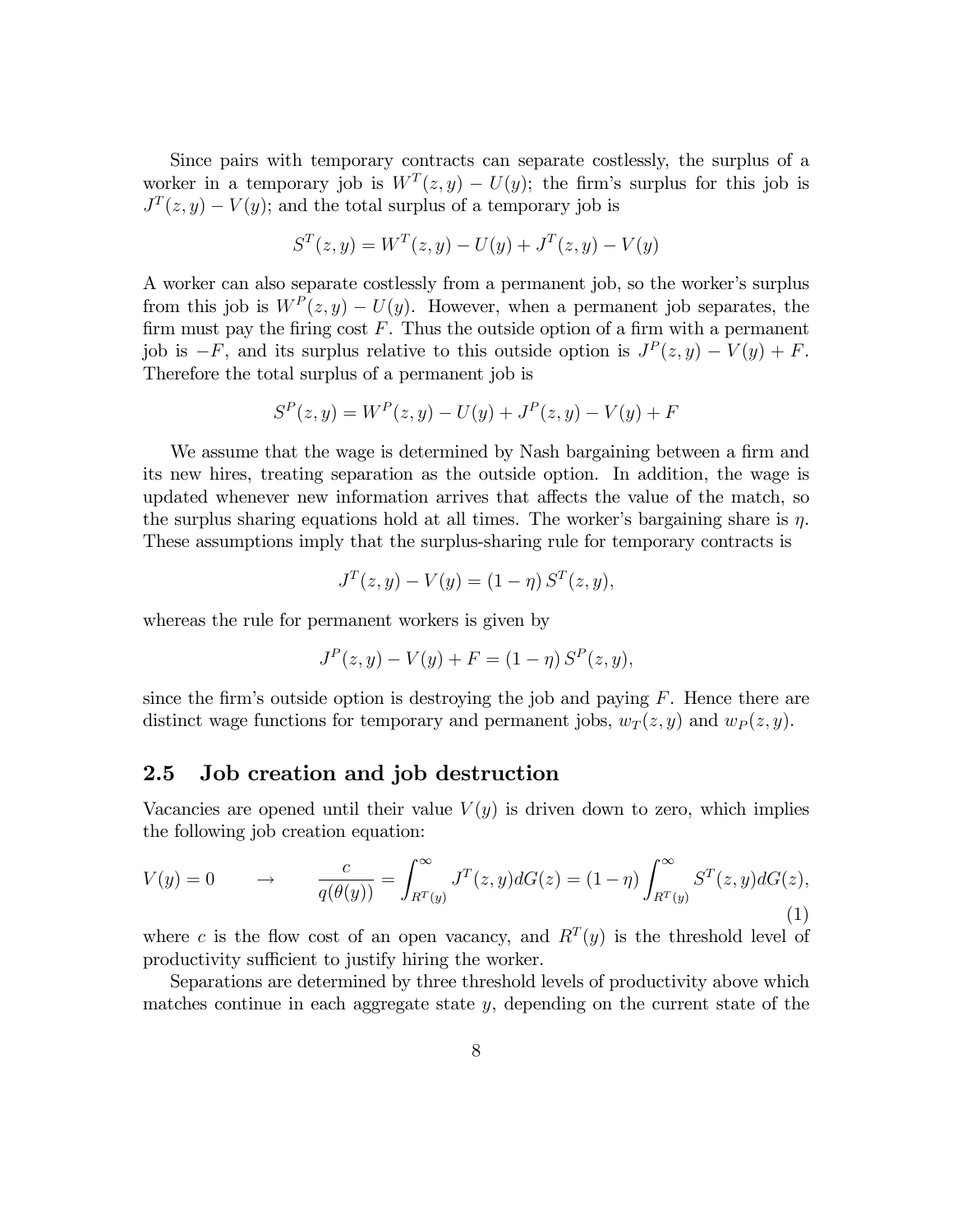Since pairs with temporary contracts can separate costlessly, the surplus of a worker in a temporary job is $W^T(z,y) - U(y)$; the firm's surplus for this job is $J^T(z,y) - V(y)$; and the total surplus of a temporary job is

$$S^T(z,y) = W^T(z,y) - U(y) + J^T(z,y) - V(y)$$

A worker can also separate costlessly from a permanent job, so the worker's surplus from this job is $W^P(z,y) - U(y)$. However, when a permanent job separates, the firm must pay the firing cost $F$. Thus the outside option of a firm with a permanent job is $-F$, and its surplus relative to this outside option is $J^P(z,y) - V(y) + F$. Therefore the total surplus of a permanent job is

$$S^P(z,y) = W^P(z,y) - U(y) + J^P(z,y) - V(y) + F$$

We assume that the wage is determined by Nash bargaining between a firm and its new hires, treating separation as the outside option. In addition, the wage is updated whenever new information arrives that affects the value of the match, so the surplus sharing equations hold at all times. The worker's bargaining share is $\eta$. These assumptions imply that the surplus-sharing rule for temporary contracts is

$$J^T(z,y) - V(y) = (1-\eta)\, S^T(z,y),$$

whereas the rule for permanent workers is given by

$$J^P(z,y) - V(y) + F = (1-\eta)\, S^P(z,y),$$

since the firm's outside option is destroying the job and paying $F$. Hence there are distinct wage functions for temporary and permanent jobs, $w_T(z,y)$ and $w_P(z,y)$.

## 2.5 Job creation and job destruction

Vacancies are opened until their value $V(y)$ is driven down to zero, which implies the following job creation equation:

$$V(y) = 0 \qquad \rightarrow \qquad \frac{c}{q(\theta(y))} = \int_{R^T(y)}^{\infty} J^T(z,y)dG(z) = (1-\eta)\int_{R^T(y)}^{\infty} S^T(z,y)dG(z), \tag{1}$$

where $c$ is the flow cost of an open vacancy, and $R^T(y)$ is the threshold level of productivity sufficient to justify hiring the worker.

Separations are determined by three threshold levels of productivity above which matches continue in each aggregate state $y$, depending on the current state of the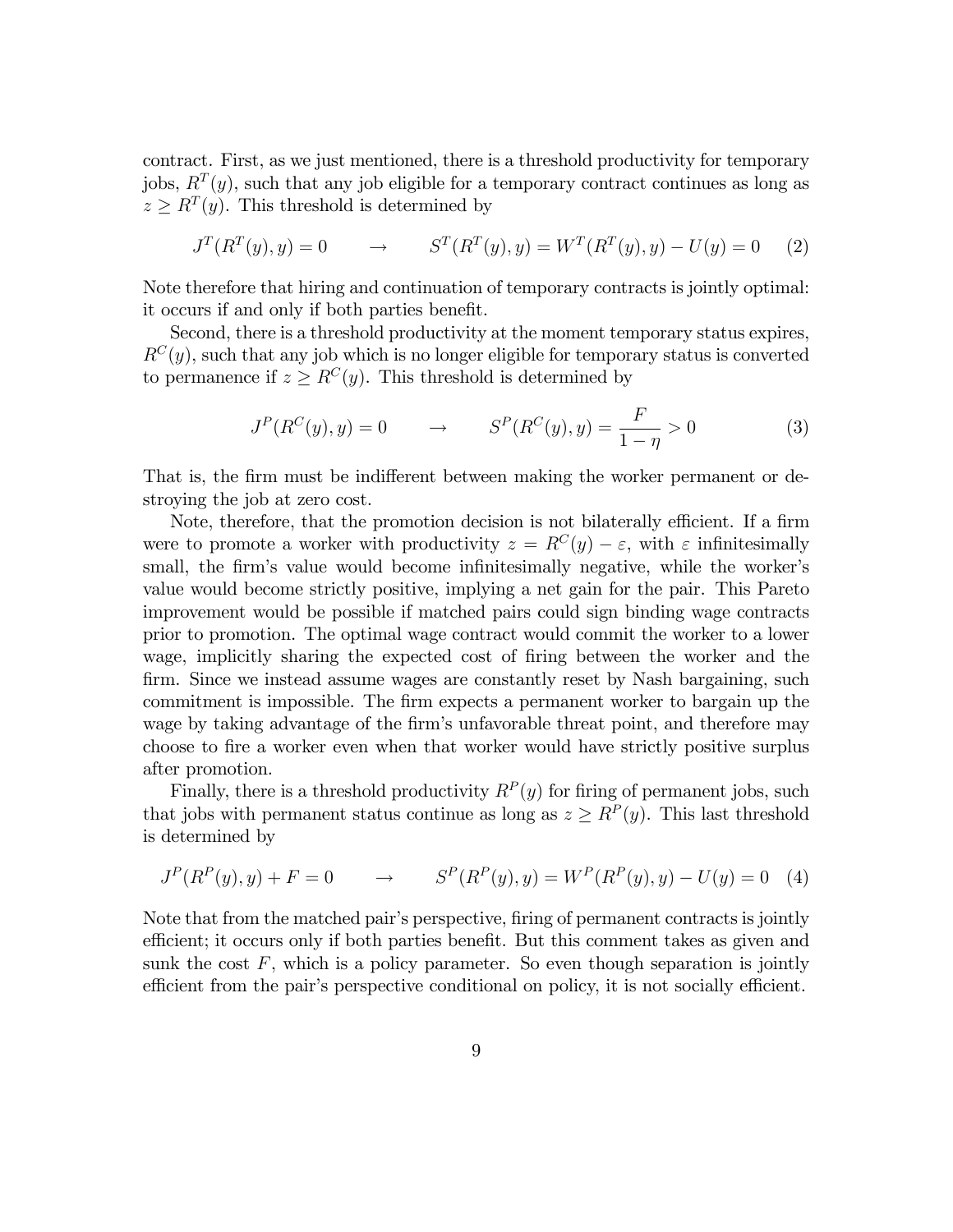contract. First, as we just mentioned, there is a threshold productivity for temporary jobs, $R^T(y)$, such that any job eligible for a temporary contract continues as long as $z \geq R^T(y)$. This threshold is determined by

$$J^T(R^T(y), y) = 0 \qquad \rightarrow \qquad S^T(R^T(y), y) = W^T(R^T(y), y) - U(y) = 0 \quad (2)$$

Note therefore that hiring and continuation of temporary contracts is jointly optimal: it occurs if and only if both parties benefit.

Second, there is a threshold productivity at the moment temporary status expires, $R^C(y)$, such that any job which is no longer eligible for temporary status is converted to permanence if $z \geq R^C(y)$. This threshold is determined by

$$J^P(R^C(y), y) = 0 \qquad \rightarrow \qquad S^P(R^C(y), y) = \frac{F}{1-\eta} > 0 \quad (3)$$

That is, the firm must be indifferent between making the worker permanent or destroying the job at zero cost.

Note, therefore, that the promotion decision is not bilaterally efficient. If a firm were to promote a worker with productivity $z = R^C(y) - \varepsilon$, with $\varepsilon$ infinitesimally small, the firm's value would become infinitesimally negative, while the worker's value would become strictly positive, implying a net gain for the pair. This Pareto improvement would be possible if matched pairs could sign binding wage contracts prior to promotion. The optimal wage contract would commit the worker to a lower wage, implicitly sharing the expected cost of firing between the worker and the firm. Since we instead assume wages are constantly reset by Nash bargaining, such commitment is impossible. The firm expects a permanent worker to bargain up the wage by taking advantage of the firm's unfavorable threat point, and therefore may choose to fire a worker even when that worker would have strictly positive surplus after promotion.

Finally, there is a threshold productivity $R^P(y)$ for firing of permanent jobs, such that jobs with permanent status continue as long as $z \geq R^P(y)$. This last threshold is determined by

$$J^P(R^P(y), y) + F = 0 \qquad \rightarrow \qquad S^P(R^P(y), y) = W^P(R^P(y), y) - U(y) = 0 \quad (4)$$

Note that from the matched pair's perspective, firing of permanent contracts is jointly efficient; it occurs only if both parties benefit. But this comment takes as given and sunk the cost $F$, which is a policy parameter. So even though separation is jointly efficient from the pair's perspective conditional on policy, it is not socially efficient.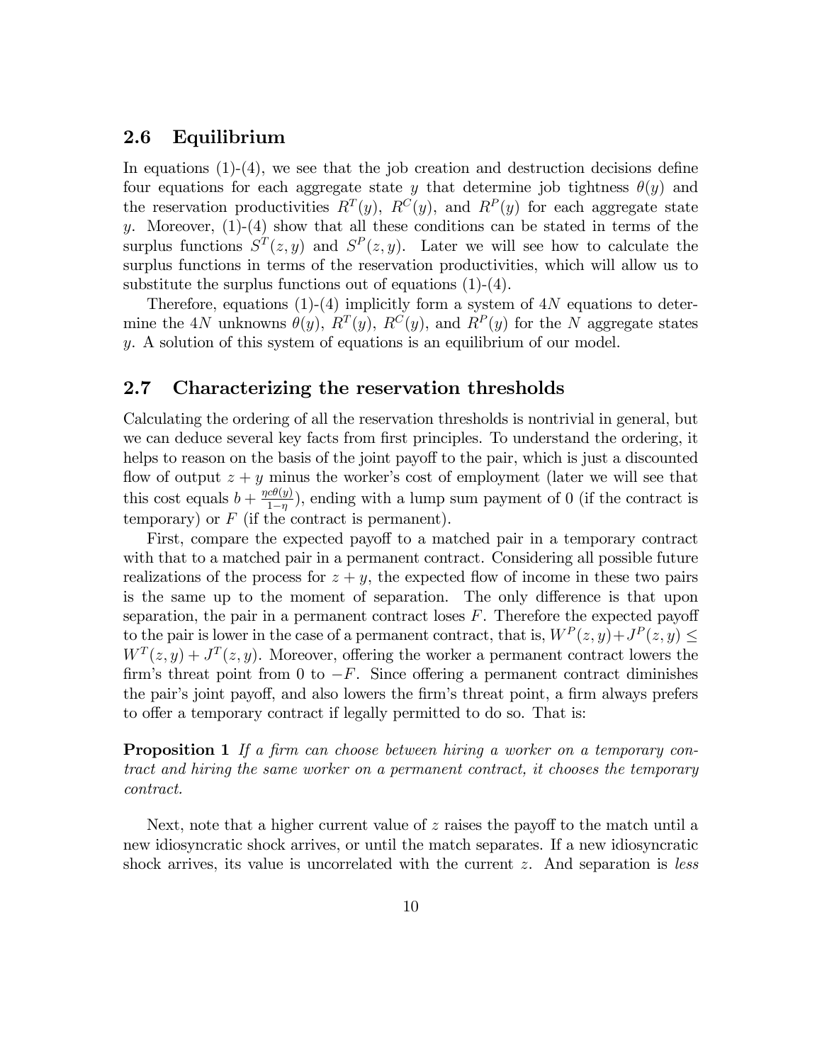## 2.6 Equilibrium

In equations (1)-(4), we see that the job creation and destruction decisions define four equations for each aggregate state $y$ that determine job tightness $\theta(y)$ and the reservation productivities $R^T(y)$, $R^C(y)$, and $R^P(y)$ for each aggregate state $y$. Moreover, (1)-(4) show that all these conditions can be stated in terms of the surplus functions $S^T(z, y)$ and $S^P(z, y)$. Later we will see how to calculate the surplus functions in terms of the reservation productivities, which will allow us to substitute the surplus functions out of equations (1)-(4).

Therefore, equations (1)-(4) implicitly form a system of $4N$ equations to determine the $4N$ unknowns $\theta(y)$, $R^T(y)$, $R^C(y)$, and $R^P(y)$ for the $N$ aggregate states $y$. A solution of this system of equations is an equilibrium of our model.

## 2.7 Characterizing the reservation thresholds

Calculating the ordering of all the reservation thresholds is nontrivial in general, but we can deduce several key facts from first principles. To understand the ordering, it helps to reason on the basis of the joint payoff to the pair, which is just a discounted flow of output $z + y$ minus the worker's cost of employment (later we will see that this cost equals $b + \frac{\eta c \theta(y)}{1-\eta}$), ending with a lump sum payment of 0 (if the contract is temporary) or $F$ (if the contract is permanent).

First, compare the expected payoff to a matched pair in a temporary contract with that to a matched pair in a permanent contract. Considering all possible future realizations of the process for $z + y$, the expected flow of income in these two pairs is the same up to the moment of separation. The only difference is that upon separation, the pair in a permanent contract loses $F$. Therefore the expected payoff to the pair is lower in the case of a permanent contract, that is, $W^P(z, y) + J^P(z, y) \leq W^T(z, y) + J^T(z, y)$. Moreover, offering the worker a permanent contract lowers the firm's threat point from 0 to $-F$. Since offering a permanent contract diminishes the pair's joint payoff, and also lowers the firm's threat point, a firm always prefers to offer a temporary contract if legally permitted to do so. That is:

**Proposition 1** *If a firm can choose between hiring a worker on a temporary contract and hiring the same worker on a permanent contract, it chooses the temporary contract.*

Next, note that a higher current value of $z$ raises the payoff to the match until a new idiosyncratic shock arrives, or until the match separates. If a new idiosyncratic shock arrives, its value is uncorrelated with the current $z$. And separation is *less*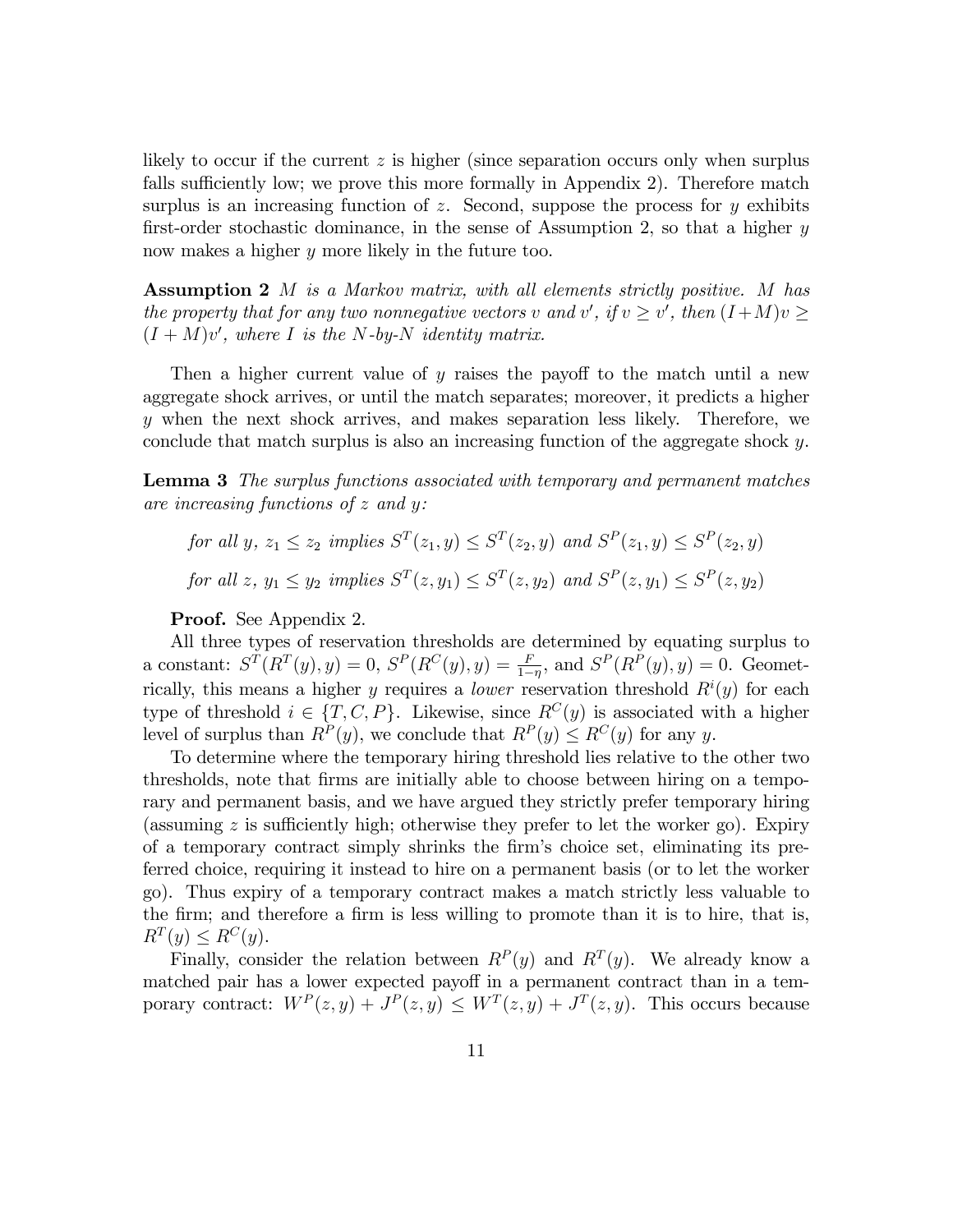likely to occur if the current $z$ is higher (since separation occurs only when surplus falls sufficiently low; we prove this more formally in Appendix 2). Therefore match surplus is an increasing function of $z$. Second, suppose the process for $y$ exhibits first-order stochastic dominance, in the sense of Assumption 2, so that a higher $y$ now makes a higher $y$ more likely in the future too.

**Assumption 2** *$M$ is a Markov matrix, with all elements strictly positive. $M$ has the property that for any two nonnegative vectors $v$ and $v'$, if $v \geq v'$, then $(I+M)v \geq (I+M)v'$, where $I$ is the $N$-by-$N$ identity matrix.*

Then a higher current value of $y$ raises the payoff to the match until a new aggregate shock arrives, or until the match separates; moreover, it predicts a higher $y$ when the next shock arrives, and makes separation less likely. Therefore, we conclude that match surplus is also an increasing function of the aggregate shock $y$.

**Lemma 3** *The surplus functions associated with temporary and permanent matches are increasing functions of $z$ and $y$:*

$$\text{for all } y,\ z_1 \leq z_2 \text{ implies } S^T(z_1, y) \leq S^T(z_2, y) \text{ and } S^P(z_1, y) \leq S^P(z_2, y)$$

$$\text{for all } z,\ y_1 \leq y_2 \text{ implies } S^T(z, y_1) \leq S^T(z, y_2) \text{ and } S^P(z, y_1) \leq S^P(z, y_2)$$

**Proof.** See Appendix 2.

All three types of reservation thresholds are determined by equating surplus to a constant: $S^T(R^T(y), y) = 0$, $S^P(R^C(y), y) = \frac{F}{1-\eta}$, and $S^P(R^P(y), y) = 0$. Geometrically, this means a higher $y$ requires a *lower* reservation threshold $R^i(y)$ for each type of threshold $i \in \{T, C, P\}$. Likewise, since $R^C(y)$ is associated with a higher level of surplus than $R^P(y)$, we conclude that $R^P(y) \leq R^C(y)$ for any $y$.

To determine where the temporary hiring threshold lies relative to the other two thresholds, note that firms are initially able to choose between hiring on a temporary and permanent basis, and we have argued they strictly prefer temporary hiring (assuming $z$ is sufficiently high; otherwise they prefer to let the worker go). Expiry of a temporary contract simply shrinks the firm's choice set, eliminating its preferred choice, requiring it instead to hire on a permanent basis (or to let the worker go). Thus expiry of a temporary contract makes a match strictly less valuable to the firm; and therefore a firm is less willing to promote than it is to hire, that is, $R^T(y) \leq R^C(y)$.

Finally, consider the relation between $R^P(y)$ and $R^T(y)$. We already know a matched pair has a lower expected payoff in a permanent contract than in a temporary contract: $W^P(z, y) + J^P(z, y) \leq W^T(z, y) + J^T(z, y)$. This occurs because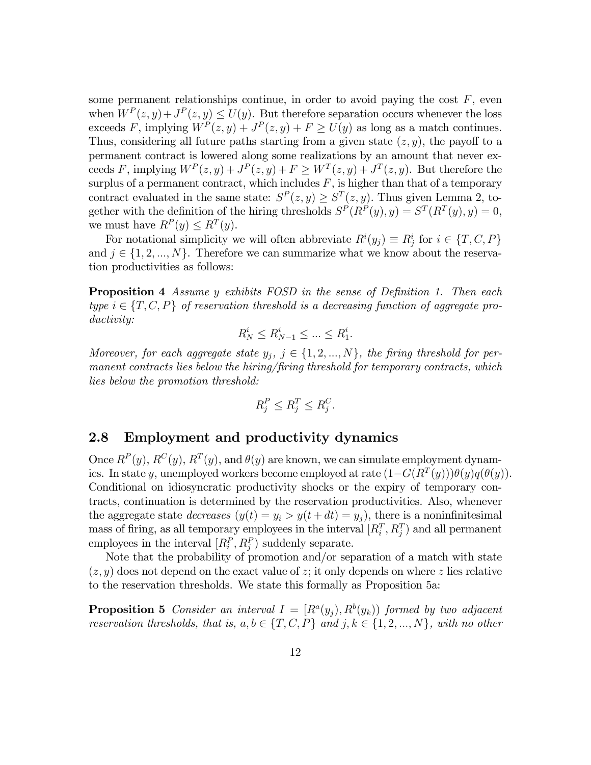some permanent relationships continue, in order to avoid paying the cost $F$, even when $W^P(z,y)+J^P(z,y) \leq U(y)$. But therefore separation occurs whenever the loss exceeds $F$, implying $W^P(z,y) + J^P(z,y) + F \geq U(y)$ as long as a match continues. Thus, considering all future paths starting from a given state $(z,y)$, the payoff to a permanent contract is lowered along some realizations by an amount that never exceeds $F$, implying $W^P(z,y) + J^P(z,y) + F \geq W^T(z,y) + J^T(z,y)$. But therefore the surplus of a permanent contract, which includes $F$, is higher than that of a temporary contract evaluated in the same state: $S^P(z,y) \geq S^T(z,y)$. Thus given Lemma 2, together with the definition of the hiring thresholds $S^P(R^P(y),y) = S^T(R^T(y),y) = 0$, we must have $R^P(y) \leq R^T(y)$.

For notational simplicity we will often abbreviate $R^i(y_j) \equiv R^i_j$ for $i \in \{T, C, P\}$ and $j \in \{1, 2, ..., N\}$. Therefore we can summarize what we know about the reservation productivities as follows:

**Proposition 4** *Assume $y$ exhibits FOSD in the sense of Definition 1. Then each type $i \in \{T, C, P\}$ of reservation threshold is a decreasing function of aggregate productivity:*

$$R^i_N \leq R^i_{N-1} \leq ... \leq R^i_1.$$

*Moreover, for each aggregate state $y_j$, $j \in \{1, 2, ..., N\}$, the firing threshold for permanent contracts lies below the hiring/firing threshold for temporary contracts, which lies below the promotion threshold:*

$$R^P_j \leq R^T_j \leq R^C_j.$$

## 2.8 Employment and productivity dynamics

Once $R^P(y)$, $R^C(y)$, $R^T(y)$, and $\theta(y)$ are known, we can simulate employment dynamics. In state $y$, unemployed workers become employed at rate $(1-G(R^T(y)))\theta(y)q(\theta(y))$. Conditional on idiosyncratic productivity shocks or the expiry of temporary contracts, continuation is determined by the reservation productivities. Also, whenever the aggregate state *decreases* ($y(t) = y_i > y(t+dt) = y_j$), there is a noninfinitesimal mass of firing, as all temporary employees in the interval $[R^T_i, R^T_j)$ and all permanent employees in the interval $[R^P_i, R^P_j)$ suddenly separate.

Note that the probability of promotion and/or separation of a match with state $(z,y)$ does not depend on the exact value of $z$; it only depends on where $z$ lies relative to the reservation thresholds. We state this formally as Proposition 5a:

**Proposition 5** *Consider an interval $I = [R^a(y_j), R^b(y_k))$ formed by two adjacent reservation thresholds, that is, $a, b \in \{T, C, P\}$ and $j, k \in \{1, 2, ..., N\}$, with no other*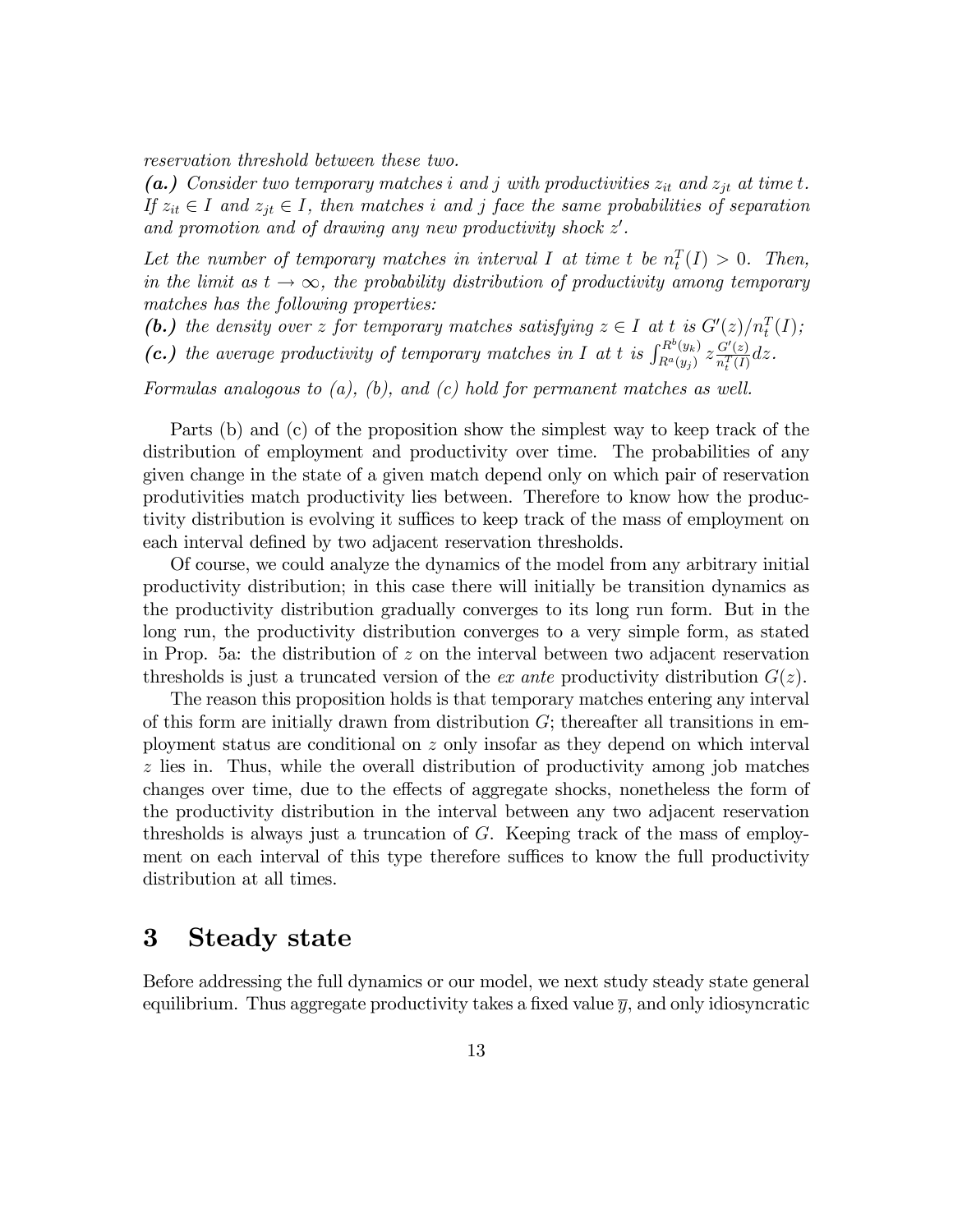*reservation threshold between these two.*

***(a.)*** *Consider two temporary matches $i$ and $j$ with productivities $z_{it}$ and $z_{jt}$ at time $t$. If $z_{it} \in I$ and $z_{jt} \in I$, then matches $i$ and $j$ face the same probabilities of separation and promotion and of drawing any new productivity shock $z'$.*

*Let the number of temporary matches in interval $I$ at time $t$ be $n_t^T(I) > 0$. Then, in the limit as $t \to \infty$, the probability distribution of productivity among temporary matches has the following properties:*

***(b.)*** *the density over $z$ for temporary matches satisfying $z \in I$ at $t$ is $G'(z)/n_t^T(I)$;*

***(c.)*** *the average productivity of temporary matches in $I$ at $t$ is $\int_{R^a(y_j)}^{R^b(y_k)} z \frac{G'(z)}{n_t^T(I)} dz$.*

*Formulas analogous to (a), (b), and (c) hold for permanent matches as well.*

Parts (b) and (c) of the proposition show the simplest way to keep track of the distribution of employment and productivity over time. The probabilities of any given change in the state of a given match depend only on which pair of reservation produtivities match productivity lies between. Therefore to know how the productivity distribution is evolving it suffices to keep track of the mass of employment on each interval defined by two adjacent reservation thresholds.

Of course, we could analyze the dynamics of the model from any arbitrary initial productivity distribution; in this case there will initially be transition dynamics as the productivity distribution gradually converges to its long run form. But in the long run, the productivity distribution converges to a very simple form, as stated in Prop. 5a: the distribution of $z$ on the interval between two adjacent reservation thresholds is just a truncated version of the *ex ante* productivity distribution $G(z)$.

The reason this proposition holds is that temporary matches entering any interval of this form are initially drawn from distribution $G$; thereafter all transitions in employment status are conditional on $z$ only insofar as they depend on which interval $z$ lies in. Thus, while the overall distribution of productivity among job matches changes over time, due to the effects of aggregate shocks, nonetheless the form of the productivity distribution in the interval between any two adjacent reservation thresholds is always just a truncation of $G$. Keeping track of the mass of employment on each interval of this type therefore suffices to know the full productivity distribution at all times.

# 3 Steady state

Before addressing the full dynamics or our model, we next study steady state general equilibrium. Thus aggregate productivity takes a fixed value $\overline{y}$, and only idiosyncratic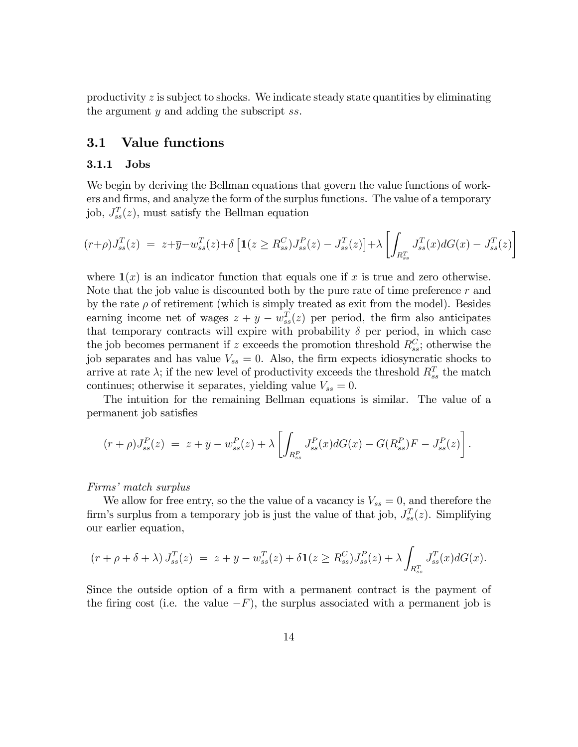productivity $z$ is subject to shocks. We indicate steady state quantities by eliminating the argument $y$ and adding the subscript $ss$.

## 3.1 Value functions

### 3.1.1 Jobs

We begin by deriving the Bellman equations that govern the value functions of workers and firms, and analyze the form of the surplus functions. The value of a temporary job, $J_{ss}^T(z)$, must satisfy the Bellman equation

$$(r+\rho)J_{ss}^T(z) \;=\; z+\overline{y}-w_{ss}^T(z)+\delta\left[\mathbf{1}(z \geq R_{ss}^C)J_{ss}^P(z) - J_{ss}^T(z)\right]+\lambda\left[\int_{R_{ss}^T} J_{ss}^T(x)dG(x) - J_{ss}^T(z)\right]$$

where $\mathbf{1}(x)$ is an indicator function that equals one if $x$ is true and zero otherwise. Note that the job value is discounted both by the pure rate of time preference $r$ and by the rate $\rho$ of retirement (which is simply treated as exit from the model). Besides earning income net of wages $z + \overline{y} - w_{ss}^T(z)$ per period, the firm also anticipates that temporary contracts will expire with probability $\delta$ per period, in which case the job becomes permanent if $z$ exceeds the promotion threshold $R_{ss}^C$; otherwise the job separates and has value $V_{ss} = 0$. Also, the firm expects idiosyncratic shocks to arrive at rate $\lambda$; if the new level of productivity exceeds the threshold $R_{ss}^T$ the match continues; otherwise it separates, yielding value $V_{ss} = 0$.

The intuition for the remaining Bellman equations is similar. The value of a permanent job satisfies

$$(r+\rho)J_{ss}^P(z) \;=\; z+\overline{y}-w_{ss}^P(z)+\lambda\left[\int_{R_{ss}^P} J_{ss}^P(x)dG(x) - G(R_{ss}^P)F - J_{ss}^P(z)\right].$$

*Firms' match surplus*

We allow for free entry, so the the value of a vacancy is $V_{ss} = 0$, and therefore the firm's surplus from a temporary job is just the value of that job, $J_{ss}^T(z)$. Simplifying our earlier equation,

$$(r+\rho+\delta+\lambda)\,J_{ss}^T(z) \;=\; z+\overline{y}-w_{ss}^T(z)+\delta\mathbf{1}(z \geq R_{ss}^C)J_{ss}^P(z)+\lambda\int_{R_{ss}^T} J_{ss}^T(x)dG(x).$$

Since the outside option of a firm with a permanent contract is the payment of the firing cost (i.e. the value $-F$), the surplus associated with a permanent job is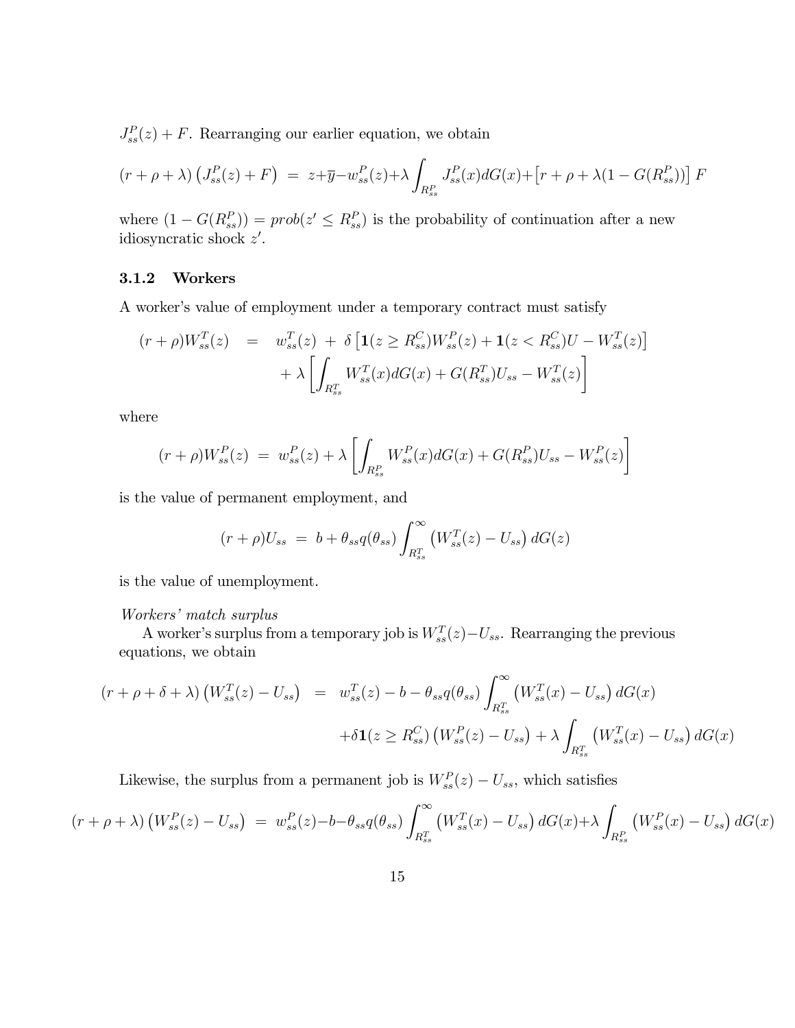$J^P_{ss}(z) + F$. Rearranging our earlier equation, we obtain

$$(r + \rho + \lambda)\left(J^P_{ss}(z) + F\right) \;=\; z+\overline{y}-w^P_{ss}(z)+\lambda \int_{R^P_{ss}} J^P_{ss}(x)dG(x)+\left[r + \rho + \lambda(1 - G(R^P_{ss}))\right] F$$

where $(1 - G(R^P_{ss})) = prob(z' \leq R^P_{ss})$ is the probability of continuation after a new idiosyncratic shock $z'$.

### 3.1.2 Workers

A worker's value of employment under a temporary contract must satisfy

$$\begin{aligned}
(r + \rho)W^T_{ss}(z) \quad &= \quad w^T_{ss}(z) \;+\; \delta\left[\mathbf{1}(z \geq R^C_{ss})W^P_{ss}(z) + \mathbf{1}(z < R^C_{ss})U - W^T_{ss}(z)\right] \\
&\quad + \lambda\left[\int_{R^T_{ss}} W^T_{ss}(x)dG(x) + G(R^T_{ss})U_{ss} - W^T_{ss}(z)\right]
\end{aligned}$$

where

$$(r + \rho)W^P_{ss}(z) \;=\; w^P_{ss}(z) + \lambda\left[\int_{R^P_{ss}} W^P_{ss}(x)dG(x) + G(R^P_{ss})U_{ss} - W^P_{ss}(z)\right]$$

is the value of permanent employment, and

$$(r + \rho)U_{ss} \;=\; b + \theta_{ss}q(\theta_{ss}) \int^{\infty}_{R^T_{ss}} \left(W^T_{ss}(z) - U_{ss}\right) dG(z)$$

is the value of unemployment.

*Workers' match surplus*

A worker's surplus from a temporary job is $W^T_{ss}(z) - U_{ss}$. Rearranging the previous equations, we obtain

$$\begin{aligned}
(r + \rho + \delta + \lambda)\left(W^T_{ss}(z) - U_{ss}\right) \quad &= \quad w^T_{ss}(z) - b - \theta_{ss}q(\theta_{ss}) \int^{\infty}_{R^T_{ss}} \left(W^T_{ss}(x) - U_{ss}\right) dG(x) \\
&\quad +\delta\mathbf{1}(z \geq R^C_{ss})\left(W^P_{ss}(z) - U_{ss}\right) + \lambda \int_{R^T_{ss}} \left(W^T_{ss}(x) - U_{ss}\right) dG(x)
\end{aligned}$$

Likewise, the surplus from a permanent job is $W^P_{ss}(z) - U_{ss}$, which satisfies

$$(r + \rho + \lambda)\left(W^P_{ss}(z) - U_{ss}\right) \;=\; w^P_{ss}(z)-b-\theta_{ss}q(\theta_{ss}) \int^{\infty}_{R^T_{ss}} \left(W^T_{ss}(x) - U_{ss}\right) dG(x)+\lambda \int_{R^P_{ss}} \left(W^P_{ss}(x) - U_{ss}\right) dG(x)$$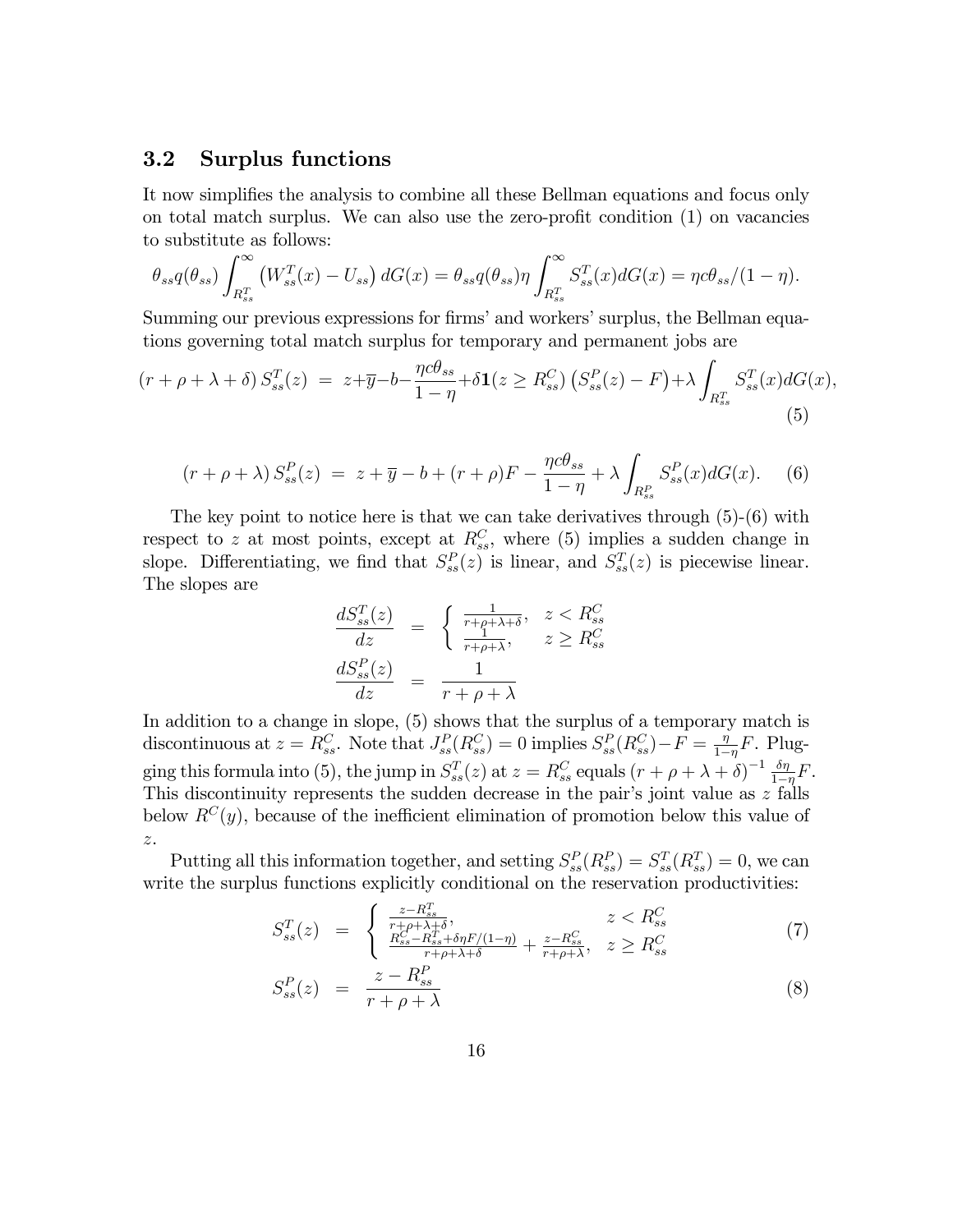### 3.2 Surplus functions

It now simplifies the analysis to combine all these Bellman equations and focus only on total match surplus. We can also use the zero-profit condition (1) on vacancies to substitute as follows:

$$\theta_{ss}q(\theta_{ss})\int_{R^T_{ss}}^{\infty}\left(W^T_{ss}(x)-U_{ss}\right)dG(x)=\theta_{ss}q(\theta_{ss})\eta\int_{R^T_{ss}}^{\infty}S^T_{ss}(x)dG(x)=\eta c\theta_{ss}/(1-\eta).$$

Summing our previous expressions for firms' and workers' surplus, the Bellman equations governing total match surplus for temporary and permanent jobs are

$$(r+\rho+\lambda+\delta)\,S^T_{ss}(z) \;=\; z+\overline{y}-b-\frac{\eta c\theta_{ss}}{1-\eta}+\delta\mathbf{1}(z\geq R^C_{ss})\left(S^P_{ss}(z)-F\right)+\lambda\int_{R^T_{ss}}S^T_{ss}(x)dG(x), \tag{5}$$

$$(r+\rho+\lambda)\,S^P_{ss}(z) \;=\; z+\overline{y}-b+(r+\rho)F-\frac{\eta c\theta_{ss}}{1-\eta}+\lambda\int_{R^P_{ss}}S^P_{ss}(x)dG(x). \tag{6}$$

The key point to notice here is that we can take derivatives through (5)-(6) with respect to $z$ at most points, except at $R^C_{ss}$, where (5) implies a sudden change in slope. Differentiating, we find that $S^P_{ss}(z)$ is linear, and $S^T_{ss}(z)$ is piecewise linear. The slopes are

$$\frac{dS^T_{ss}(z)}{dz} \;=\; \begin{cases}\frac{1}{r+\rho+\lambda+\delta}, & z<R^C_{ss}\\ \frac{1}{r+\rho+\lambda}, & z\geq R^C_{ss}\end{cases}$$

$$\frac{dS^P_{ss}(z)}{dz} \;=\; \frac{1}{r+\rho+\lambda}$$

In addition to a change in slope, (5) shows that the surplus of a temporary match is discontinuous at $z=R^C_{ss}$. Note that $J^P_{ss}(R^C_{ss})=0$ implies $S^P_{ss}(R^C_{ss})-F=\frac{\eta}{1-\eta}F$. Plugging this formula into (5), the jump in $S^T_{ss}(z)$ at $z=R^C_{ss}$ equals $(r+\rho+\lambda+\delta)^{-1}\frac{\delta\eta}{1-\eta}F$. This discontinuity represents the sudden decrease in the pair's joint value as $z$ falls below $R^C(y)$, because of the inefficient elimination of promotion below this value of $z$.

Putting all this information together, and setting $S^P_{ss}(R^P_{ss})=S^T_{ss}(R^T_{ss})=0$, we can write the surplus functions explicitly conditional on the reservation productivities:

$$S^T_{ss}(z) \;=\; \begin{cases}\frac{z-R^T_{ss}}{r+\rho+\lambda+\delta}, & z<R^C_{ss}\\ \frac{R^C_{ss}-R^T_{ss}+\delta\eta F/(1-\eta)}{r+\rho+\lambda+\delta}+\frac{z-R^C_{ss}}{r+\rho+\lambda}, & z\geq R^C_{ss}\end{cases} \tag{7}$$

$$S^P_{ss}(z) \;=\; \frac{z-R^P_{ss}}{r+\rho+\lambda} \tag{8}$$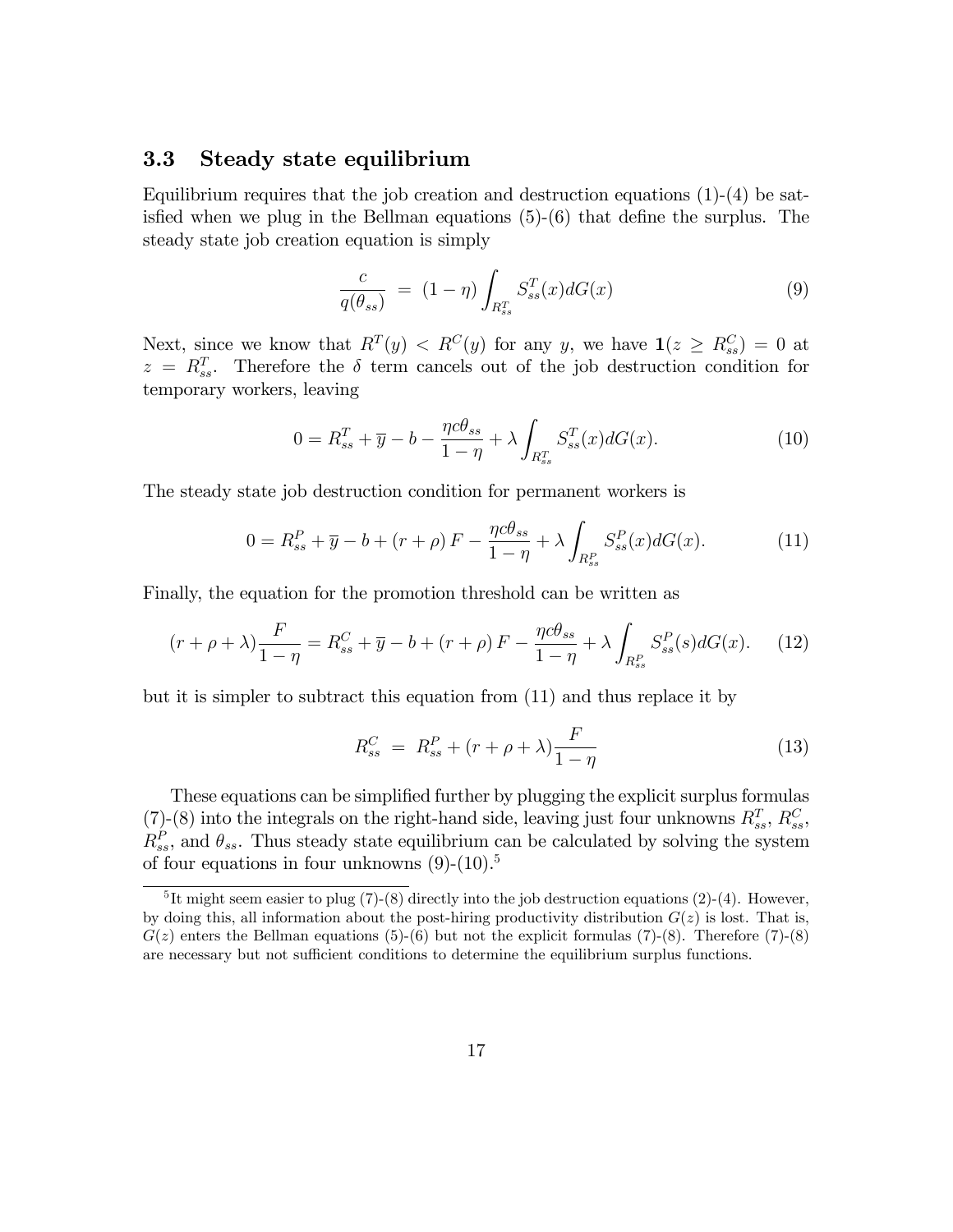### 3.3 Steady state equilibrium

Equilibrium requires that the job creation and destruction equations (1)-(4) be satisfied when we plug in the Bellman equations (5)-(6) that define the surplus. The steady state job creation equation is simply

$$\frac{c}{q(\theta_{ss})} \ = \ (1-\eta)\int_{R^T_{ss}} S^T_{ss}(x)dG(x) \tag{9}$$

Next, since we know that $R^T(y) < R^C(y)$ for any $y$, we have $\mathbf{1}(z \geq R^C_{ss}) = 0$ at $z = R^T_{ss}$. Therefore the $\delta$ term cancels out of the job destruction condition for temporary workers, leaving

$$0 = R^T_{ss} + \overline{y} - b - \frac{\eta c \theta_{ss}}{1-\eta} + \lambda \int_{R^T_{ss}} S^T_{ss}(x)dG(x). \tag{10}$$

The steady state job destruction condition for permanent workers is

$$0 = R^P_{ss} + \overline{y} - b + (r+\rho)\,F - \frac{\eta c \theta_{ss}}{1-\eta} + \lambda \int_{R^P_{ss}} S^P_{ss}(x)dG(x). \tag{11}$$

Finally, the equation for the promotion threshold can be written as

$$(r+\rho+\lambda)\frac{F}{1-\eta} = R^C_{ss} + \overline{y} - b + (r+\rho)\,F - \frac{\eta c \theta_{ss}}{1-\eta} + \lambda \int_{R^P_{ss}} S^P_{ss}(s)dG(x). \tag{12}$$

but it is simpler to subtract this equation from (11) and thus replace it by

$$R^C_{ss} \ = \ R^P_{ss} + (r+\rho+\lambda)\frac{F}{1-\eta} \tag{13}$$

These equations can be simplified further by plugging the explicit surplus formulas (7)-(8) into the integrals on the right-hand side, leaving just four unknowns $R^T_{ss}$, $R^C_{ss}$, $R^P_{ss}$, and $\theta_{ss}$. Thus steady state equilibrium can be calculated by solving the system of four equations in four unknowns (9)-(10).[5]

[5] It might seem easier to plug (7)-(8) directly into the job destruction equations (2)-(4). However, by doing this, all information about the post-hiring productivity distribution $G(z)$ is lost. That is, $G(z)$ enters the Bellman equations (5)-(6) but not the explicit formulas (7)-(8). Therefore (7)-(8) are necessary but not sufficient conditions to determine the equilibrium surplus functions.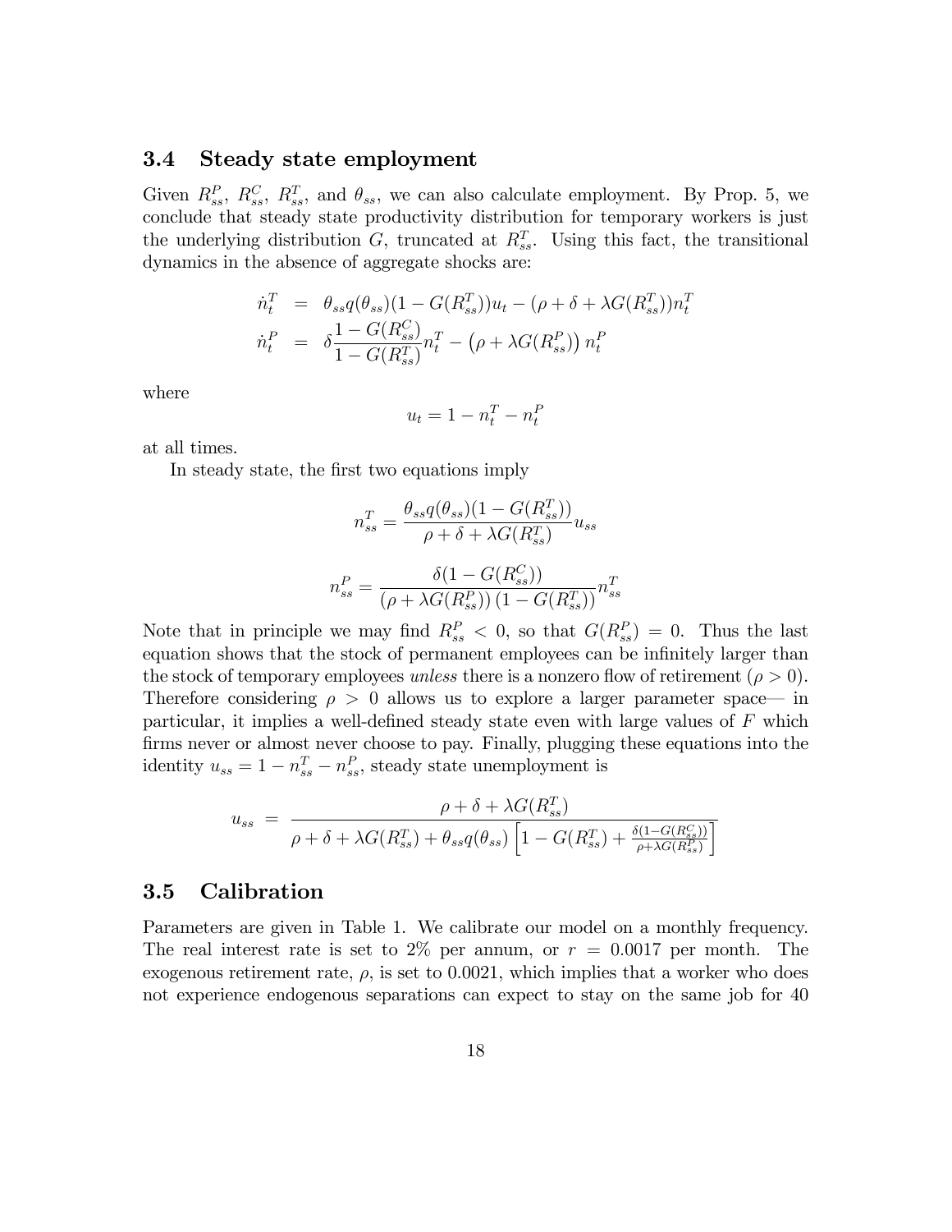### 3.4 Steady state employment

Given $R^P_{ss}$, $R^C_{ss}$, $R^T_{ss}$, and $\theta_{ss}$, we can also calculate employment. By Prop. 5, we conclude that steady state productivity distribution for temporary workers is just the underlying distribution $G$, truncated at $R^T_{ss}$. Using this fact, the transitional dynamics in the absence of aggregate shocks are:

$$
\begin{aligned}
\dot{n}^T_t &= \theta_{ss} q(\theta_{ss})(1 - G(R^T_{ss}))u_t - (\rho + \delta + \lambda G(R^T_{ss}))n^T_t \\
\dot{n}^P_t &= \delta \frac{1 - G(R^C_{ss})}{1 - G(R^T_{ss})} n^T_t - \left(\rho + \lambda G(R^P_{ss})\right) n^P_t
\end{aligned}
$$

where

$$
u_t = 1 - n^T_t - n^P_t
$$

at all times.

In steady state, the first two equations imply

$$
n^T_{ss} = \frac{\theta_{ss} q(\theta_{ss})(1 - G(R^T_{ss}))}{\rho + \delta + \lambda G(R^T_{ss})} u_{ss}
$$

$$
n^P_{ss} = \frac{\delta(1 - G(R^C_{ss}))}{\left(\rho + \lambda G(R^P_{ss})\right)(1 - G(R^T_{ss}))} n^T_{ss}
$$

Note that in principle we may find $R^P_{ss} < 0$, so that $G(R^P_{ss}) = 0$. Thus the last equation shows that the stock of permanent employees can be infinitely larger than the stock of temporary employees *unless* there is a nonzero flow of retirement ($\rho > 0$). Therefore considering $\rho > 0$ allows us to explore a larger parameter space— in particular, it implies a well-defined steady state even with large values of $F$ which firms never or almost never choose to pay. Finally, plugging these equations into the identity $u_{ss} = 1 - n^T_{ss} - n^P_{ss}$, steady state unemployment is

$$
u_{ss} = \frac{\rho + \delta + \lambda G(R^T_{ss})}{\rho + \delta + \lambda G(R^T_{ss}) + \theta_{ss} q(\theta_{ss}) \left[1 - G(R^T_{ss}) + \frac{\delta(1 - G(R^C_{ss}))}{\rho + \lambda G(R^P_{ss})}\right]}
$$

### 3.5 Calibration

Parameters are given in Table 1. We calibrate our model on a monthly frequency. The real interest rate is set to 2% per annum, or $r = 0.0017$ per month. The exogenous retirement rate, $\rho$, is set to 0.0021, which implies that a worker who does not experience endogenous separations can expect to stay on the same job for 40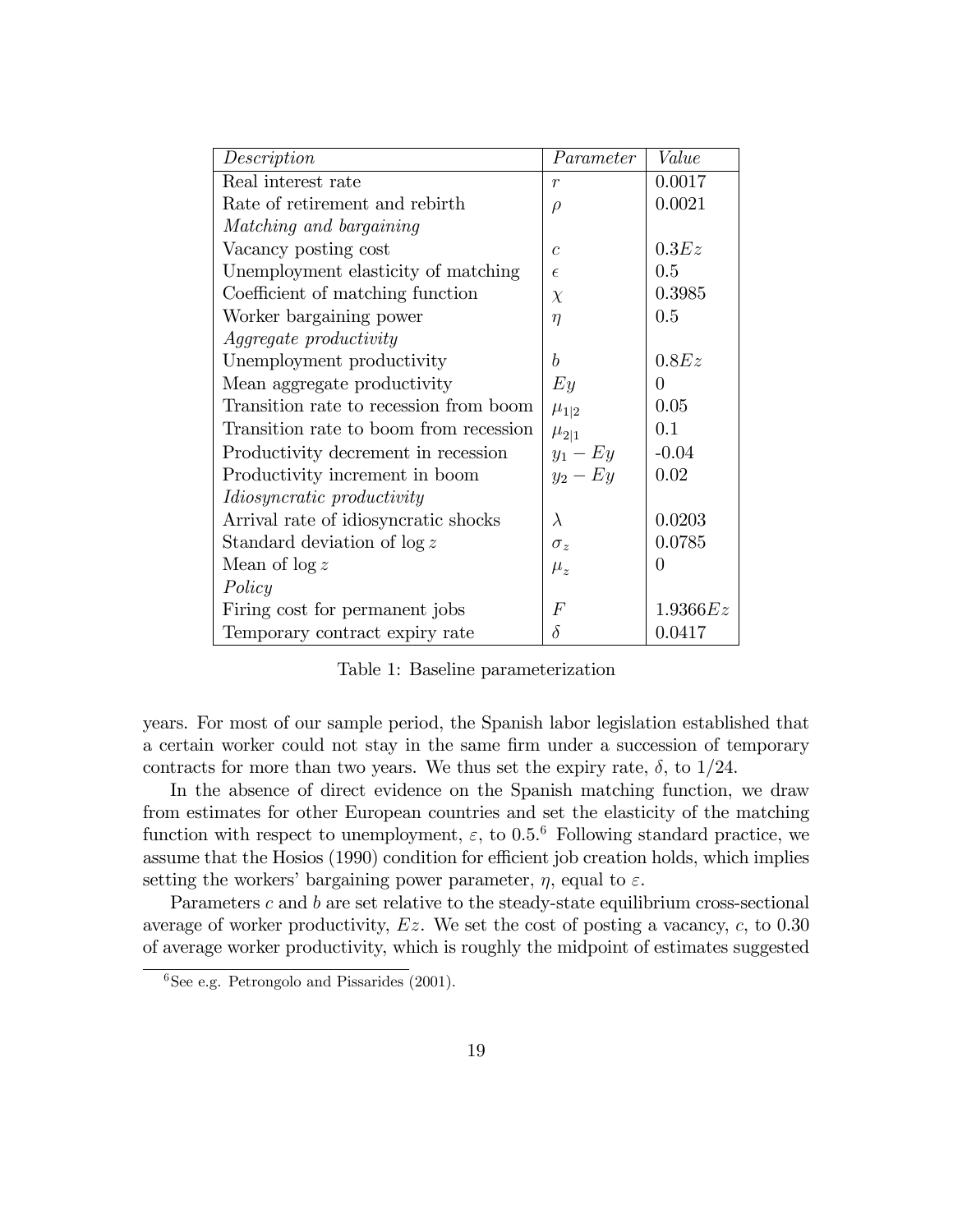| *Description* | *Parameter* | *Value* |
|---|---|---|
| Real interest rate | $r$ | 0.0017 |
| Rate of retirement and rebirth | $\rho$ | 0.0021 |
| *Matching and bargaining* | | |
| Vacancy posting cost | $c$ | $0.3Ez$ |
| Unemployment elasticity of matching | $\epsilon$ | 0.5 |
| Coefficient of matching function | $\chi$ | 0.3985 |
| Worker bargaining power | $\eta$ | 0.5 |
| *Aggregate productivity* | | |
| Unemployment productivity | $b$ | $0.8Ez$ |
| Mean aggregate productivity | $Ey$ | 0 |
| Transition rate to recession from boom | $\mu_{1\|2}$ | 0.05 |
| Transition rate to boom from recession | $\mu_{2\|1}$ | 0.1 |
| Productivity decrement in recession | $y_1 - Ey$ | -0.04 |
| Productivity increment in boom | $y_2 - Ey$ | 0.02 |
| *Idiosyncratic productivity* | | |
| Arrival rate of idiosyncratic shocks | $\lambda$ | 0.0203 |
| Standard deviation of $\log z$ | $\sigma_z$ | 0.0785 |
| Mean of $\log z$ | $\mu_z$ | 0 |
| *Policy* | | |
| Firing cost for permanent jobs | $F$ | $1.9366Ez$ |
| Temporary contract expiry rate | $\delta$ | 0.0417 |

Table 1: Baseline parameterization

years. For most of our sample period, the Spanish labor legislation established that a certain worker could not stay in the same firm under a succession of temporary contracts for more than two years. We thus set the expiry rate, $\delta$, to 1/24.

In the absence of direct evidence on the Spanish matching function, we draw from estimates for other European countries and set the elasticity of the matching function with respect to unemployment, $\varepsilon$, to 0.5.[6] Following standard practice, we assume that the Hosios (1990) condition for efficient job creation holds, which implies setting the workers' bargaining power parameter, $\eta$, equal to $\varepsilon$.

Parameters $c$ and $b$ are set relative to the steady-state equilibrium cross-sectional average of worker productivity, $Ez$. We set the cost of posting a vacancy, $c$, to 0.30 of average worker productivity, which is roughly the midpoint of estimates suggested

[6] See e.g. Petrongolo and Pissarides (2001).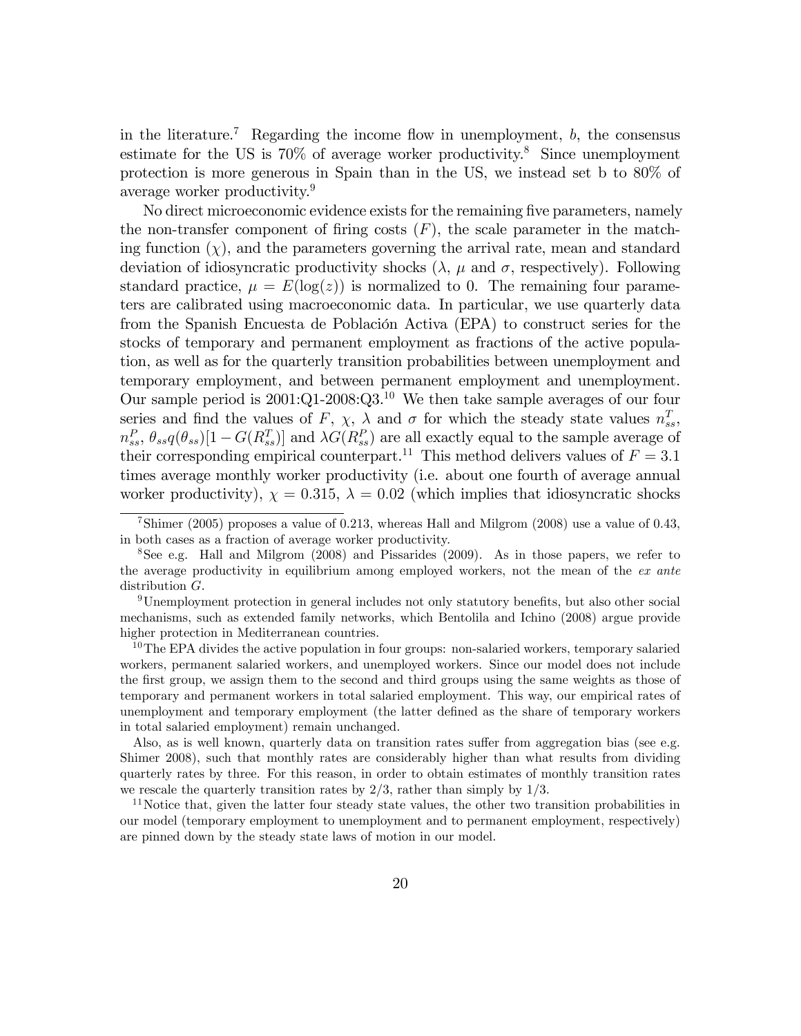in the literature.[7] Regarding the income flow in unemployment, $b$, the consensus estimate for the US is 70% of average worker productivity.[8] Since unemployment protection is more generous in Spain than in the US, we instead set b to 80% of average worker productivity.[9]

No direct microeconomic evidence exists for the remaining five parameters, namely the non-transfer component of firing costs ($F$), the scale parameter in the matching function ($\chi$), and the parameters governing the arrival rate, mean and standard deviation of idiosyncratic productivity shocks ($\lambda$, $\mu$ and $\sigma$, respectively). Following standard practice, $\mu = E(\log(z))$ is normalized to 0. The remaining four parameters are calibrated using macroeconomic data. In particular, we use quarterly data from the Spanish Encuesta de Población Activa (EPA) to construct series for the stocks of temporary and permanent employment as fractions of the active population, as well as for the quarterly transition probabilities between unemployment and temporary employment, and between permanent employment and unemployment. Our sample period is 2001:Q1-2008:Q3.[10] We then take sample averages of our four series and find the values of $F$, $\chi$, $\lambda$ and $\sigma$ for which the steady state values $n_{ss}^T$, $n_{ss}^P$, $\theta_{ss}q(\theta_{ss})[1 - G(R_{ss}^T)]$ and $\lambda G(R_{ss}^P)$ are all exactly equal to the sample average of their corresponding empirical counterpart.[11] This method delivers values of $F = 3.1$ times average monthly worker productivity (i.e. about one fourth of average annual worker productivity), $\chi = 0.315$, $\lambda = 0.02$ (which implies that idiosyncratic shocks

[7] Shimer (2005) proposes a value of 0.213, whereas Hall and Milgrom (2008) use a value of 0.43, in both cases as a fraction of average worker productivity.

[8] See e.g. Hall and Milgrom (2008) and Pissarides (2009). As in those papers, we refer to the average productivity in equilibrium among employed workers, not the mean of the *ex ante* distribution $G$.

[9] Unemployment protection in general includes not only statutory benefits, but also other social mechanisms, such as extended family networks, which Bentolila and Ichino (2008) argue provide higher protection in Mediterranean countries.

[10] The EPA divides the active population in four groups: non-salaried workers, temporary salaried workers, permanent salaried workers, and unemployed workers. Since our model does not include the first group, we assign them to the second and third groups using the same weights as those of temporary and permanent workers in total salaried employment. This way, our empirical rates of unemployment and temporary employment (the latter defined as the share of temporary workers in total salaried employment) remain unchanged.

Also, as is well known, quarterly data on transition rates suffer from aggregation bias (see e.g. Shimer 2008), such that monthly rates are considerably higher than what results from dividing quarterly rates by three. For this reason, in order to obtain estimates of monthly transition rates we rescale the quarterly transition rates by 2/3, rather than simply by 1/3.

[11] Notice that, given the latter four steady state values, the other two transition probabilities in our model (temporary employment to unemployment and to permanent employment, respectively) are pinned down by the steady state laws of motion in our model.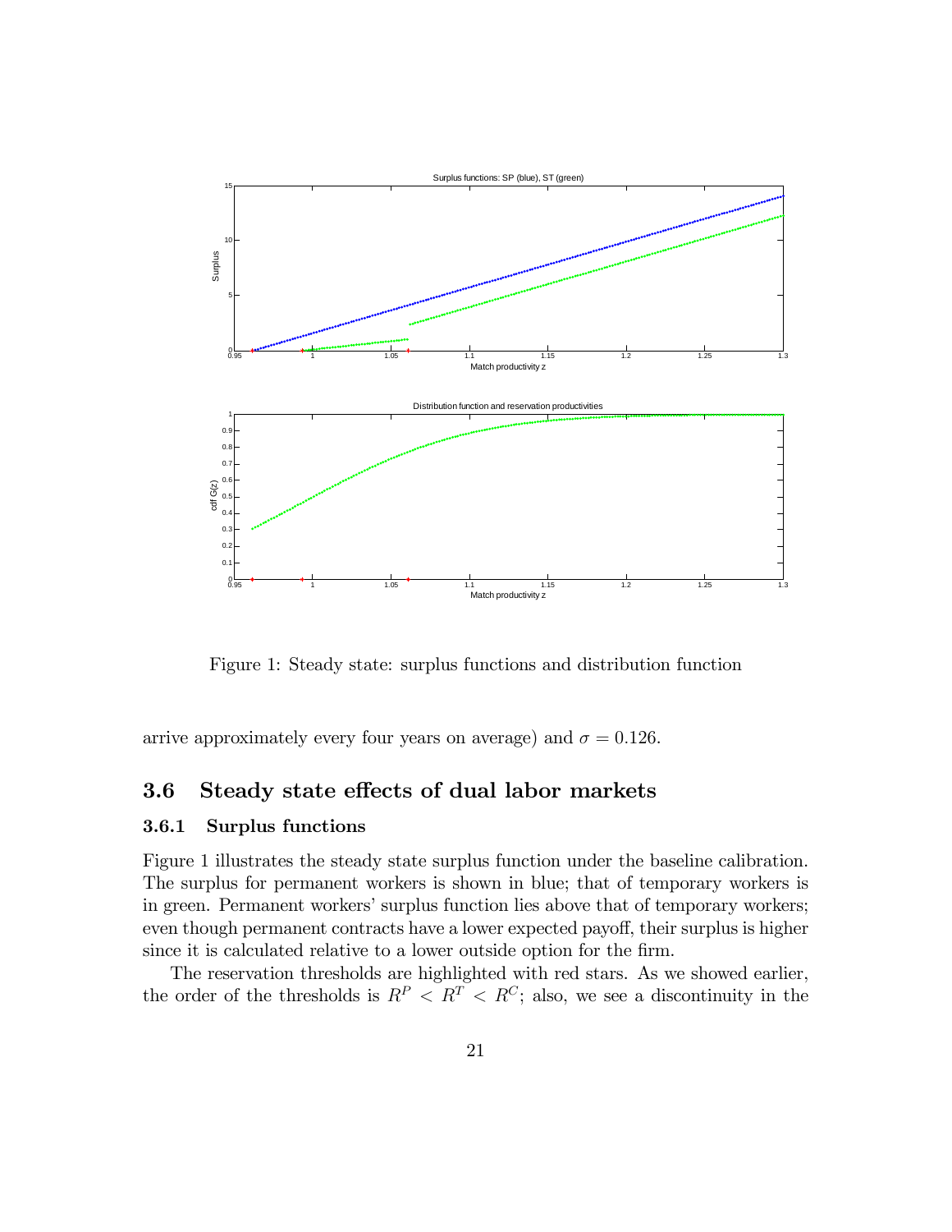Figure 1: Steady state: surplus functions and distribution function

arrive approximately every four years on average) and $\sigma = 0.126$.

## 3.6 Steady state effects of dual labor markets

### 3.6.1 Surplus functions

Figure 1 illustrates the steady state surplus function under the baseline calibration. The surplus for permanent workers is shown in blue; that of temporary workers is in green. Permanent workers' surplus function lies above that of temporary workers; even though permanent contracts have a lower expected payoff, their surplus is higher since it is calculated relative to a lower outside option for the firm.

The reservation thresholds are highlighted with red stars. As we showed earlier, the order of the thresholds is $R^P < R^T < R^C$; also, we see a discontinuity in the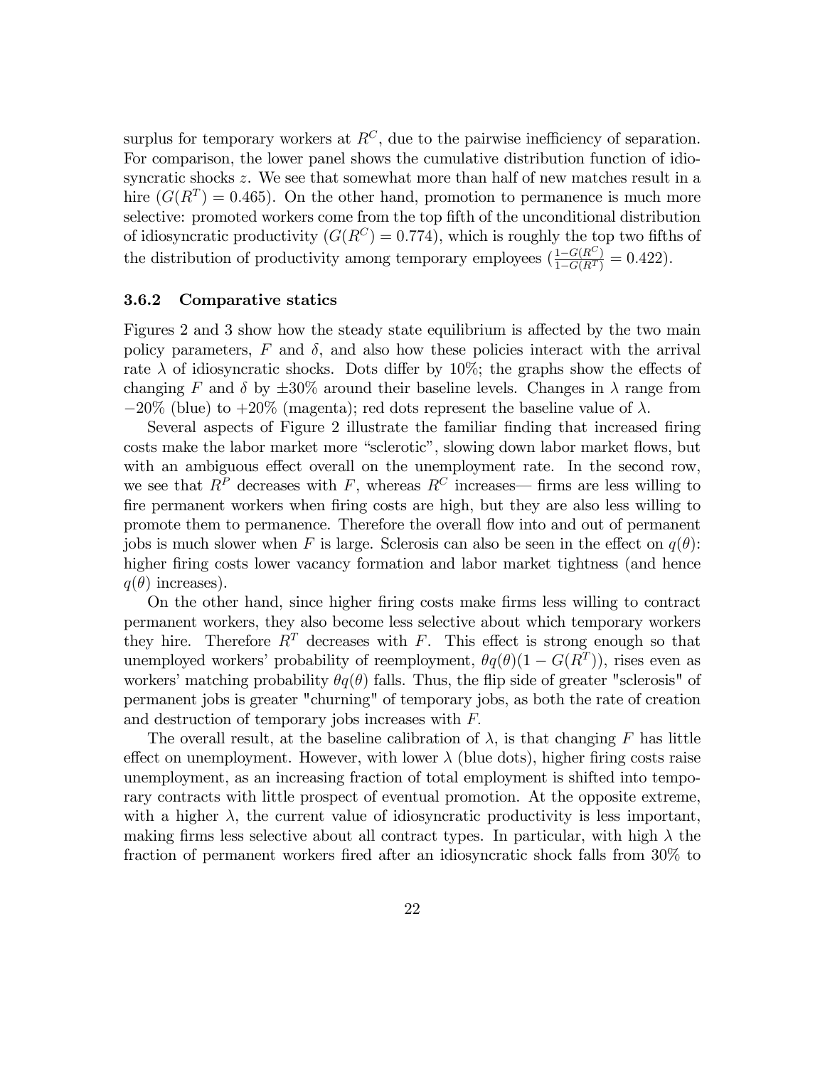surplus for temporary workers at $R^C$, due to the pairwise inefficiency of separation. For comparison, the lower panel shows the cumulative distribution function of idiosyncratic shocks $z$. We see that somewhat more than half of new matches result in a hire ($G(R^T) = 0.465$). On the other hand, promotion to permanence is much more selective: promoted workers come from the top fifth of the unconditional distribution of idiosyncratic productivity ($G(R^C) = 0.774$), which is roughly the top two fifths of the distribution of productivity among temporary employees ($\frac{1-G(R^C)}{1-G(R^T)} = 0.422$).

### 3.6.2 Comparative statics

Figures 2 and 3 show how the steady state equilibrium is affected by the two main policy parameters, $F$ and $\delta$, and also how these policies interact with the arrival rate $\lambda$ of idiosyncratic shocks. Dots differ by 10%; the graphs show the effects of changing $F$ and $\delta$ by $\pm 30\%$ around their baseline levels. Changes in $\lambda$ range from $-20\%$ (blue) to $+20\%$ (magenta); red dots represent the baseline value of $\lambda$.

Several aspects of Figure 2 illustrate the familiar finding that increased firing costs make the labor market more "sclerotic", slowing down labor market flows, but with an ambiguous effect overall on the unemployment rate. In the second row, we see that $R^P$ decreases with $F$, whereas $R^C$ increases— firms are less willing to fire permanent workers when firing costs are high, but they are also less willing to promote them to permanence. Therefore the overall flow into and out of permanent jobs is much slower when $F$ is large. Sclerosis can also be seen in the effect on $q(\theta)$: higher firing costs lower vacancy formation and labor market tightness (and hence $q(\theta)$ increases).

On the other hand, since higher firing costs make firms less willing to contract permanent workers, they also become less selective about which temporary workers they hire. Therefore $R^T$ decreases with $F$. This effect is strong enough so that unemployed workers' probability of reemployment, $\theta q(\theta)(1 - G(R^T))$, rises even as workers' matching probability $\theta q(\theta)$ falls. Thus, the flip side of greater "sclerosis" of permanent jobs is greater "churning" of temporary jobs, as both the rate of creation and destruction of temporary jobs increases with $F$.

The overall result, at the baseline calibration of $\lambda$, is that changing $F$ has little effect on unemployment. However, with lower $\lambda$ (blue dots), higher firing costs raise unemployment, as an increasing fraction of total employment is shifted into temporary contracts with little prospect of eventual promotion. At the opposite extreme, with a higher $\lambda$, the current value of idiosyncratic productivity is less important, making firms less selective about all contract types. In particular, with high $\lambda$ the fraction of permanent workers fired after an idiosyncratic shock falls from 30% to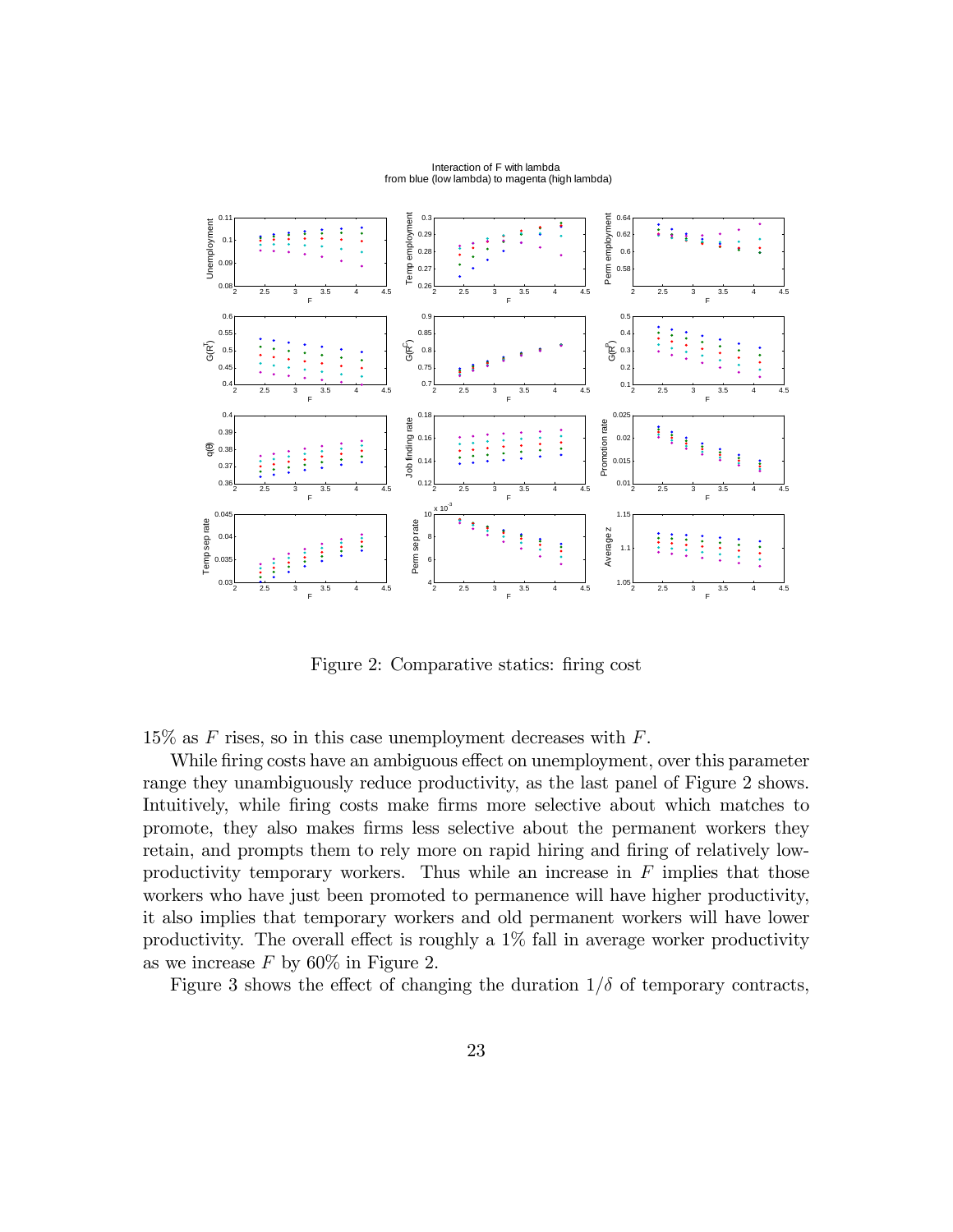Figure 2: Comparative statics: firing cost

15% as $F$ rises, so in this case unemployment decreases with $F$.

While firing costs have an ambiguous effect on unemployment, over this parameter range they unambiguously reduce productivity, as the last panel of Figure 2 shows. Intuitively, while firing costs make firms more selective about which matches to promote, they also makes firms less selective about the permanent workers they retain, and prompts them to rely more on rapid hiring and firing of relatively low-productivity temporary workers. Thus while an increase in $F$ implies that those workers who have just been promoted to permanence will have higher productivity, it also implies that temporary workers and old permanent workers will have lower productivity. The overall effect is roughly a 1% fall in average worker productivity as we increase $F$ by 60% in Figure 2.

Figure 3 shows the effect of changing the duration $1/\delta$ of temporary contracts,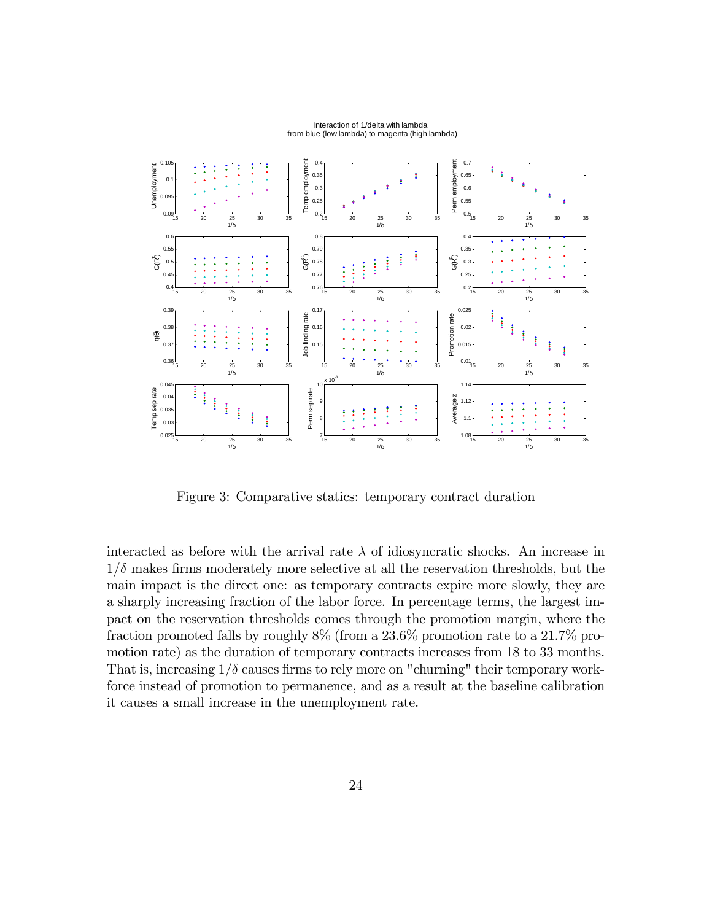Figure 3: Comparative statics: temporary contract duration

interacted as before with the arrival rate $\lambda$ of idiosyncratic shocks. An increase in $1/\delta$ makes firms moderately more selective at all the reservation thresholds, but the main impact is the direct one: as temporary contracts expire more slowly, they are a sharply increasing fraction of the labor force. In percentage terms, the largest impact on the reservation thresholds comes through the promotion margin, where the fraction promoted falls by roughly 8% (from a 23.6% promotion rate to a 21.7% promotion rate) as the duration of temporary contracts increases from 18 to 33 months. That is, increasing $1/\delta$ causes firms to rely more on "churning" their temporary workforce instead of promotion to permanence, and as a result at the baseline calibration it causes a small increase in the unemployment rate.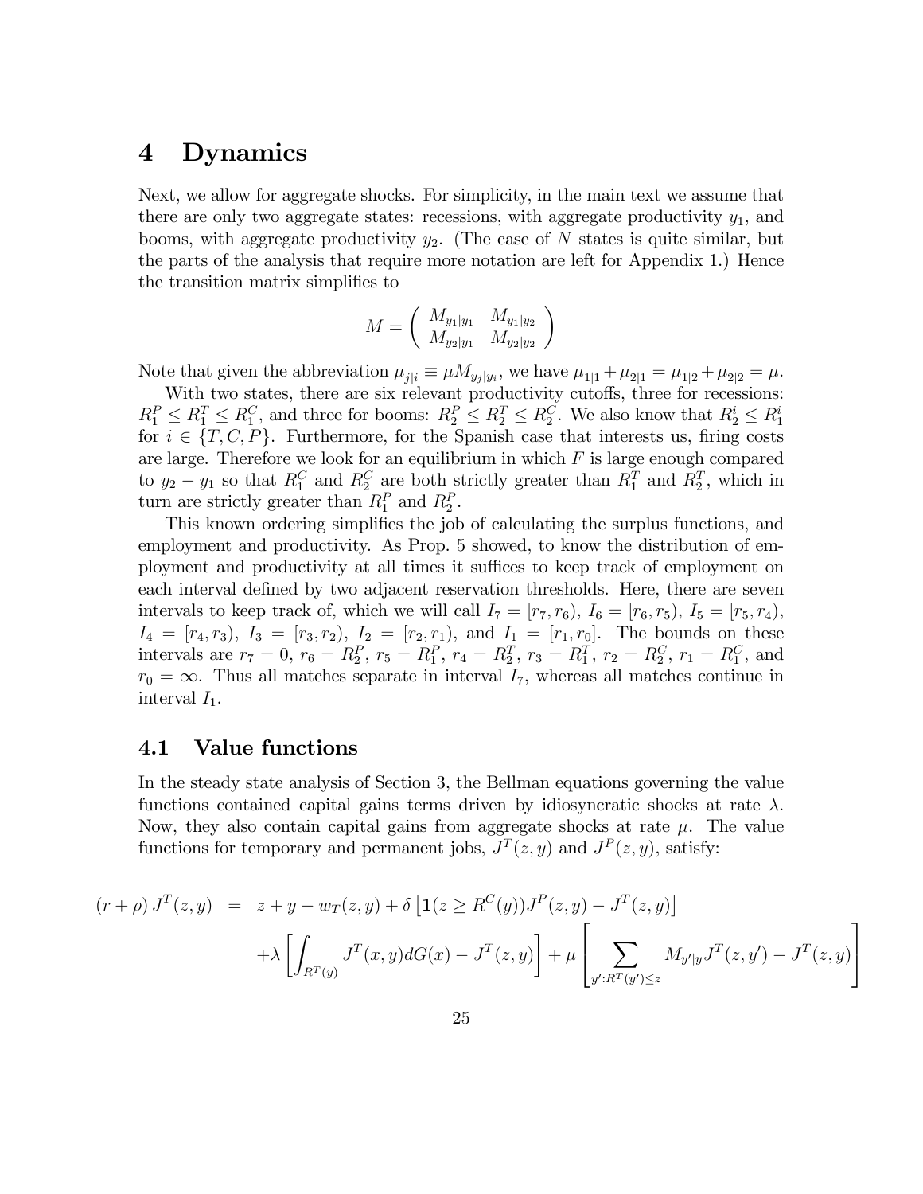# 4 Dynamics

Next, we allow for aggregate shocks. For simplicity, in the main text we assume that there are only two aggregate states: recessions, with aggregate productivity $y_1$, and booms, with aggregate productivity $y_2$. (The case of $N$ states is quite similar, but the parts of the analysis that require more notation are left for Appendix 1.) Hence the transition matrix simplifies to

$$M = \begin{pmatrix} M_{y_1|y_1} & M_{y_1|y_2} \\ M_{y_2|y_1} & M_{y_2|y_2} \end{pmatrix}$$

Note that given the abbreviation $\mu_{j|i} \equiv \mu M_{y_j|y_i}$, we have $\mu_{1|1} + \mu_{2|1} = \mu_{1|2} + \mu_{2|2} = \mu$.

With two states, there are six relevant productivity cutoffs, three for recessions: $R_1^P \leq R_1^T \leq R_1^C$, and three for booms: $R_2^P \leq R_2^T \leq R_2^C$. We also know that $R_2^i \leq R_1^i$ for $i \in \{T, C, P\}$. Furthermore, for the Spanish case that interests us, firing costs are large. Therefore we look for an equilibrium in which $F$ is large enough compared to $y_2 - y_1$ so that $R_1^C$ and $R_2^C$ are both strictly greater than $R_1^T$ and $R_2^T$, which in turn are strictly greater than $R_1^P$ and $R_2^P$.

This known ordering simplifies the job of calculating the surplus functions, and employment and productivity. As Prop. 5 showed, to know the distribution of employment and productivity at all times it suffices to keep track of employment on each interval defined by two adjacent reservation thresholds. Here, there are seven intervals to keep track of, which we will call $I_7 = [r_7, r_6)$, $I_6 = [r_6, r_5)$, $I_5 = [r_5, r_4)$, $I_4 = [r_4, r_3)$, $I_3 = [r_3, r_2)$, $I_2 = [r_2, r_1)$, and $I_1 = [r_1, r_0]$. The bounds on these intervals are $r_7 = 0$, $r_6 = R_2^P$, $r_5 = R_1^P$, $r_4 = R_2^T$, $r_3 = R_1^T$, $r_2 = R_2^C$, $r_1 = R_1^C$, and $r_0 = \infty$. Thus all matches separate in interval $I_7$, whereas all matches continue in interval $I_1$.

## 4.1 Value functions

In the steady state analysis of Section 3, the Bellman equations governing the value functions contained capital gains terms driven by idiosyncratic shocks at rate $\lambda$. Now, they also contain capital gains from aggregate shocks at rate $\mu$. The value functions for temporary and permanent jobs, $J^T(z, y)$ and $J^P(z, y)$, satisfy:

$$\begin{aligned}(r + \rho) J^T(z, y) &= z + y - w_T(z, y) + \delta \left[ \mathbf{1}(z \geq R^C(y)) J^P(z, y) - J^T(z, y) \right] \\ &\quad + \lambda \left[ \int_{R^T(y)} J^T(x, y) dG(x) - J^T(z, y) \right] + \mu \left[ \sum_{y' : R^T(y') \leq z} M_{y'|y} J^T(z, y') - J^T(z, y) \right]\end{aligned}$$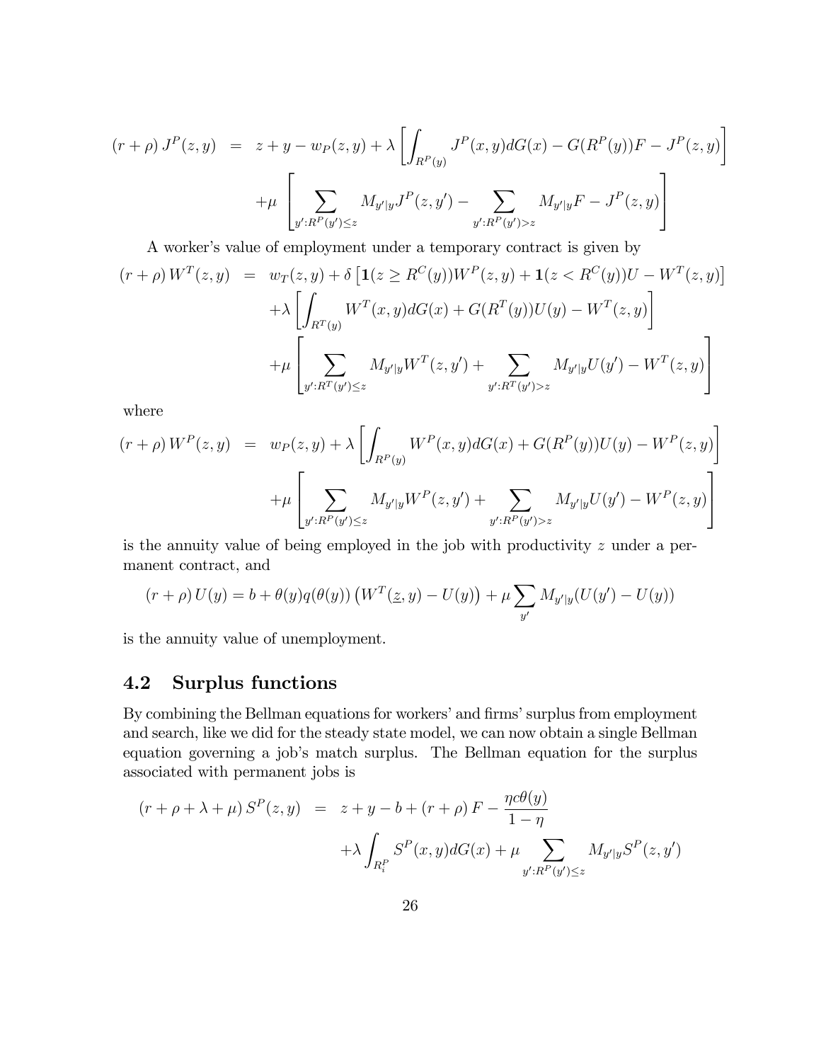$$
\begin{aligned}
(r+\rho)\, J^P(z,y) \;&=\; z + y - w_P(z,y) + \lambda \left[ \int_{R^P(y)} J^P(x,y) dG(x) - G(R^P(y))F - J^P(z,y) \right] \\
&\quad + \mu \left[ \sum_{y':R^P(y')\leq z} M_{y'|y} J^P(z,y') - \sum_{y':R^P(y')>z} M_{y'|y} F - J^P(z,y) \right]
\end{aligned}
$$

A worker's value of employment under a temporary contract is given by

$$
\begin{aligned}
(r+\rho)\, W^T(z,y) \;&=\; w_T(z,y) + \delta \left[ \mathbf{1}(z \geq R^C(y)) W^P(z,y) + \mathbf{1}(z < R^C(y)) U - W^T(z,y) \right] \\
&\quad + \lambda \left[ \int_{R^T(y)} W^T(x,y) dG(x) + G(R^T(y)) U(y) - W^T(z,y) \right] \\
&\quad + \mu \left[ \sum_{y':R^T(y')\leq z} M_{y'|y} W^T(z,y') + \sum_{y':R^T(y')>z} M_{y'|y} U(y') - W^T(z,y) \right]
\end{aligned}
$$

where

$$
\begin{aligned}
(r+\rho)\, W^P(z,y) \;&=\; w_P(z,y) + \lambda \left[ \int_{R^P(y)} W^P(x,y) dG(x) + G(R^P(y)) U(y) - W^P(z,y) \right] \\
&\quad + \mu \left[ \sum_{y':R^P(y')\leq z} M_{y'|y} W^P(z,y') + \sum_{y':R^P(y')>z} M_{y'|y} U(y') - W^P(z,y) \right]
\end{aligned}
$$

is the annuity value of being employed in the job with productivity $z$ under a permanent contract, and

$$
(r+\rho)\, U(y) = b + \theta(y) q(\theta(y)) \left( W^T(\underline{z}, y) - U(y) \right) + \mu \sum_{y'} M_{y'|y} (U(y') - U(y))
$$

is the annuity value of unemployment.

## 4.2 Surplus functions

By combining the Bellman equations for workers' and firms' surplus from employment and search, like we did for the steady state model, we can now obtain a single Bellman equation governing a job's match surplus. The Bellman equation for the surplus associated with permanent jobs is

$$
\begin{aligned}
(r+\rho+\lambda+\mu)\, S^P(z,y) \;&=\; z + y - b + (r+\rho) F - \frac{\eta c \theta(y)}{1-\eta} \\
&\quad + \lambda \int_{R_i^P} S^P(x,y) dG(x) + \mu \sum_{y':R^P(y')\leq z} M_{y'|y} S^P(z,y')
\end{aligned}
$$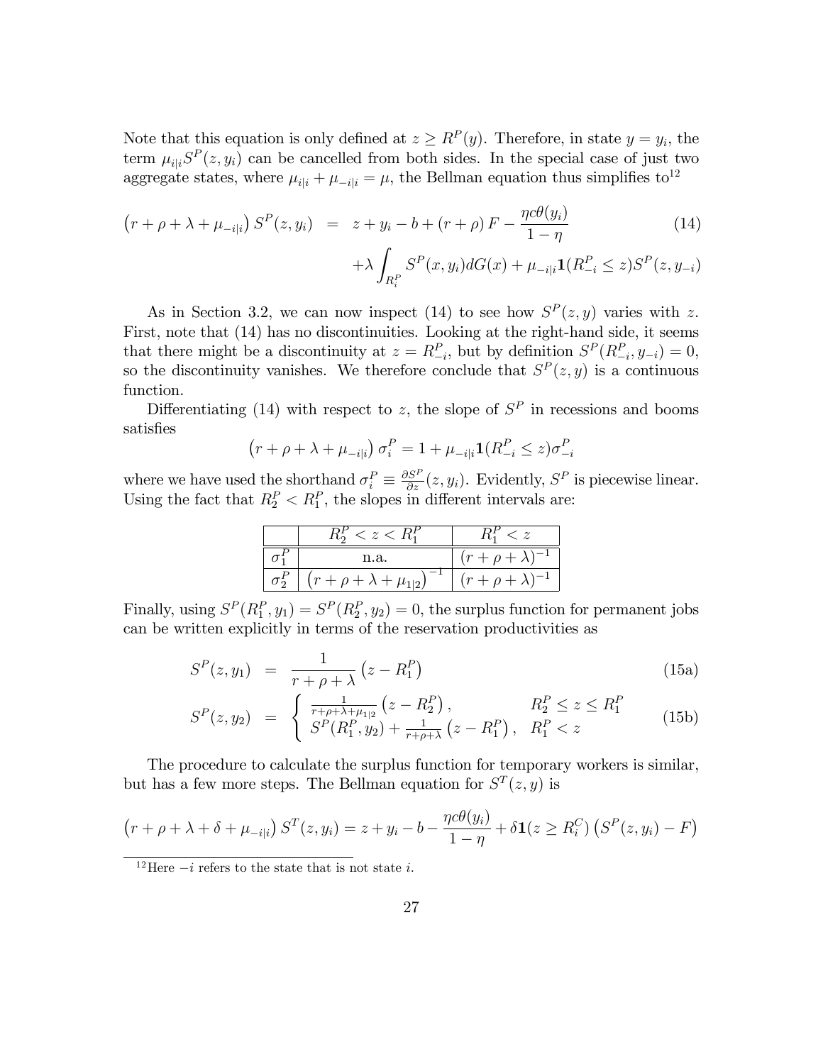Note that this equation is only defined at $z \geq R^P(y)$. Therefore, in state $y = y_i$, the term $\mu_{i|i} S^P(z, y_i)$ can be cancelled from both sides. In the special case of just two aggregate states, where $\mu_{i|i} + \mu_{-i|i} = \mu$, the Bellman equation thus simplifies to[12]

$$
\begin{aligned}
\left(r + \rho + \lambda + \mu_{-i|i}\right) S^P(z, y_i) &= z + y_i - b + (r + \rho) F - \frac{\eta c \theta(y_i)}{1 - \eta} \\
&\quad + \lambda \int_{R_i^P} S^P(x, y_i) dG(x) + \mu_{-i|i} \mathbf{1}(R_{-i}^P \leq z) S^P(z, y_{-i})
\end{aligned} \tag{14}
$$

As in Section 3.2, we can now inspect (14) to see how $S^P(z, y)$ varies with $z$. First, note that (14) has no discontinuities. Looking at the right-hand side, it seems that there might be a discontinuity at $z = R_{-i}^P$, but by definition $S^P(R_{-i}^P, y_{-i}) = 0$, so the discontinuity vanishes. We therefore conclude that $S^P(z, y)$ is a continuous function.

Differentiating (14) with respect to $z$, the slope of $S^P$ in recessions and booms satisfies

$$
\left(r + \rho + \lambda + \mu_{-i|i}\right) \sigma_i^P = 1 + \mu_{-i|i} \mathbf{1}(R_{-i}^P \leq z) \sigma_{-i}^P
$$

where we have used the shorthand $\sigma_i^P \equiv \frac{\partial S^P}{\partial z}(z, y_i)$. Evidently, $S^P$ is piecewise linear. Using the fact that $R_2^P < R_1^P$, the slopes in different intervals are:

| | $R_2^P < z < R_1^P$ | $R_1^P < z$ |
|---|---|---|
| $\sigma_1^P$ | n.a. | $(r + \rho + \lambda)^{-1}$ |
| $\sigma_2^P$ | $\left(r + \rho + \lambda + \mu_{1\vert 2}\right)^{-1}$ | $(r + \rho + \lambda)^{-1}$ |

Finally, using $S^P(R_1^P, y_1) = S^P(R_2^P, y_2) = 0$, the surplus function for permanent jobs can be written explicitly in terms of the reservation productivities as

$$
S^P(z, y_1) = \frac{1}{r + \rho + \lambda} \left(z - R_1^P\right) \tag{15a}
$$

$$
S^P(z, y_2) = \begin{cases} \frac{1}{r+\rho+\lambda+\mu_{1|2}} \left(z - R_2^P\right), & R_2^P \leq z \leq R_1^P \\ S^P(R_1^P, y_2) + \frac{1}{r+\rho+\lambda} \left(z - R_1^P\right), & R_1^P < z \end{cases} \tag{15b}
$$

The procedure to calculate the surplus function for temporary workers is similar, but has a few more steps. The Bellman equation for $S^T(z, y)$ is

$$
\left(r + \rho + \lambda + \delta + \mu_{-i|i}\right) S^T(z, y_i) = z + y_i - b - \frac{\eta c \theta(y_i)}{1 - \eta} + \delta \mathbf{1}(z \geq R_i^C) \left(S^P(z, y_i) - F\right)
$$

[12] Here $-i$ refers to the state that is not state $i$.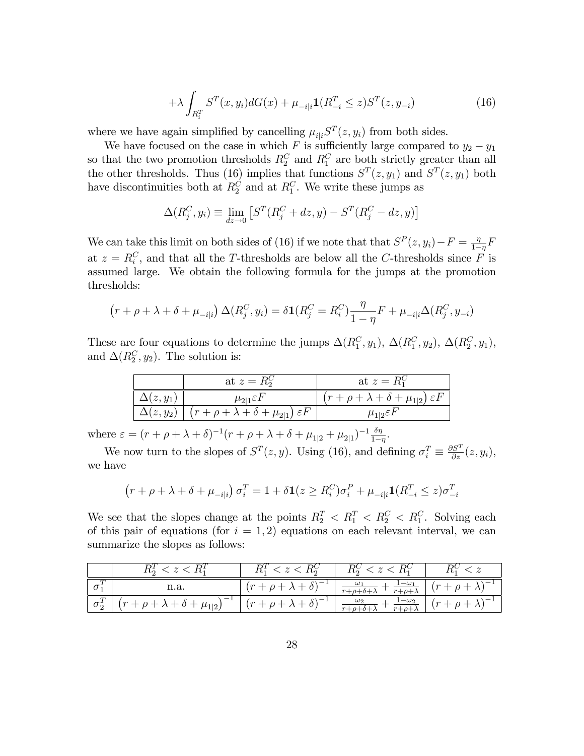$$+\lambda \int_{R_i^T} S^T(x, y_i) dG(x) + \mu_{-i|i} \mathbf{1}(R_{-i}^T \leq z) S^T(z, y_{-i}) \tag{16}$$

where we have again simplified by cancelling $\mu_{i|i} S^T(z, y_i)$ from both sides.

We have focused on the case in which $F$ is sufficiently large compared to $y_2 - y_1$ so that the two promotion thresholds $R_2^C$ and $R_1^C$ are both strictly greater than all the other thresholds. Thus (16) implies that functions $S^T(z, y_1)$ and $S^T(z, y_1)$ both have discontinuities both at $R_2^C$ and at $R_1^C$. We write these jumps as

$$\Delta(R_j^C, y_i) \equiv \lim_{dz \to 0} \left[ S^T(R_j^C + dz, y) - S^T(R_j^C - dz, y) \right]$$

We can take this limit on both sides of (16) if we note that that $S^P(z, y_i) - F = \frac{\eta}{1-\eta} F$ at $z = R_i^C$, and that all the $T$-thresholds are below all the $C$-thresholds since $F$ is assumed large. We obtain the following formula for the jumps at the promotion thresholds:

$$\left(r + \rho + \lambda + \delta + \mu_{-i|i}\right) \Delta(R_j^C, y_i) = \delta \mathbf{1}(R_j^C = R_i^C) \frac{\eta}{1-\eta} F + \mu_{-i|i} \Delta(R_j^C, y_{-i})$$

These are four equations to determine the jumps $\Delta(R_1^C, y_1)$, $\Delta(R_1^C, y_2)$, $\Delta(R_2^C, y_1)$, and $\Delta(R_2^C, y_2)$. The solution is:

| | at $z = R_2^C$ | at $z = R_1^C$ |
|---|---|---|
| $\Delta(z, y_1)$ | $\mu_{2\vert 1} \varepsilon F$ | $\left(r + \rho + \lambda + \delta + \mu_{1\vert 2}\right) \varepsilon F$ |
| $\Delta(z, y_2)$ | $\left(r + \rho + \lambda + \delta + \mu_{2\vert 1}\right) \varepsilon F$ | $\mu_{1\vert 2} \varepsilon F$ |

where $\varepsilon = (r + \rho + \lambda + \delta)^{-1} (r + \rho + \lambda + \delta + \mu_{1|2} + \mu_{2|1})^{-1} \frac{\delta \eta}{1-\eta}$.

We now turn to the slopes of $S^T(z, y)$. Using (16), and defining $\sigma_i^T \equiv \frac{\partial S^T}{\partial z}(z, y_i)$, we have

$$\left(r + \rho + \lambda + \delta + \mu_{-i|i}\right) \sigma_i^T = 1 + \delta \mathbf{1}(z \geq R_i^C) \sigma_i^P + \mu_{-i|i} \mathbf{1}(R_{-i}^T \leq z) \sigma_{-i}^T$$

We see that the slopes change at the points $R_2^T < R_1^T < R_2^C < R_1^C$. Solving each of this pair of equations (for $i = 1, 2$) equations on each relevant interval, we can summarize the slopes as follows:

| | $R_2^T < z < R_1^T$ | $R_1^T < z < R_2^C$ | $R_2^C < z < R_1^C$ | $R_1^C < z$ |
|---|---|---|---|---|
| $\sigma_1^T$ | n.a. | $\left(r + \rho + \lambda + \delta\right)^{-1}$ | $\frac{\omega_1}{r+\rho+\delta+\lambda} + \frac{1-\omega_1}{r+\rho+\lambda}$ | $\left(r + \rho + \lambda\right)^{-1}$ |
| $\sigma_2^T$ | $\left(r + \rho + \lambda + \delta + \mu_{1\vert 2}\right)^{-1}$ | $\left(r + \rho + \lambda + \delta\right)^{-1}$ | $\frac{\omega_2}{r+\rho+\delta+\lambda} + \frac{1-\omega_2}{r+\rho+\lambda}$ | $\left(r + \rho + \lambda\right)^{-1}$ |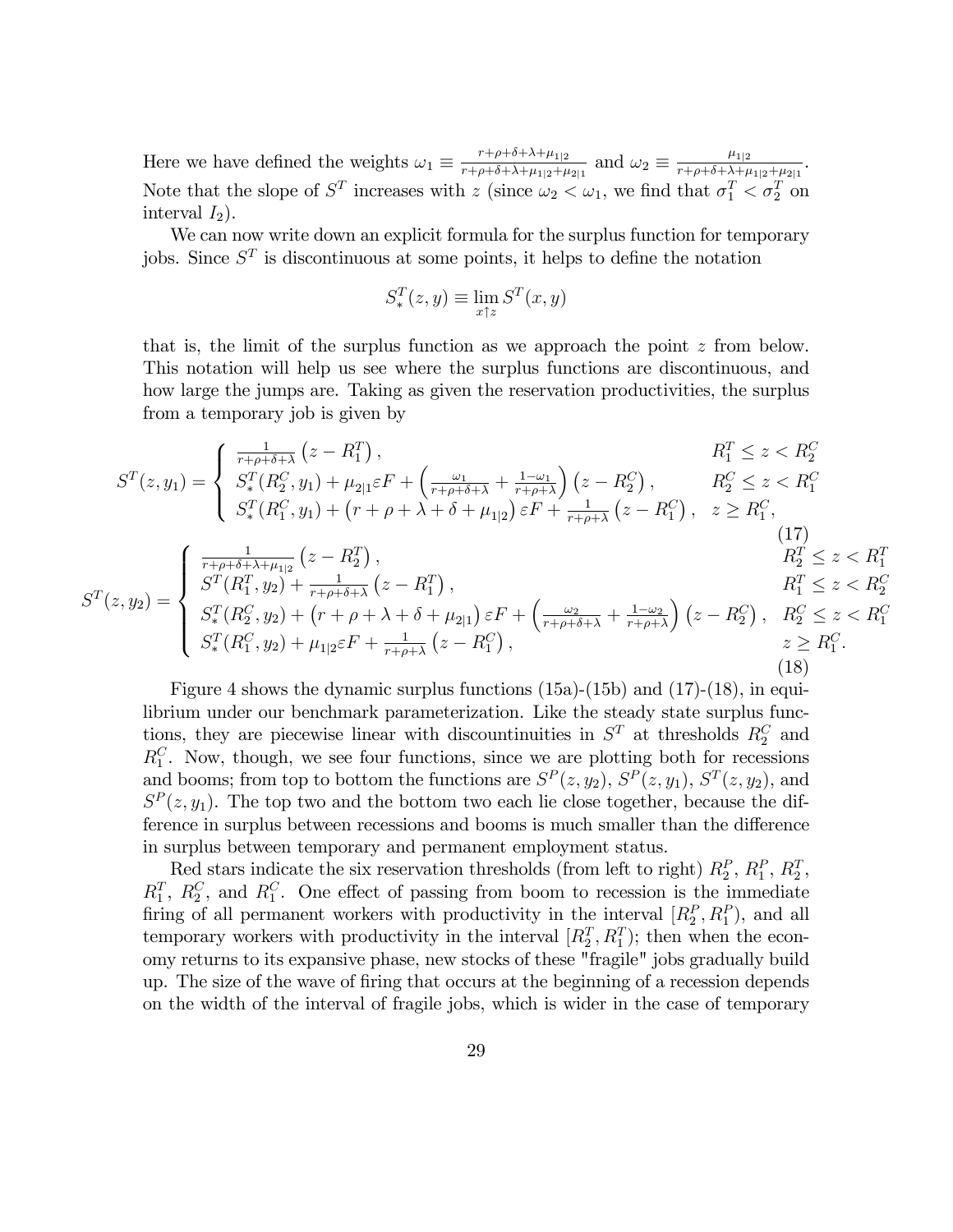Here we have defined the weights $\omega_1 \equiv \frac{r+\rho+\delta+\lambda+\mu_{1|2}}{r+\rho+\delta+\lambda+\mu_{1|2}+\mu_{2|1}}$ and $\omega_2 \equiv \frac{\mu_{1|2}}{r+\rho+\delta+\lambda+\mu_{1|2}+\mu_{2|1}}$. Note that the slope of $S^T$ increases with $z$ (since $\omega_2 < \omega_1$, we find that $\sigma_1^T < \sigma_2^T$ on interval $I_2$).

We can now write down an explicit formula for the surplus function for temporary jobs. Since $S^T$ is discontinuous at some points, it helps to define the notation

$$S_*^T(z,y) \equiv \lim_{x \uparrow z} S^T(x,y)$$

that is, the limit of the surplus function as we approach the point $z$ from below. This notation will help us see where the surplus functions are discontinuous, and how large the jumps are. Taking as given the reservation productivities, the surplus from a temporary job is given by

$$S^T(z,y_1) = \begin{cases} \frac{1}{r+\rho+\delta+\lambda}\left(z - R_1^T\right), & R_1^T \leq z < R_2^C \\ S_*^T(R_2^C, y_1) + \mu_{2|1}\varepsilon F + \left(\frac{\omega_1}{r+\rho+\delta+\lambda} + \frac{1-\omega_1}{r+\rho+\lambda}\right)\left(z - R_2^C\right), & R_2^C \leq z < R_1^C \\ S_*^T(R_1^C, y_1) + \left(r+\rho+\lambda+\delta+\mu_{1|2}\right)\varepsilon F + \frac{1}{r+\rho+\lambda}\left(z - R_1^C\right), & z \geq R_1^C, \end{cases} \tag{17}$$

$$S^T(z,y_2) = \begin{cases} \frac{1}{r+\rho+\delta+\lambda+\mu_{1|2}}\left(z - R_2^T\right), & R_2^T \leq z < R_1^T \\ S^T(R_1^T, y_2) + \frac{1}{r+\rho+\delta+\lambda}\left(z - R_1^T\right), & R_1^T \leq z < R_2^C \\ S_*^T(R_2^C, y_2) + \left(r+\rho+\lambda+\delta+\mu_{2|1}\right)\varepsilon F + \left(\frac{\omega_2}{r+\rho+\delta+\lambda} + \frac{1-\omega_2}{r+\rho+\lambda}\right)\left(z - R_2^C\right), & R_2^C \leq z < R_1^C \\ S_*^T(R_1^C, y_2) + \mu_{1|2}\varepsilon F + \frac{1}{r+\rho+\lambda}\left(z - R_1^C\right), & z \geq R_1^C. \end{cases} \tag{18}$$

Figure 4 shows the dynamic surplus functions (15a)-(15b) and (17)-(18), in equilibrium under our benchmark parameterization. Like the steady state surplus functions, they are piecewise linear with discountinuities in $S^T$ at thresholds $R_2^C$ and $R_1^C$. Now, though, we see four functions, since we are plotting both for recessions and booms; from top to bottom the functions are $S^P(z,y_2)$, $S^P(z,y_1)$, $S^T(z,y_2)$, and $S^P(z,y_1)$. The top two and the bottom two each lie close together, because the difference in surplus between recessions and booms is much smaller than the difference in surplus between temporary and permanent employment status.

Red stars indicate the six reservation thresholds (from left to right) $R_2^P$, $R_1^P$, $R_2^T$, $R_1^T$, $R_2^C$, and $R_1^C$. One effect of passing from boom to recession is the immediate firing of all permanent workers with productivity in the interval $[R_2^P, R_1^P)$, and all temporary workers with productivity in the interval $[R_2^T, R_1^T)$; then when the economy returns to its expansive phase, new stocks of these "fragile" jobs gradually build up. The size of the wave of firing that occurs at the beginning of a recession depends on the width of the interval of fragile jobs, which is wider in the case of temporary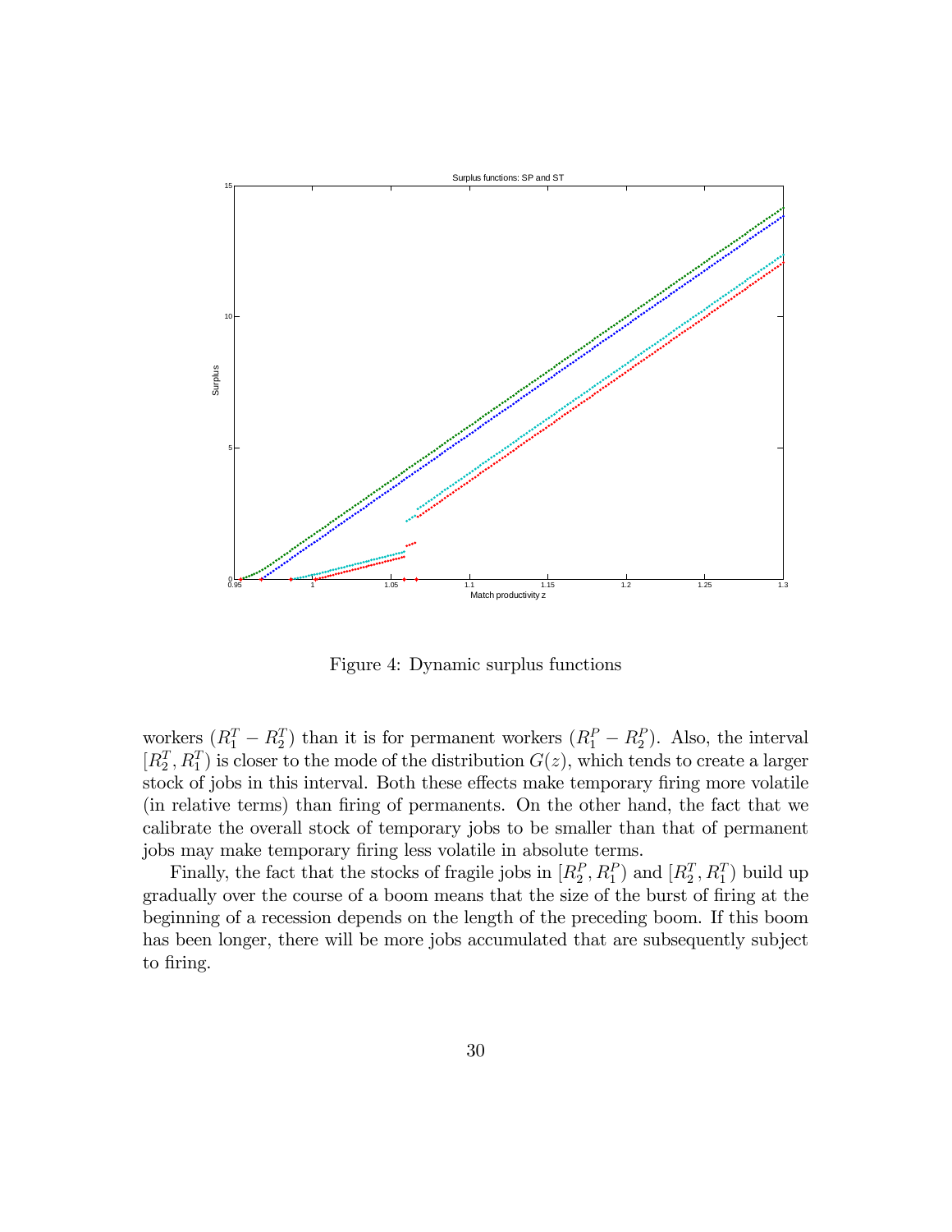Figure 4: Dynamic surplus functions

workers ($R_1^T - R_2^T$) than it is for permanent workers ($R_1^P - R_2^P$). Also, the interval $[R_2^T, R_1^T)$ is closer to the mode of the distribution $G(z)$, which tends to create a larger stock of jobs in this interval. Both these effects make temporary firing more volatile (in relative terms) than firing of permanents. On the other hand, the fact that we calibrate the overall stock of temporary jobs to be smaller than that of permanent jobs may make temporary firing less volatile in absolute terms.

Finally, the fact that the stocks of fragile jobs in $[R_2^P, R_1^P)$ and $[R_2^T, R_1^T)$ build up gradually over the course of a boom means that the size of the burst of firing at the beginning of a recession depends on the length of the preceding boom. If this boom has been longer, there will be more jobs accumulated that are subsequently subject to firing.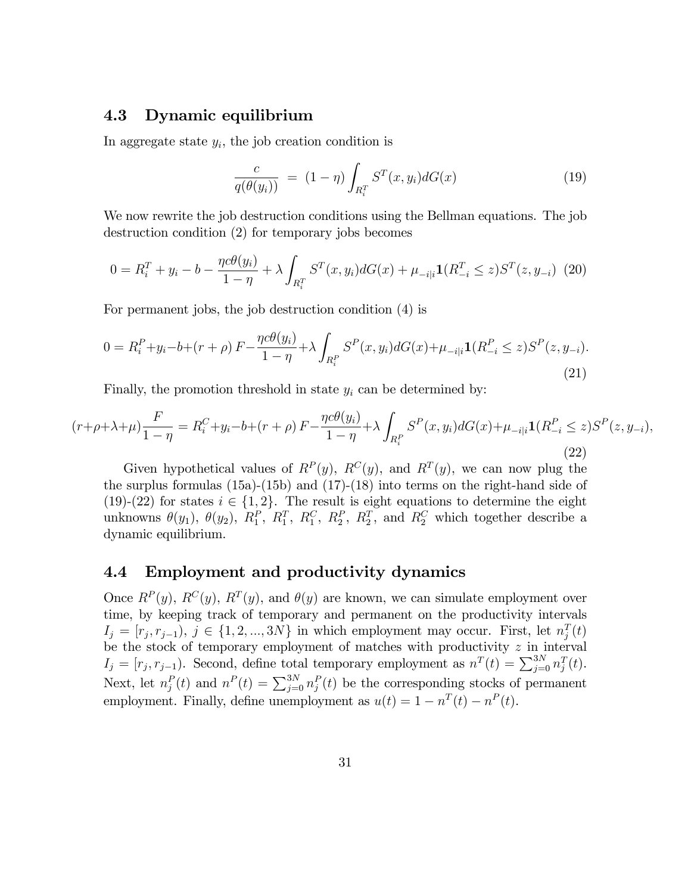### 4.3 Dynamic equilibrium

In aggregate state $y_i$, the job creation condition is

$$\frac{c}{q(\theta(y_i))} \ = \ (1-\eta)\int_{R_i^T} S^T(x,y_i)dG(x) \tag{19}$$

We now rewrite the job destruction conditions using the Bellman equations. The job destruction condition (2) for temporary jobs becomes

$$0 = R_i^T + y_i - b - \frac{\eta c\theta(y_i)}{1-\eta} + \lambda\int_{R_i^T} S^T(x,y_i)dG(x) + \mu_{-i|i}\mathbf{1}(R_{-i}^T \leq z)S^T(z,y_{-i}) \tag{20}$$

For permanent jobs, the job destruction condition (4) is

$$0 = R_i^P + y_i - b + (r+\rho)F - \frac{\eta c\theta(y_i)}{1-\eta} + \lambda\int_{R_i^P} S^P(x,y_i)dG(x) + \mu_{-i|i}\mathbf{1}(R_{-i}^P \leq z)S^P(z,y_{-i}). \tag{21}$$

Finally, the promotion threshold in state $y_i$ can be determined by:

$$(r+\rho+\lambda+\mu)\frac{F}{1-\eta} = R_i^C + y_i - b + (r+\rho)F - \frac{\eta c\theta(y_i)}{1-\eta} + \lambda\int_{R_i^P} S^P(x,y_i)dG(x) + \mu_{-i|i}\mathbf{1}(R_{-i}^P \leq z)S^P(z,y_{-i}), \tag{22}$$

Given hypothetical values of $R^P(y)$, $R^C(y)$, and $R^T(y)$, we can now plug the the surplus formulas (15a)-(15b) and (17)-(18) into terms on the right-hand side of (19)-(22) for states $i \in \{1,2\}$. The result is eight equations to determine the eight unknowns $\theta(y_1)$, $\theta(y_2)$, $R_1^P$, $R_1^T$, $R_1^C$, $R_2^P$, $R_2^T$, and $R_2^C$ which together describe a dynamic equilibrium.

### 4.4 Employment and productivity dynamics

Once $R^P(y)$, $R^C(y)$, $R^T(y)$, and $\theta(y)$ are known, we can simulate employment over time, by keeping track of temporary and permanent on the productivity intervals $I_j = [r_j, r_{j-1})$, $j \in \{1,2,...,3N\}$ in which employment may occur. First, let $n_j^T(t)$ be the stock of temporary employment of matches with productivity $z$ in interval $I_j = [r_j, r_{j-1})$. Second, define total temporary employment as $n^T(t) = \sum_{j=0}^{3N} n_j^T(t)$. Next, let $n_j^P(t)$ and $n^P(t) = \sum_{j=0}^{3N} n_j^P(t)$ be the corresponding stocks of permanent employment. Finally, define unemployment as $u(t) = 1 - n^T(t) - n^P(t)$.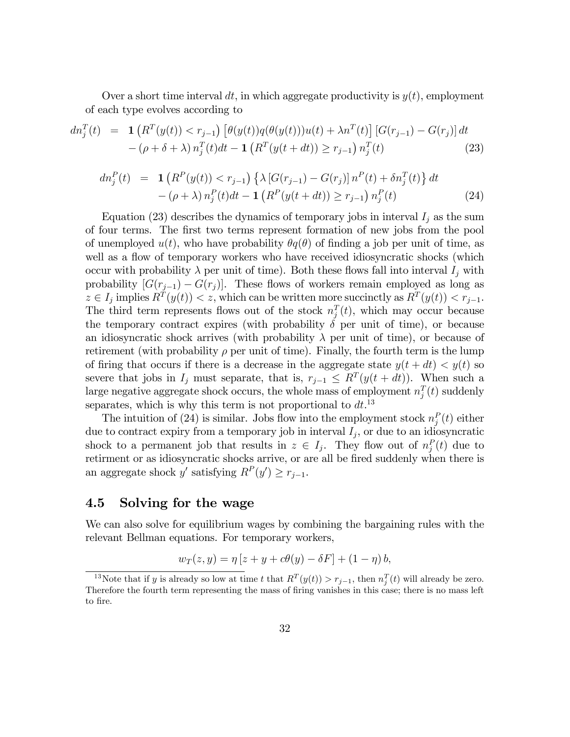Over a short time interval $dt$, in which aggregate productivity is $y(t)$, employment of each type evolves according to

$$
\begin{aligned}
dn_j^T(t) &= \mathbf{1}\left(R^T(y(t)) < r_{j-1}\right)\left[\theta(y(t))q(\theta(y(t)))u(t) + \lambda n^T(t)\right]\left[G(r_{j-1}) - G(r_j)\right]dt \\
&\quad - (\rho + \delta + \lambda)\, n_j^T(t)dt - \mathbf{1}\left(R^T(y(t+dt)) \geq r_{j-1}\right) n_j^T(t)
\end{aligned} \tag{23}
$$

$$
\begin{aligned}
dn_j^P(t) &= \mathbf{1}\left(R^P(y(t)) < r_{j-1}\right)\left\{\lambda\left[G(r_{j-1}) - G(r_j)\right] n^P(t) + \delta n_j^T(t)\right\}dt \\
&\quad - (\rho + \lambda)\, n_j^P(t)dt - \mathbf{1}\left(R^P(y(t+dt)) \geq r_{j-1}\right) n_j^P(t)
\end{aligned} \tag{24}
$$

Equation (23) describes the dynamics of temporary jobs in interval $I_j$ as the sum of four terms. The first two terms represent formation of new jobs from the pool of unemployed $u(t)$, who have probability $\theta q(\theta)$ of finding a job per unit of time, as well as a flow of temporary workers who have received idiosyncratic shocks (which occur with probability $\lambda$ per unit of time). Both these flows fall into interval $I_j$ with probability $[G(r_{j-1}) - G(r_j)]$. These flows of workers remain employed as long as $z \in I_j$ implies $R^T(y(t)) < z$, which can be written more succinctly as $R^T(y(t)) < r_{j-1}$. The third term represents flows out of the stock $n_j^T(t)$, which may occur because the temporary contract expires (with probability $\delta$ per unit of time), or because an idiosyncratic shock arrives (with probability $\lambda$ per unit of time), or because of retirement (with probability $\rho$ per unit of time). Finally, the fourth term is the lump of firing that occurs if there is a decrease in the aggregate state $y(t + dt) < y(t)$ so severe that jobs in $I_j$ must separate, that is, $r_{j-1} \leq R^T(y(t + dt))$. When such a large negative aggregate shock occurs, the whole mass of employment $n_j^T(t)$ suddenly separates, which is why this term is not proportional to $dt$.[13]

The intuition of (24) is similar. Jobs flow into the employment stock $n_j^P(t)$ either due to contract expiry from a temporary job in interval $I_j$, or due to an idiosyncratic shock to a permanent job that results in $z \in I_j$. They flow out of $n_j^P(t)$ due to retirment or as idiosyncratic shocks arrive, or are all be fired suddenly when there is an aggregate shock $y'$ satisfying $R^P(y') \geq r_{j-1}$.

## 4.5 Solving for the wage

We can also solve for equilibrium wages by combining the bargaining rules with the relevant Bellman equations. For temporary workers,

$$
w_T(z, y) = \eta\left[z + y + c\theta(y) - \delta F\right] + (1 - \eta)\, b,
$$

[13] Note that if $y$ is already so low at time $t$ that $R^T(y(t)) > r_{j-1}$, then $n_j^T(t)$ will already be zero. Therefore the fourth term representing the mass of firing vanishes in this case; there is no mass left to fire.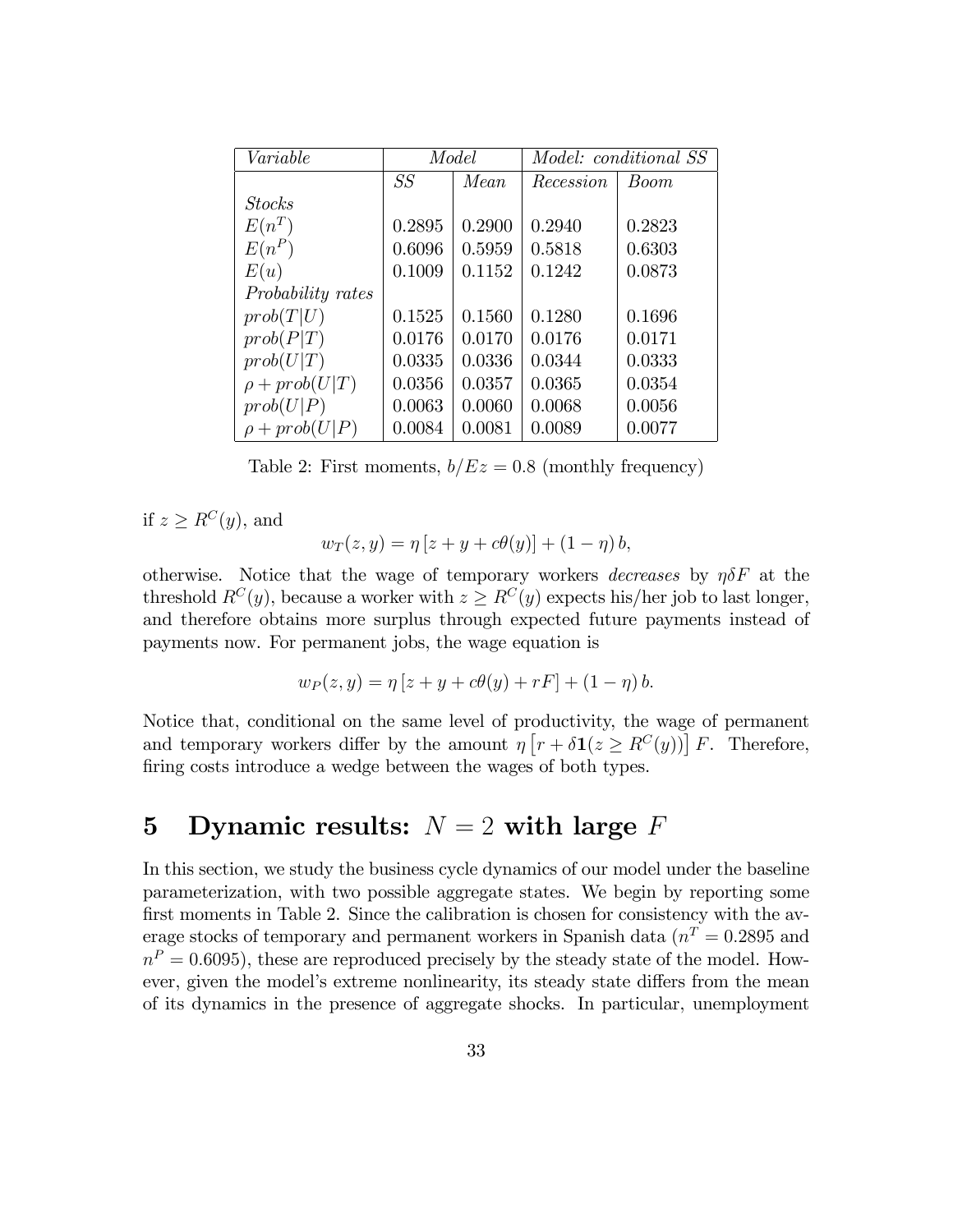| *Variable* | *Model* | | *Model: conditional SS* | |
|---|---|---|---|---|
| | *SS* | *Mean* | *Recession* | *Boom* |
| *Stocks* | | | | |
| $E(n^T)$ | 0.2895 | 0.2900 | 0.2940 | 0.2823 |
| $E(n^P)$ | 0.6096 | 0.5959 | 0.5818 | 0.6303 |
| $E(u)$ | 0.1009 | 0.1152 | 0.1242 | 0.0873 |
| *Probability rates* | | | | |
| $prob(T\|U)$ | 0.1525 | 0.1560 | 0.1280 | 0.1696 |
| $prob(P\|T)$ | 0.0176 | 0.0170 | 0.0176 | 0.0171 |
| $prob(U\|T)$ | 0.0335 | 0.0336 | 0.0344 | 0.0333 |
| $\rho + prob(U\|T)$ | 0.0356 | 0.0357 | 0.0365 | 0.0354 |
| $prob(U\|P)$ | 0.0063 | 0.0060 | 0.0068 | 0.0056 |
| $\rho + prob(U\|P)$ | 0.0084 | 0.0081 | 0.0089 | 0.0077 |

Table 2: First moments, $b/Ez = 0.8$ (monthly frequency)

if $z \geq R^C(y)$, and

$$w_T(z, y) = \eta \left[z + y + c\theta(y)\right] + (1 - \eta)\, b,$$

otherwise. Notice that the wage of temporary workers *decreases* by $\eta\delta F$ at the threshold $R^C(y)$, because a worker with $z \geq R^C(y)$ expects his/her job to last longer, and therefore obtains more surplus through expected future payments instead of payments now. For permanent jobs, the wage equation is

$$w_P(z, y) = \eta \left[z + y + c\theta(y) + rF\right] + (1 - \eta)\, b.$$

Notice that, conditional on the same level of productivity, the wage of permanent and temporary workers differ by the amount $\eta \left[r + \delta \mathbf{1}(z \geq R^C(y))\right] F$. Therefore, firing costs introduce a wedge between the wages of both types.

# 5 Dynamic results: $N = 2$ with large $F$

In this section, we study the business cycle dynamics of our model under the baseline parameterization, with two possible aggregate states. We begin by reporting some first moments in Table 2. Since the calibration is chosen for consistency with the average stocks of temporary and permanent workers in Spanish data ($n^T = 0.2895$ and $n^P = 0.6095$), these are reproduced precisely by the steady state of the model. However, given the model's extreme nonlinearity, its steady state differs from the mean of its dynamics in the presence of aggregate shocks. In particular, unemployment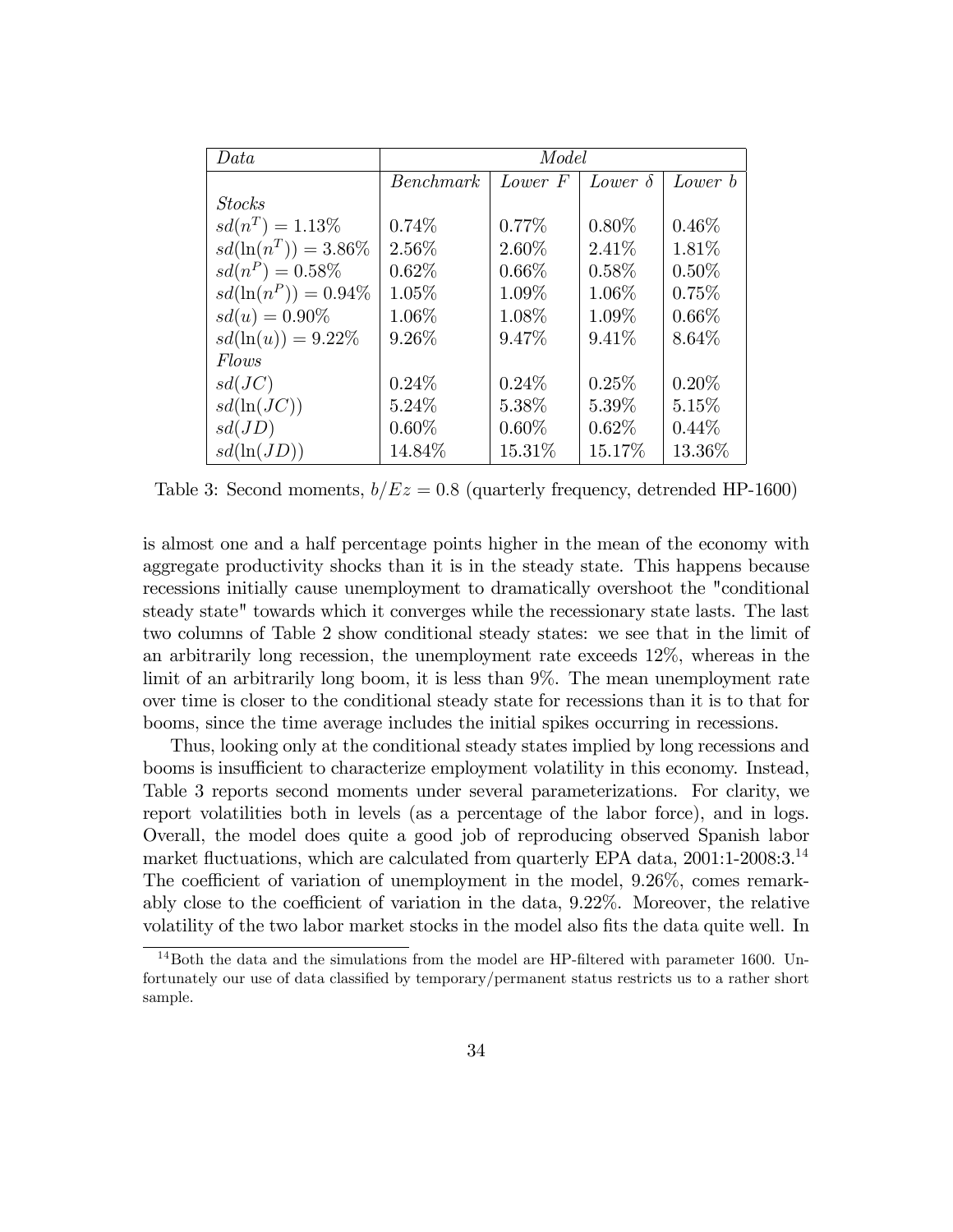| *Data* | *Model* | | | |
|---|---|---|---|---|
| | *Benchmark* | *Lower F* | *Lower* $\delta$ | *Lower b* |
| *Stocks* | | | | |
| $sd(n^T) = 1.13\%$ | 0.74% | 0.77% | 0.80% | 0.46% |
| $sd(\ln(n^T)) = 3.86\%$ | 2.56% | 2.60% | 2.41% | 1.81% |
| $sd(n^P) = 0.58\%$ | 0.62% | 0.66% | 0.58% | 0.50% |
| $sd(\ln(n^P)) = 0.94\%$ | 1.05% | 1.09% | 1.06% | 0.75% |
| $sd(u) = 0.90\%$ | 1.06% | 1.08% | 1.09% | 0.66% |
| $sd(\ln(u)) = 9.22\%$ | 9.26% | 9.47% | 9.41% | 8.64% |
| *Flows* | | | | |
| $sd(JC)$ | 0.24% | 0.24% | 0.25% | 0.20% |
| $sd(\ln(JC))$ | 5.24% | 5.38% | 5.39% | 5.15% |
| $sd(JD)$ | 0.60% | 0.60% | 0.62% | 0.44% |
| $sd(\ln(JD))$ | 14.84% | 15.31% | 15.17% | 13.36% |

Table 3: Second moments, $b/Ez = 0.8$ (quarterly frequency, detrended HP-1600)

is almost one and a half percentage points higher in the mean of the economy with aggregate productivity shocks than it is in the steady state. This happens because recessions initially cause unemployment to dramatically overshoot the "conditional steady state" towards which it converges while the recessionary state lasts. The last two columns of Table 2 show conditional steady states: we see that in the limit of an arbitrarily long recession, the unemployment rate exceeds 12%, whereas in the limit of an arbitrarily long boom, it is less than 9%. The mean unemployment rate over time is closer to the conditional steady state for recessions than it is to that for booms, since the time average includes the initial spikes occurring in recessions.

Thus, looking only at the conditional steady states implied by long recessions and booms is insufficient to characterize employment volatility in this economy. Instead, Table 3 reports second moments under several parameterizations. For clarity, we report volatilities both in levels (as a percentage of the labor force), and in logs. Overall, the model does quite a good job of reproducing observed Spanish labor market fluctuations, which are calculated from quarterly EPA data, 2001:1-2008:3.[14] The coefficient of variation of unemployment in the model, 9.26%, comes remarkably close to the coefficient of variation in the data, 9.22%. Moreover, the relative volatility of the two labor market stocks in the model also fits the data quite well. In

[14] Both the data and the simulations from the model are HP-filtered with parameter 1600. Unfortunately our use of data classified by temporary/permanent status restricts us to a rather short sample.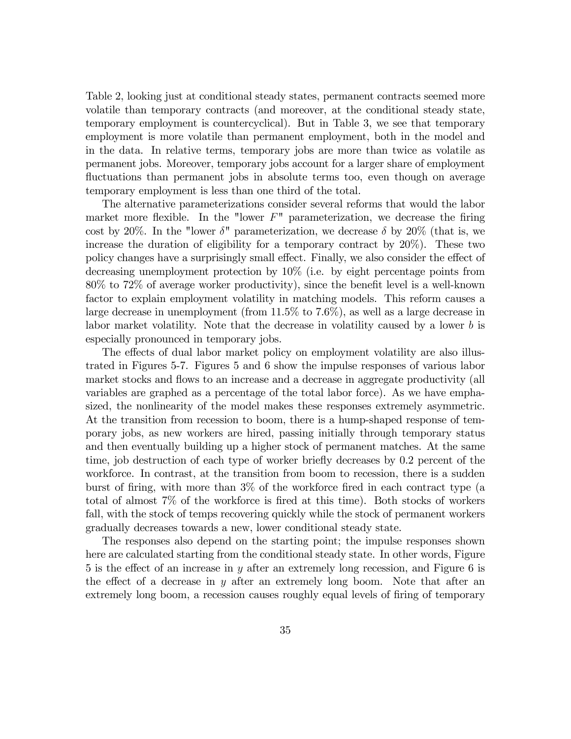Table 2, looking just at conditional steady states, permanent contracts seemed more volatile than temporary contracts (and moreover, at the conditional steady state, temporary employment is countercyclical). But in Table 3, we see that temporary employment is more volatile than permanent employment, both in the model and in the data. In relative terms, temporary jobs are more than twice as volatile as permanent jobs. Moreover, temporary jobs account for a larger share of employment fluctuations than permanent jobs in absolute terms too, even though on average temporary employment is less than one third of the total.

The alternative parameterizations consider several reforms that would the labor market more flexible. In the "lower $F$" parameterization, we decrease the firing cost by 20%. In the "lower $\delta$" parameterization, we decrease $\delta$ by 20% (that is, we increase the duration of eligibility for a temporary contract by 20%). These two policy changes have a surprisingly small effect. Finally, we also consider the effect of decreasing unemployment protection by 10% (i.e. by eight percentage points from 80% to 72% of average worker productivity), since the benefit level is a well-known factor to explain employment volatility in matching models. This reform causes a large decrease in unemployment (from 11.5% to 7.6%), as well as a large decrease in labor market volatility. Note that the decrease in volatility caused by a lower $b$ is especially pronounced in temporary jobs.

The effects of dual labor market policy on employment volatility are also illustrated in Figures 5-7. Figures 5 and 6 show the impulse responses of various labor market stocks and flows to an increase and a decrease in aggregate productivity (all variables are graphed as a percentage of the total labor force). As we have emphasized, the nonlinearity of the model makes these responses extremely asymmetric. At the transition from recession to boom, there is a hump-shaped response of temporary jobs, as new workers are hired, passing initially through temporary status and then eventually building up a higher stock of permanent matches. At the same time, job destruction of each type of worker briefly decreases by 0.2 percent of the workforce. In contrast, at the transition from boom to recession, there is a sudden burst of firing, with more than 3% of the workforce fired in each contract type (a total of almost 7% of the workforce is fired at this time). Both stocks of workers fall, with the stock of temps recovering quickly while the stock of permanent workers gradually decreases towards a new, lower conditional steady state.

The responses also depend on the starting point; the impulse responses shown here are calculated starting from the conditional steady state. In other words, Figure 5 is the effect of an increase in $y$ after an extremely long recession, and Figure 6 is the effect of a decrease in $y$ after an extremely long boom. Note that after an extremely long boom, a recession causes roughly equal levels of firing of temporary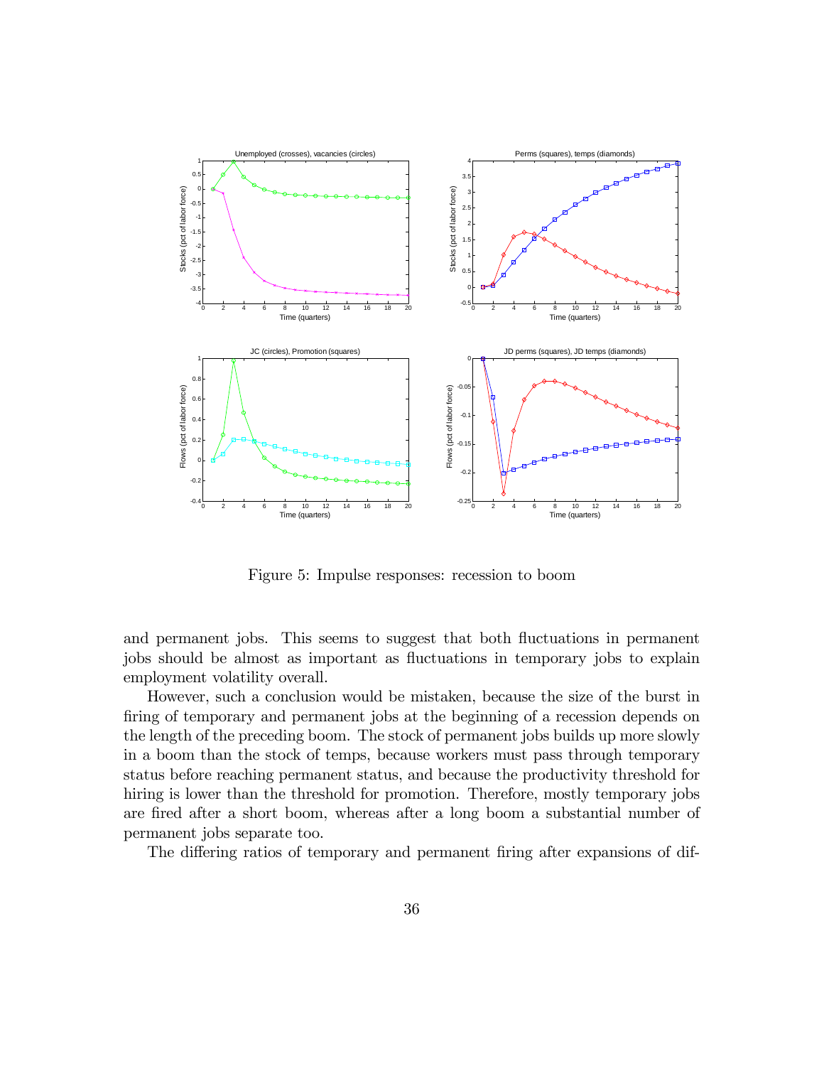Figure 5: Impulse responses: recession to boom

and permanent jobs. This seems to suggest that both fluctuations in permanent jobs should be almost as important as fluctuations in temporary jobs to explain employment volatility overall.

However, such a conclusion would be mistaken, because the size of the burst in firing of temporary and permanent jobs at the beginning of a recession depends on the length of the preceding boom. The stock of permanent jobs builds up more slowly in a boom than the stock of temps, because workers must pass through temporary status before reaching permanent status, and because the productivity threshold for hiring is lower than the threshold for promotion. Therefore, mostly temporary jobs are fired after a short boom, whereas after a long boom a substantial number of permanent jobs separate too.

The differing ratios of temporary and permanent firing after expansions of dif-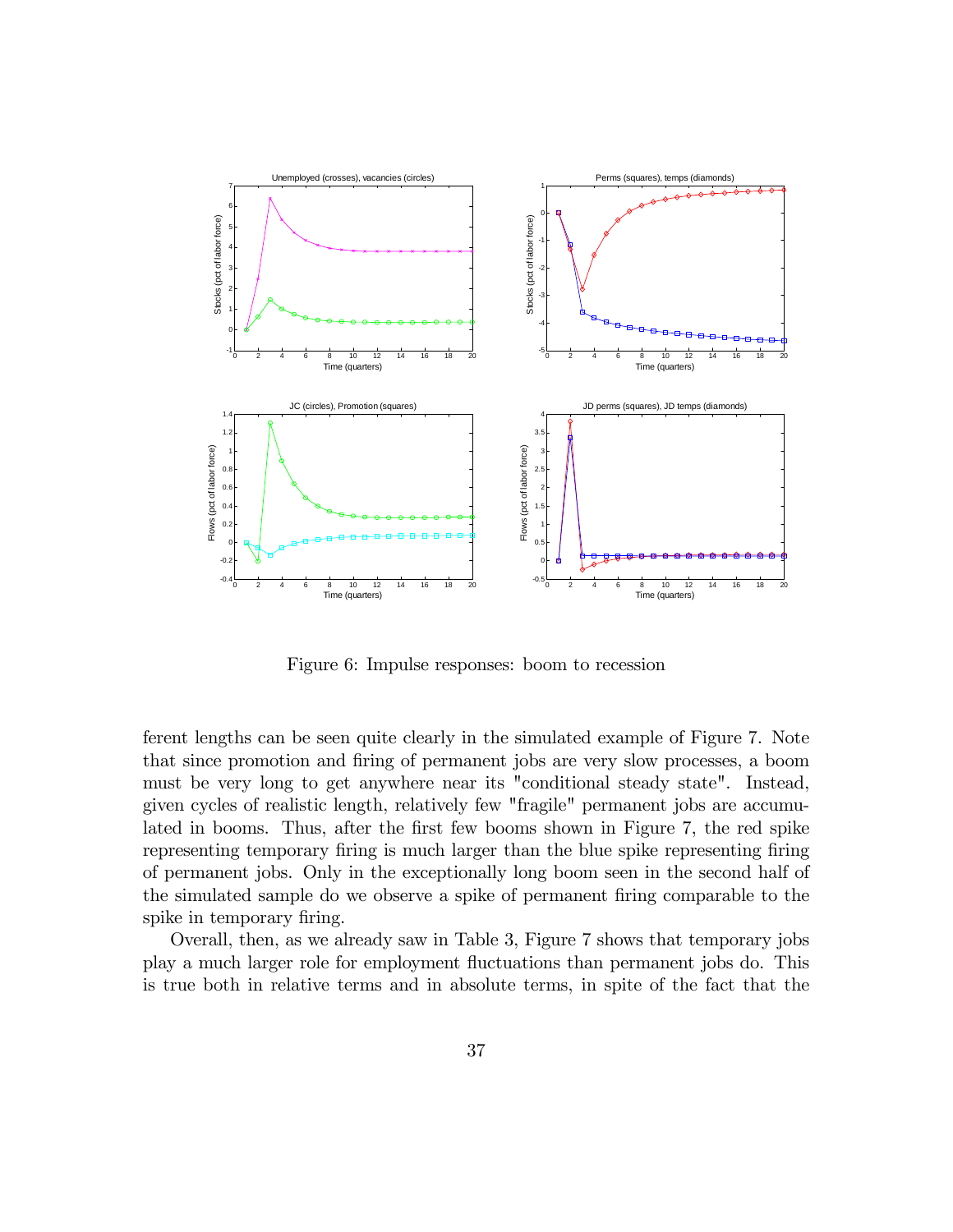Figure 6: Impulse responses: boom to recession

ferent lengths can be seen quite clearly in the simulated example of Figure 7. Note that since promotion and firing of permanent jobs are very slow processes, a boom must be very long to get anywhere near its "conditional steady state". Instead, given cycles of realistic length, relatively few "fragile" permanent jobs are accumulated in booms. Thus, after the first few booms shown in Figure 7, the red spike representing temporary firing is much larger than the blue spike representing firing of permanent jobs. Only in the exceptionally long boom seen in the second half of the simulated sample do we observe a spike of permanent firing comparable to the spike in temporary firing.

Overall, then, as we already saw in Table 3, Figure 7 shows that temporary jobs play a much larger role for employment fluctuations than permanent jobs do. This is true both in relative terms and in absolute terms, in spite of the fact that the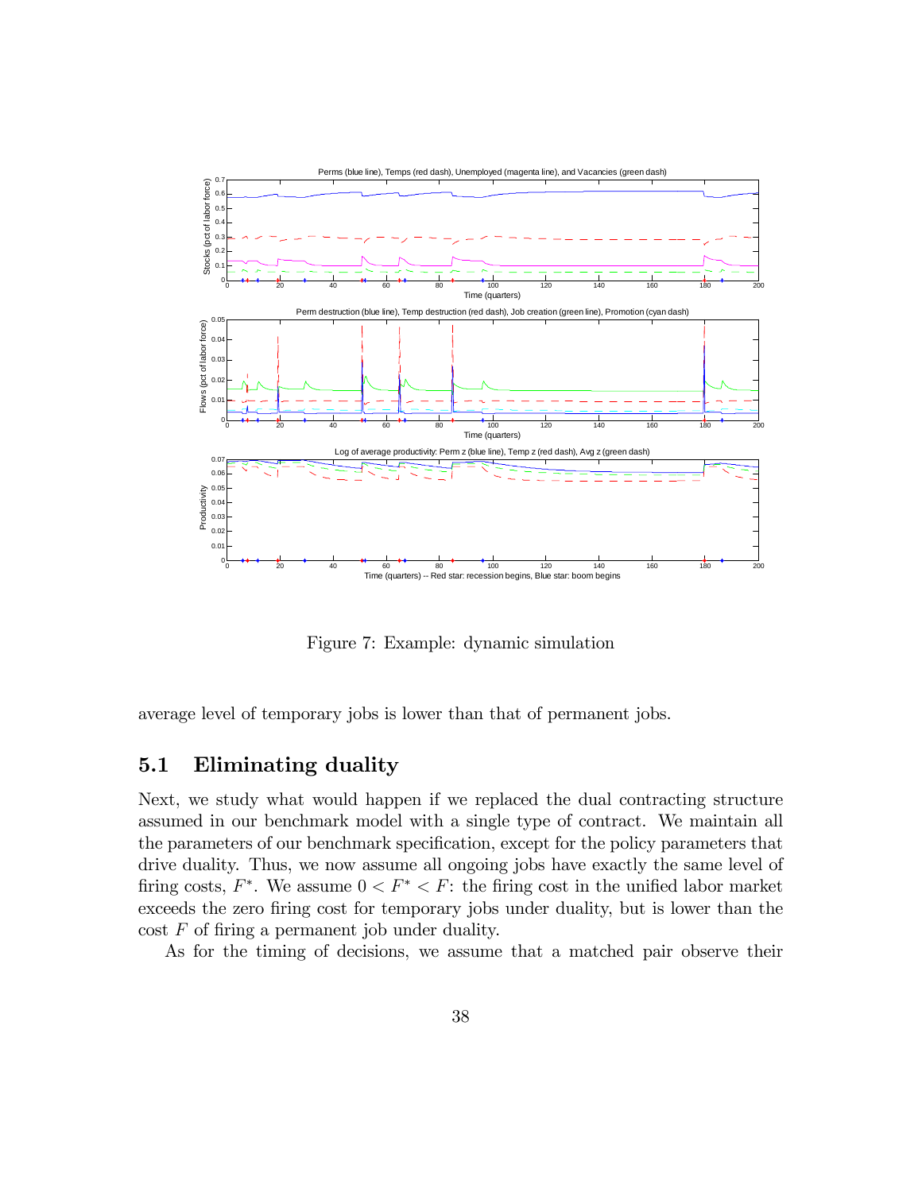Figure 7: Example: dynamic simulation

average level of temporary jobs is lower than that of permanent jobs.

## 5.1 Eliminating duality

Next, we study what would happen if we replaced the dual contracting structure assumed in our benchmark model with a single type of contract. We maintain all the parameters of our benchmark specification, except for the policy parameters that drive duality. Thus, we now assume all ongoing jobs have exactly the same level of firing costs, $F^*$. We assume $0 < F^* < F$: the firing cost in the unified labor market exceeds the zero firing cost for temporary jobs under duality, but is lower than the cost $F$ of firing a permanent job under duality.

As for the timing of decisions, we assume that a matched pair observe their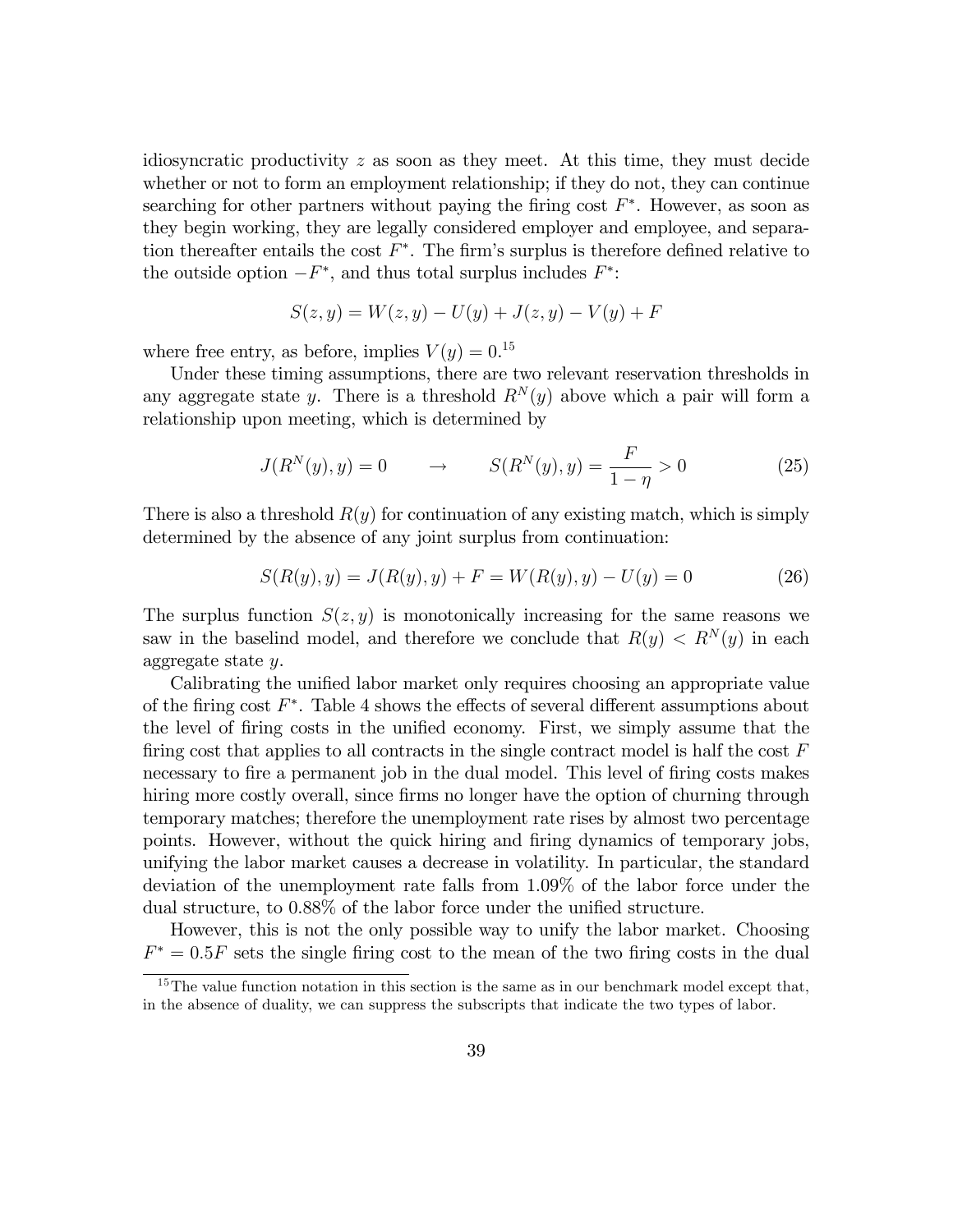idiosyncratic productivity $z$ as soon as they meet. At this time, they must decide whether or not to form an employment relationship; if they do not, they can continue searching for other partners without paying the firing cost $F^*$. However, as soon as they begin working, they are legally considered employer and employee, and separation thereafter entails the cost $F^*$. The firm's surplus is therefore defined relative to the outside option $-F^*$, and thus total surplus includes $F^*$:

$$S(z, y) = W(z, y) - U(y) + J(z, y) - V(y) + F$$

where free entry, as before, implies $V(y) = 0$.[15]

Under these timing assumptions, there are two relevant reservation thresholds in any aggregate state $y$. There is a threshold $R^N(y)$ above which a pair will form a relationship upon meeting, which is determined by

$$J(R^N(y), y) = 0 \qquad \rightarrow \qquad S(R^N(y), y) = \frac{F}{1-\eta} > 0 \tag{25}$$

There is also a threshold $R(y)$ for continuation of any existing match, which is simply determined by the absence of any joint surplus from continuation:

$$S(R(y), y) = J(R(y), y) + F = W(R(y), y) - U(y) = 0 \tag{26}$$

The surplus function $S(z, y)$ is monotonically increasing for the same reasons we saw in the baselind model, and therefore we conclude that $R(y) < R^N(y)$ in each aggregate state $y$.

Calibrating the unified labor market only requires choosing an appropriate value of the firing cost $F^*$. Table 4 shows the effects of several different assumptions about the level of firing costs in the unified economy. First, we simply assume that the firing cost that applies to all contracts in the single contract model is half the cost $F$ necessary to fire a permanent job in the dual model. This level of firing costs makes hiring more costly overall, since firms no longer have the option of churning through temporary matches; therefore the unemployment rate rises by almost two percentage points. However, without the quick hiring and firing dynamics of temporary jobs, unifying the labor market causes a decrease in volatility. In particular, the standard deviation of the unemployment rate falls from 1.09% of the labor force under the dual structure, to 0.88% of the labor force under the unified structure.

However, this is not the only possible way to unify the labor market. Choosing $F^* = 0.5F$ sets the single firing cost to the mean of the two firing costs in the dual

[15] The value function notation in this section is the same as in our benchmark model except that, in the absence of duality, we can suppress the subscripts that indicate the two types of labor.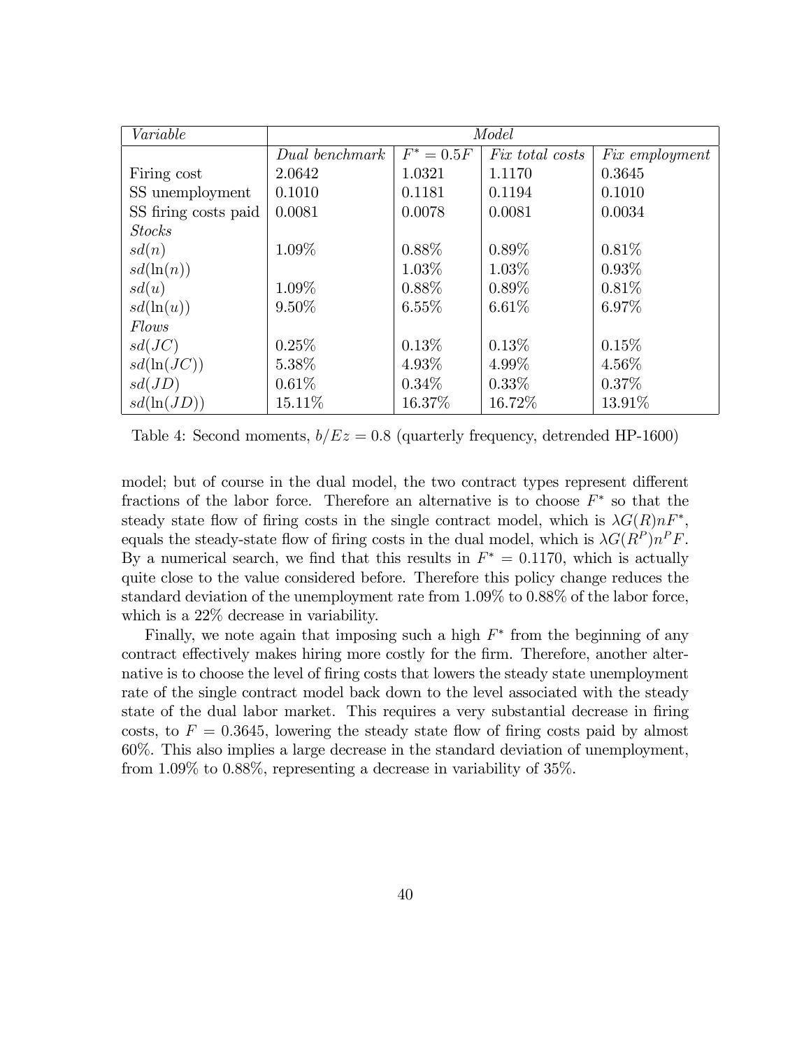| *Variable* | *Model* | | | |
|---|---|---|---|---|
| | *Dual benchmark* | $F^* = 0.5F$ | *Fix total costs* | *Fix employment* |
| Firing cost | 2.0642 | 1.0321 | 1.1170 | 0.3645 |
| SS unemployment | 0.1010 | 0.1181 | 0.1194 | 0.1010 |
| SS firing costs paid | 0.0081 | 0.0078 | 0.0081 | 0.0034 |
| *Stocks* | | | | |
| $sd(n)$ | 1.09% | 0.88% | 0.89% | 0.81% |
| $sd(\ln(n))$ | | 1.03% | 1.03% | 0.93% |
| $sd(u)$ | 1.09% | 0.88% | 0.89% | 0.81% |
| $sd(\ln(u))$ | 9.50% | 6.55% | 6.61% | 6.97% |
| *Flows* | | | | |
| $sd(JC)$ | 0.25% | 0.13% | 0.13% | 0.15% |
| $sd(\ln(JC))$ | 5.38% | 4.93% | 4.99% | 4.56% |
| $sd(JD)$ | 0.61% | 0.34% | 0.33% | 0.37% |
| $sd(\ln(JD))$ | 15.11% | 16.37% | 16.72% | 13.91% |

Table 4: Second moments, $b/Ez = 0.8$ (quarterly frequency, detrended HP-1600)

model; but of course in the dual model, the two contract types represent different fractions of the labor force. Therefore an alternative is to choose $F^*$ so that the steady state flow of firing costs in the single contract model, which is $\lambda G(R)nF^*$, equals the steady-state flow of firing costs in the dual model, which is $\lambda G(R^P)n^P F$. By a numerical search, we find that this results in $F^* = 0.1170$, which is actually quite close to the value considered before. Therefore this policy change reduces the standard deviation of the unemployment rate from 1.09% to 0.88% of the labor force, which is a 22% decrease in variability.

Finally, we note again that imposing such a high $F^*$ from the beginning of any contract effectively makes hiring more costly for the firm. Therefore, another alternative is to choose the level of firing costs that lowers the steady state unemployment rate of the single contract model back down to the level associated with the steady state of the dual labor market. This requires a very substantial decrease in firing costs, to $F = 0.3645$, lowering the steady state flow of firing costs paid by almost 60%. This also implies a large decrease in the standard deviation of unemployment, from 1.09% to 0.88%, representing a decrease in variability of 35%.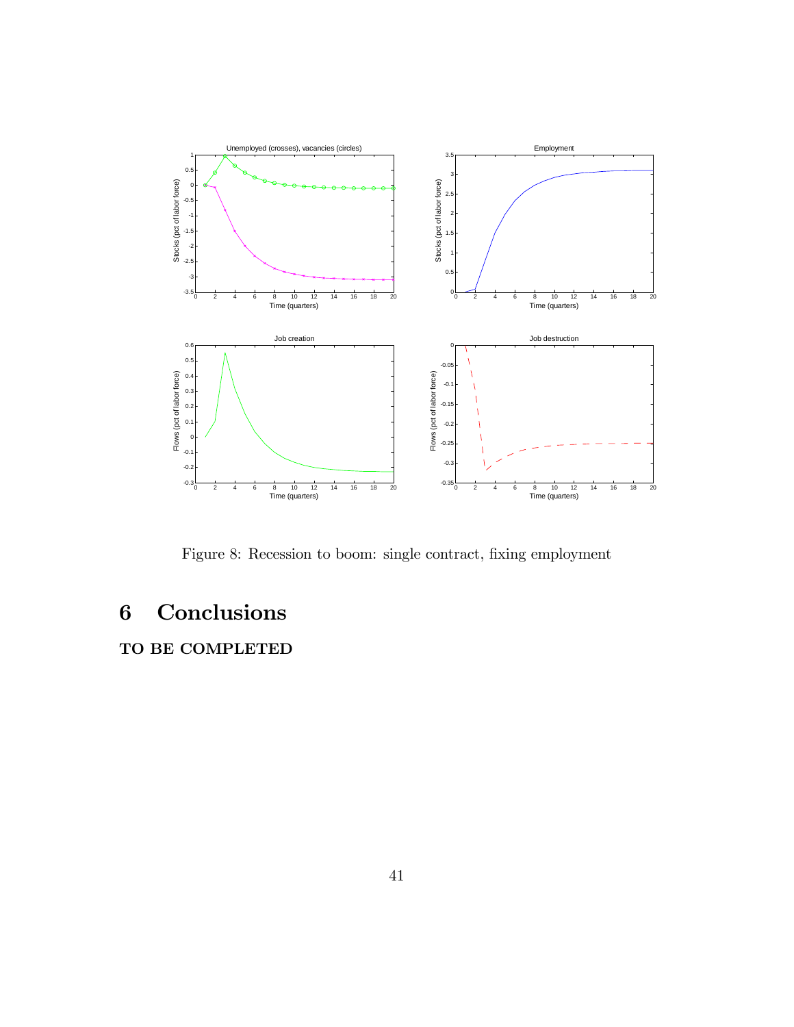Figure 8: Recession to boom: single contract, fixing employment

# 6 Conclusions

**TO BE COMPLETED**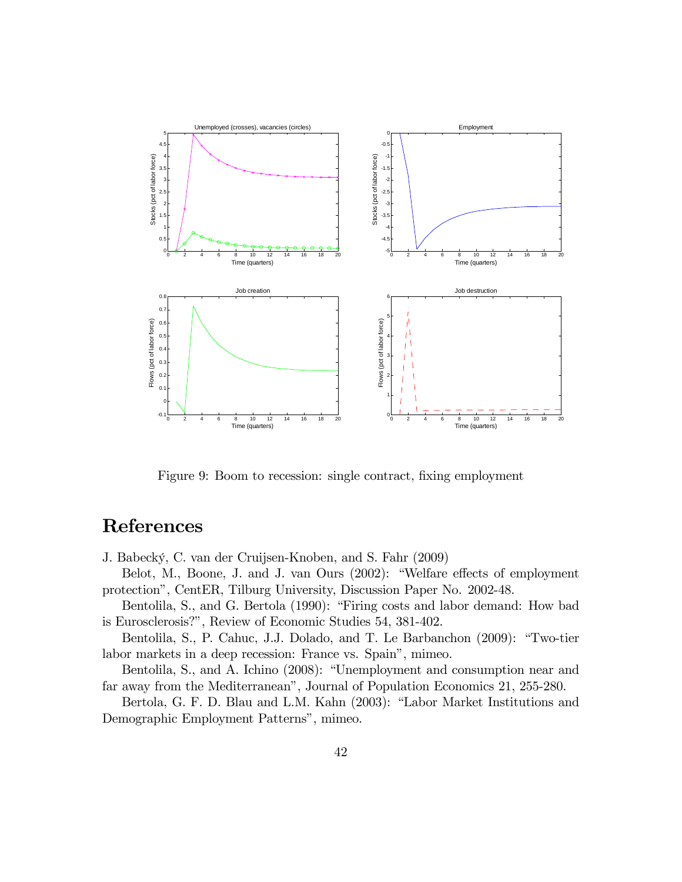Figure 9: Boom to recession: single contract, fixing employment

# References

J. Babecký, C. van der Cruijsen-Knoben, and S. Fahr (2009)

Belot, M., Boone, J. and J. van Ours (2002): "Welfare effects of employment protection", CentER, Tilburg University, Discussion Paper No. 2002-48.

Bentolila, S., and G. Bertola (1990): "Firing costs and labor demand: How bad is Eurosclerosis?", Review of Economic Studies 54, 381-402.

Bentolila, S., P. Cahuc, J.J. Dolado, and T. Le Barbanchon (2009): "Two-tier labor markets in a deep recession: France vs. Spain", mimeo.

Bentolila, S., and A. Ichino (2008): "Unemployment and consumption near and far away from the Mediterranean", Journal of Population Economics 21, 255-280.

Bertola, G. F. D. Blau and L.M. Kahn (2003): "Labor Market Institutions and Demographic Employment Patterns", mimeo.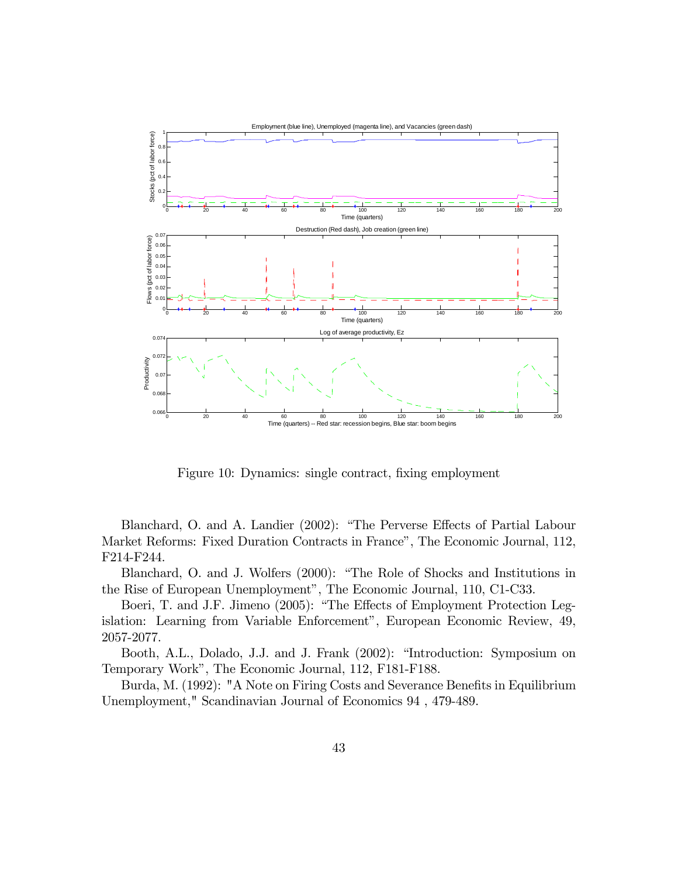Figure 10: Dynamics: single contract, fixing employment

Blanchard, O. and A. Landier (2002): "The Perverse Effects of Partial Labour Market Reforms: Fixed Duration Contracts in France", The Economic Journal, 112, F214-F244.

Blanchard, O. and J. Wolfers (2000): "The Role of Shocks and Institutions in the Rise of European Unemployment", The Economic Journal, 110, C1-C33.

Boeri, T. and J.F. Jimeno (2005): "The Effects of Employment Protection Legislation: Learning from Variable Enforcement", European Economic Review, 49, 2057-2077.

Booth, A.L., Dolado, J.J. and J. Frank (2002): "Introduction: Symposium on Temporary Work", The Economic Journal, 112, F181-F188.

Burda, M. (1992): "A Note on Firing Costs and Severance Benefits in Equilibrium Unemployment," Scandinavian Journal of Economics 94 , 479-489.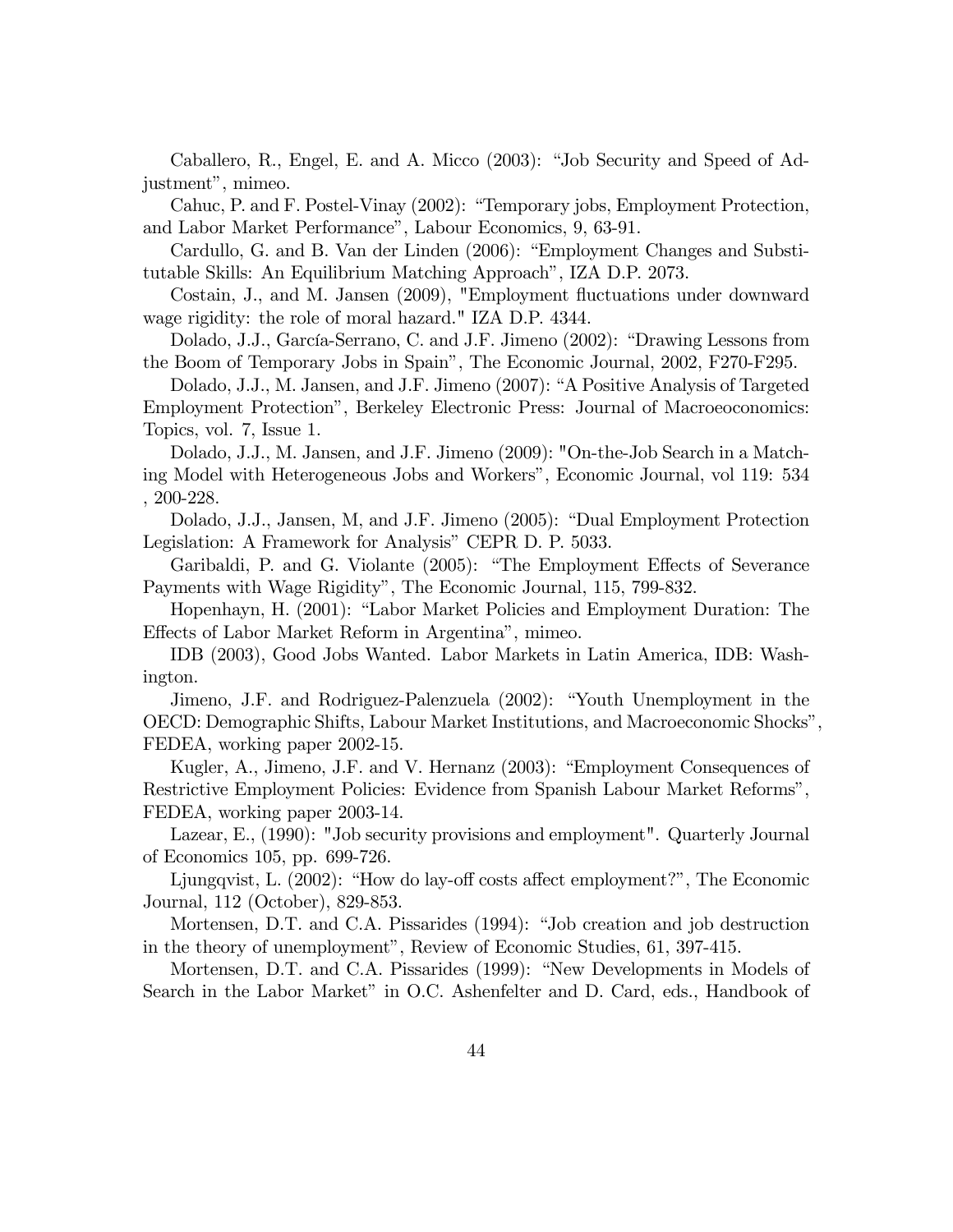Caballero, R., Engel, E. and A. Micco (2003): "Job Security and Speed of Adjustment", mimeo.

Cahuc, P. and F. Postel-Vinay (2002): "Temporary jobs, Employment Protection, and Labor Market Performance", Labour Economics, 9, 63-91.

Cardullo, G. and B. Van der Linden (2006): "Employment Changes and Substitutable Skills: An Equilibrium Matching Approach", IZA D.P. 2073.

Costain, J., and M. Jansen (2009), "Employment fluctuations under downward wage rigidity: the role of moral hazard." IZA D.P. 4344.

Dolado, J.J., García-Serrano, C. and J.F. Jimeno (2002): "Drawing Lessons from the Boom of Temporary Jobs in Spain", The Economic Journal, 2002, F270-F295.

Dolado, J.J., M. Jansen, and J.F. Jimeno (2007): "A Positive Analysis of Targeted Employment Protection", Berkeley Electronic Press: Journal of Macroeoconomics: Topics, vol. 7, Issue 1.

Dolado, J.J., M. Jansen, and J.F. Jimeno (2009): "On-the-Job Search in a Matching Model with Heterogeneous Jobs and Workers", Economic Journal, vol 119: 534 , 200-228.

Dolado, J.J., Jansen, M, and J.F. Jimeno (2005): "Dual Employment Protection Legislation: A Framework for Analysis" CEPR D. P. 5033.

Garibaldi, P. and G. Violante (2005): "The Employment Effects of Severance Payments with Wage Rigidity", The Economic Journal, 115, 799-832.

Hopenhayn, H. (2001): "Labor Market Policies and Employment Duration: The Effects of Labor Market Reform in Argentina", mimeo.

IDB (2003), Good Jobs Wanted. Labor Markets in Latin America, IDB: Washington.

Jimeno, J.F. and Rodriguez-Palenzuela (2002): "Youth Unemployment in the OECD: Demographic Shifts, Labour Market Institutions, and Macroeconomic Shocks", FEDEA, working paper 2002-15.

Kugler, A., Jimeno, J.F. and V. Hernanz (2003): "Employment Consequences of Restrictive Employment Policies: Evidence from Spanish Labour Market Reforms", FEDEA, working paper 2003-14.

Lazear, E., (1990): "Job security provisions and employment". Quarterly Journal of Economics 105, pp. 699-726.

Ljungqvist, L. (2002): "How do lay-off costs affect employment?", The Economic Journal, 112 (October), 829-853.

Mortensen, D.T. and C.A. Pissarides (1994): "Job creation and job destruction in the theory of unemployment", Review of Economic Studies, 61, 397-415.

Mortensen, D.T. and C.A. Pissarides (1999): "New Developments in Models of Search in the Labor Market" in O.C. Ashenfelter and D. Card, eds., Handbook of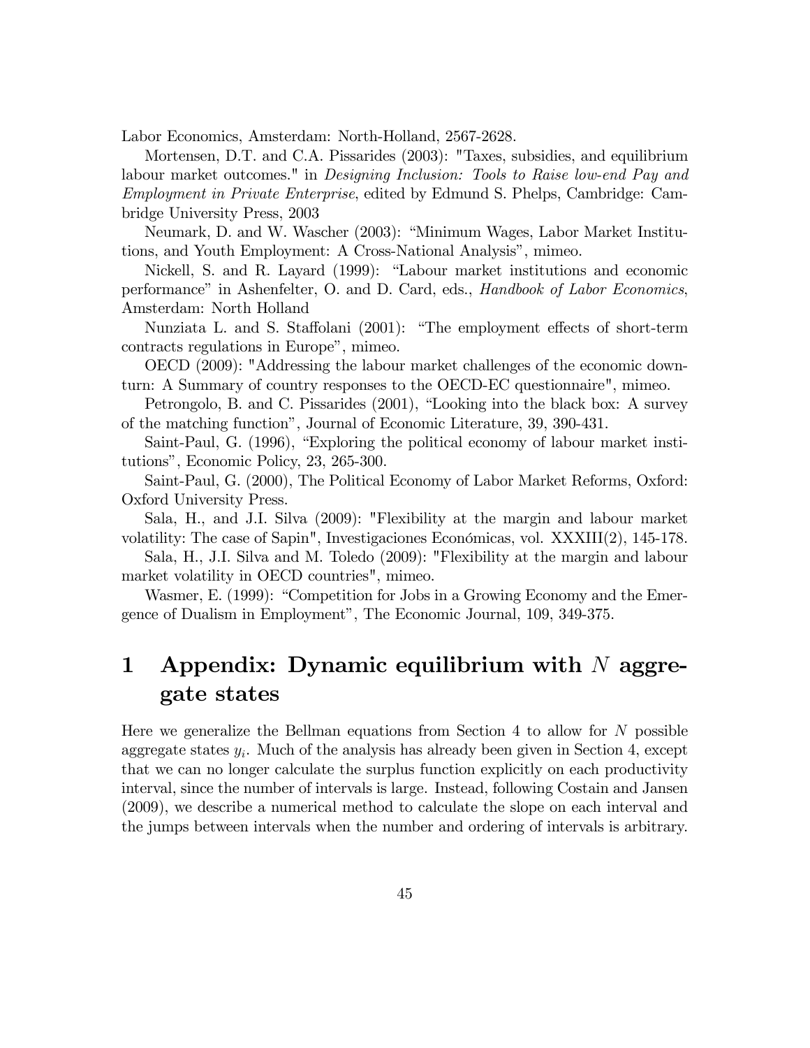Labor Economics, Amsterdam: North-Holland, 2567-2628.

Mortensen, D.T. and C.A. Pissarides (2003): "Taxes, subsidies, and equilibrium labour market outcomes." in *Designing Inclusion: Tools to Raise low-end Pay and Employment in Private Enterprise*, edited by Edmund S. Phelps, Cambridge: Cambridge University Press, 2003

Neumark, D. and W. Wascher (2003): "Minimum Wages, Labor Market Institutions, and Youth Employment: A Cross-National Analysis", mimeo.

Nickell, S. and R. Layard (1999): "Labour market institutions and economic performance" in Ashenfelter, O. and D. Card, eds., *Handbook of Labor Economics*, Amsterdam: North Holland

Nunziata L. and S. Staffolani (2001): "The employment effects of short-term contracts regulations in Europe", mimeo.

OECD (2009): "Addressing the labour market challenges of the economic downturn: A Summary of country responses to the OECD-EC questionnaire", mimeo.

Petrongolo, B. and C. Pissarides (2001), "Looking into the black box: A survey of the matching function", Journal of Economic Literature, 39, 390-431.

Saint-Paul, G. (1996), "Exploring the political economy of labour market institutions", Economic Policy, 23, 265-300.

Saint-Paul, G. (2000), The Political Economy of Labor Market Reforms, Oxford: Oxford University Press.

Sala, H., and J.I. Silva (2009): "Flexibility at the margin and labour market volatility: The case of Sapin", Investigaciones Económicas, vol. XXXIII(2), 145-178.

Sala, H., J.I. Silva and M. Toledo (2009): "Flexibility at the margin and labour market volatility in OECD countries", mimeo.

Wasmer, E. (1999): "Competition for Jobs in a Growing Economy and the Emergence of Dualism in Employment", The Economic Journal, 109, 349-375.

# 1 Appendix: Dynamic equilibrium with $N$ aggregate states

Here we generalize the Bellman equations from Section 4 to allow for $N$ possible aggregate states $y_i$. Much of the analysis has already been given in Section 4, except that we can no longer calculate the surplus function explicitly on each productivity interval, since the number of intervals is large. Instead, following Costain and Jansen (2009), we describe a numerical method to calculate the slope on each interval and the jumps between intervals when the number and ordering of intervals is arbitrary.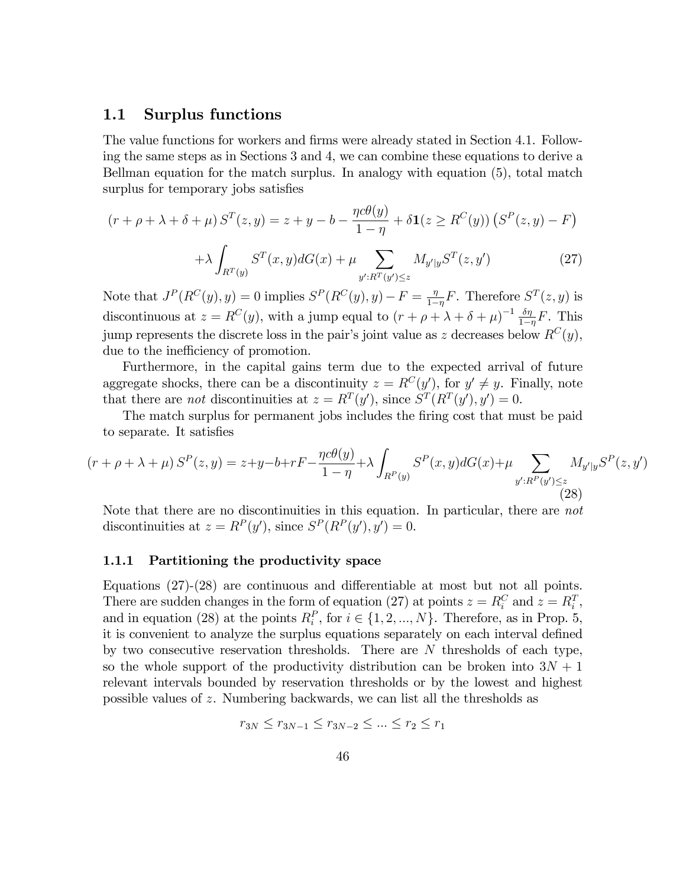## 1.1 Surplus functions

The value functions for workers and firms were already stated in Section 4.1. Following the same steps as in Sections 3 and 4, we can combine these equations to derive a Bellman equation for the match surplus. In analogy with equation (5), total match surplus for temporary jobs satisfies

$$(r+\rho+\lambda+\delta+\mu)\, S^T(z,y) = z + y - b - \frac{\eta c\theta(y)}{1-\eta} + \delta \mathbf{1}(z \geq R^C(y))\left(S^P(z,y) - F\right)$$
$$+\lambda \int_{R^T(y)} S^T(x,y)dG(x) + \mu \sum_{y':R^T(y')\leq z} M_{y'|y} S^T(z,y') \tag{27}$$

Note that $J^P(R^C(y),y) = 0$ implies $S^P(R^C(y),y) - F = \frac{\eta}{1-\eta}F$. Therefore $S^T(z,y)$ is discontinuous at $z = R^C(y)$, with a jump equal to $(r+\rho+\lambda+\delta+\mu)^{-1}\frac{\delta\eta}{1-\eta}F$. This jump represents the discrete loss in the pair's joint value as $z$ decreases below $R^C(y)$, due to the inefficiency of promotion.

Furthermore, in the capital gains term due to the expected arrival of future aggregate shocks, there can be a discontinuity $z = R^C(y')$, for $y' \neq y$. Finally, note that there are *not* discontinuities at $z = R^T(y')$, since $S^T(R^T(y'),y') = 0$.

The match surplus for permanent jobs includes the firing cost that must be paid to separate. It satisfies

$$(r+\rho+\lambda+\mu)\, S^P(z,y) = z+y-b+rF-\frac{\eta c\theta(y)}{1-\eta}+\lambda\int_{R^P(y)} S^P(x,y)dG(x)+\mu \sum_{y':R^P(y')\leq z} M_{y'|y} S^P(z,y') \tag{28}$$

Note that there are no discontinuities in this equation. In particular, there are *not* discontinuities at $z = R^P(y')$, since $S^P(R^P(y'),y') = 0$.

### 1.1.1 Partitioning the productivity space

Equations (27)-(28) are continuous and differentiable at most but not all points. There are sudden changes in the form of equation (27) at points $z = R_i^C$ and $z = R_i^T$, and in equation (28) at the points $R_i^P$, for $i \in \{1, 2, ..., N\}$. Therefore, as in Prop. 5, it is convenient to analyze the surplus equations separately on each interval defined by two consecutive reservation thresholds. There are $N$ thresholds of each type, so the whole support of the productivity distribution can be broken into $3N + 1$ relevant intervals bounded by reservation thresholds or by the lowest and highest possible values of $z$. Numbering backwards, we can list all the thresholds as

$$r_{3N} \leq r_{3N-1} \leq r_{3N-2} \leq ... \leq r_2 \leq r_1$$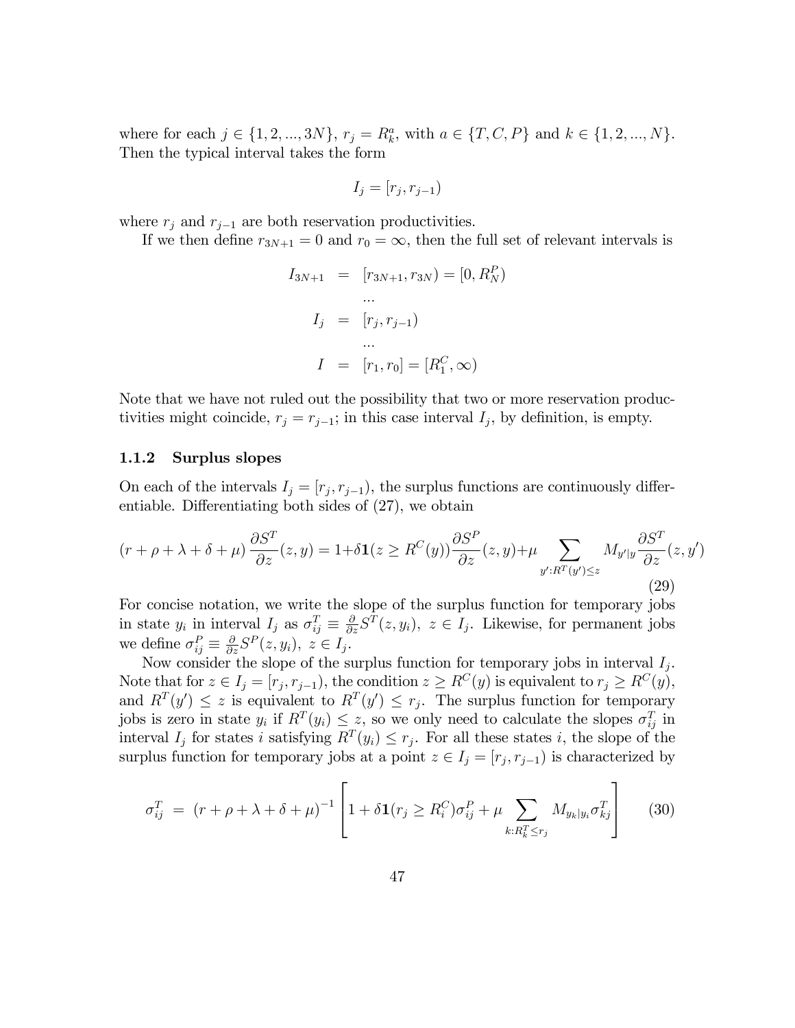where for each $j \in \{1, 2, ..., 3N\}$, $r_j = R_k^a$, with $a \in \{T, C, P\}$ and $k \in \{1, 2, ..., N\}$. Then the typical interval takes the form

$$I_j = [r_j, r_{j-1})$$

where $r_j$ and $r_{j-1}$ are both reservation productivities.

If we then define $r_{3N+1} = 0$ and $r_0 = \infty$, then the full set of relevant intervals is

$$\begin{aligned} I_{3N+1} &= [r_{3N+1}, r_{3N}) = [0, R_N^P) \\ &\quad ... \\ I_j &= [r_j, r_{j-1}) \\ &\quad ... \\ I &= [r_1, r_0] = [R_1^C, \infty) \end{aligned}$$

Note that we have not ruled out the possibility that two or more reservation productivities might coincide, $r_j = r_{j-1}$; in this case interval $I_j$, by definition, is empty.

### 1.1.2 Surplus slopes

On each of the intervals $I_j = [r_j, r_{j-1})$, the surplus functions are continuously differentiable. Differentiating both sides of (27), we obtain

$$(r + \rho + \lambda + \delta + \mu) \frac{\partial S^T}{\partial z}(z, y) = 1 + \delta \mathbf{1}(z \geq R^C(y)) \frac{\partial S^P}{\partial z}(z, y) + \mu \sum_{y' : R^T(y') \leq z} M_{y'|y} \frac{\partial S^T}{\partial z}(z, y') \tag{29}$$

For concise notation, we write the slope of the surplus function for temporary jobs in state $y_i$ in interval $I_j$ as $\sigma_{ij}^T \equiv \frac{\partial}{\partial z} S^T(z, y_i),\ z \in I_j$. Likewise, for permanent jobs we define $\sigma_{ij}^P \equiv \frac{\partial}{\partial z} S^P(z, y_i),\ z \in I_j$.

Now consider the slope of the surplus function for temporary jobs in interval $I_j$. Note that for $z \in I_j = [r_j, r_{j-1})$, the condition $z \geq R^C(y)$ is equivalent to $r_j \geq R^C(y)$, and $R^T(y') \leq z$ is equivalent to $R^T(y') \leq r_j$. The surplus function for temporary jobs is zero in state $y_i$ if $R^T(y_i) \leq z$, so we only need to calculate the slopes $\sigma_{ij}^T$ in interval $I_j$ for states $i$ satisfying $R^T(y_i) \leq r_j$. For all these states $i$, the slope of the surplus function for temporary jobs at a point $z \in I_j = [r_j, r_{j-1})$ is characterized by

$$\sigma_{ij}^T \ = \ (r + \rho + \lambda + \delta + \mu)^{-1} \left[ 1 + \delta \mathbf{1}(r_j \geq R_i^C) \sigma_{ij}^P + \mu \sum_{k : R_k^T \leq r_j} M_{y_k|y_i} \sigma_{kj}^T \right] \tag{30}$$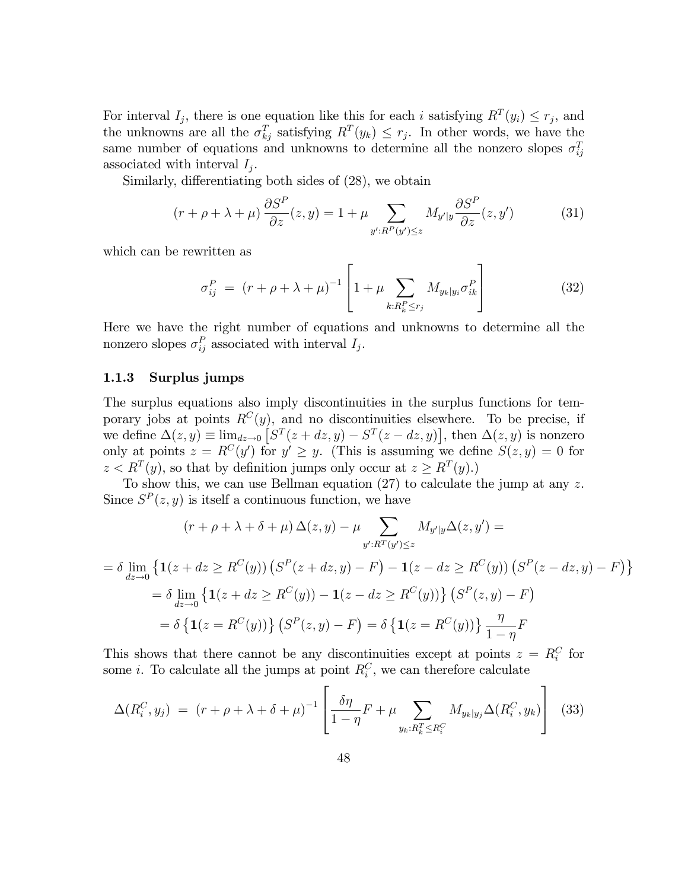For interval $I_j$, there is one equation like this for each $i$ satisfying $R^T(y_i) \leq r_j$, and the unknowns are all the $\sigma^T_{kj}$ satisfying $R^T(y_k) \leq r_j$. In other words, we have the same number of equations and unknowns to determine all the nonzero slopes $\sigma^T_{ij}$ associated with interval $I_j$.

Similarly, differentiating both sides of (28), we obtain

$$(r + \rho + \lambda + \mu) \frac{\partial S^P}{\partial z}(z, y) = 1 + \mu \sum_{y': R^P(y') \leq z} M_{y'|y} \frac{\partial S^P}{\partial z}(z, y') \tag{31}$$

which can be rewritten as

$$\sigma^P_{ij} \; = \; (r + \rho + \lambda + \mu)^{-1} \left[ 1 + \mu \sum_{k: R^P_k \leq r_j} M_{y_k|y_i} \sigma^P_{ik} \right] \tag{32}$$

Here we have the right number of equations and unknowns to determine all the nonzero slopes $\sigma^P_{ij}$ associated with interval $I_j$.

### 1.1.3 Surplus jumps

The surplus equations also imply discontinuities in the surplus functions for temporary jobs at points $R^C(y)$, and no discontinuities elsewhere. To be precise, if we define $\Delta(z, y) \equiv \lim_{dz \to 0} \left[ S^T(z + dz, y) - S^T(z - dz, y) \right]$, then $\Delta(z, y)$ is nonzero only at points $z = R^C(y')$ for $y' \geq y$. (This is assuming we define $S(z, y) = 0$ for $z < R^T(y)$, so that by definition jumps only occur at $z \geq R^T(y)$.)

To show this, we can use Bellman equation (27) to calculate the jump at any $z$. Since $S^P(z, y)$ is itself a continuous function, we have

$$(r + \rho + \lambda + \delta + \mu) \Delta(z, y) - \mu \sum_{y': R^T(y') \leq z} M_{y'|y} \Delta(z, y') =$$

$$= \delta \lim_{dz \to 0} \left\{ \mathbf{1}(z + dz \geq R^C(y)) \left( S^P(z + dz, y) - F \right) - \mathbf{1}(z - dz \geq R^C(y)) \left( S^P(z - dz, y) - F \right) \right\}$$

$$= \delta \lim_{dz \to 0} \left\{ \mathbf{1}(z + dz \geq R^C(y)) - \mathbf{1}(z - dz \geq R^C(y)) \right\} \left( S^P(z, y) - F \right)$$

$$= \delta \left\{ \mathbf{1}(z = R^C(y)) \right\} \left( S^P(z, y) - F \right) = \delta \left\{ \mathbf{1}(z = R^C(y)) \right\} \frac{\eta}{1 - \eta} F$$

This shows that there cannot be any discontinuities except at points $z = R^C_i$ for some $i$. To calculate all the jumps at point $R^C_i$, we can therefore calculate

$$\Delta(R^C_i, y_j) \; = \; (r + \rho + \lambda + \delta + \mu)^{-1} \left[ \frac{\delta \eta}{1 - \eta} F + \mu \sum_{y_k: R^T_k \leq R^C_i} M_{y_k|y_j} \Delta(R^C_i, y_k) \right] \tag{33}$$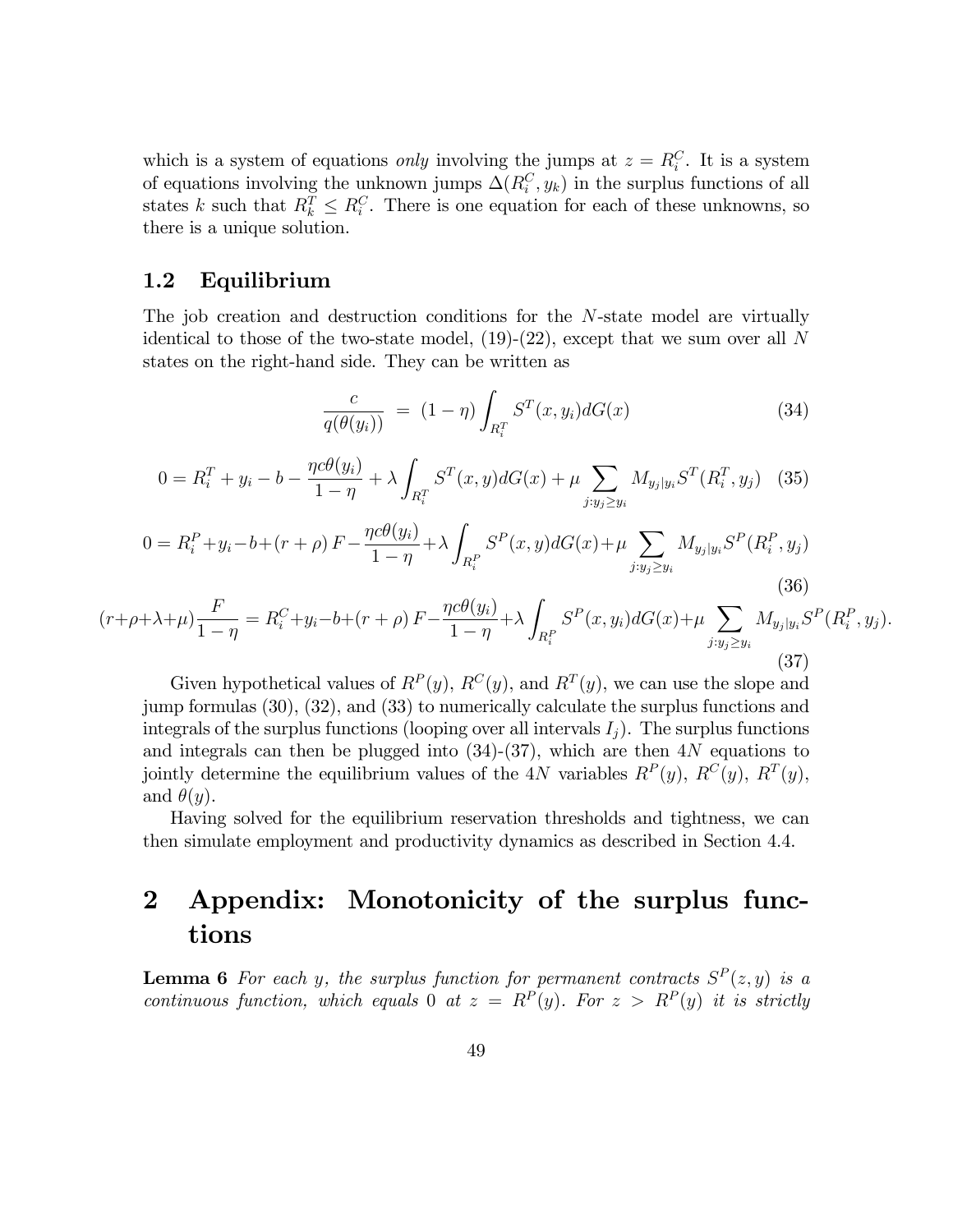which is a system of equations *only* involving the jumps at $z = R_i^C$. It is a system of equations involving the unknown jumps $\Delta(R_i^C, y_k)$ in the surplus functions of all states $k$ such that $R_k^T \leq R_i^C$. There is one equation for each of these unknowns, so there is a unique solution.

### 1.2 Equilibrium

The job creation and destruction conditions for the $N$-state model are virtually identical to those of the two-state model, (19)-(22), except that we sum over all $N$ states on the right-hand side. They can be written as

$$\frac{c}{q(\theta(y_i))} = (1-\eta) \int_{R_i^T} S^T(x, y_i) dG(x) \tag{34}$$

$$0 = R_i^T + y_i - b - \frac{\eta c \theta(y_i)}{1-\eta} + \lambda \int_{R_i^T} S^T(x, y) dG(x) + \mu \sum_{j: y_j \geq y_i} M_{y_j | y_i} S^T(R_i^T, y_j) \tag{35}$$

$$0 = R_i^P + y_i - b + (r+\rho) F - \frac{\eta c \theta(y_i)}{1-\eta} + \lambda \int_{R_i^P} S^P(x, y) dG(x) + \mu \sum_{j: y_j \geq y_i} M_{y_j | y_i} S^P(R_i^P, y_j) \tag{36}$$

$$(r+\rho+\lambda+\mu) \frac{F}{1-\eta} = R_i^C + y_i - b + (r+\rho) F - \frac{\eta c \theta(y_i)}{1-\eta} + \lambda \int_{R_i^P} S^P(x, y_i) dG(x) + \mu \sum_{j: y_j \geq y_i} M_{y_j | y_i} S^P(R_i^P, y_j). \tag{37}$$

Given hypothetical values of $R^P(y)$, $R^C(y)$, and $R^T(y)$, we can use the slope and jump formulas (30), (32), and (33) to numerically calculate the surplus functions and integrals of the surplus functions (looping over all intervals $I_j$). The surplus functions and integrals can then be plugged into (34)-(37), which are then $4N$ equations to jointly determine the equilibrium values of the $4N$ variables $R^P(y)$, $R^C(y)$, $R^T(y)$, and $\theta(y)$.

Having solved for the equilibrium reservation thresholds and tightness, we can then simulate employment and productivity dynamics as described in Section 4.4.

# 2 Appendix: Monotonicity of the surplus functions

**Lemma 6** *For each $y$, the surplus function for permanent contracts $S^P(z, y)$ is a continuous function, which equals 0 at $z = R^P(y)$. For $z > R^P(y)$ it is strictly*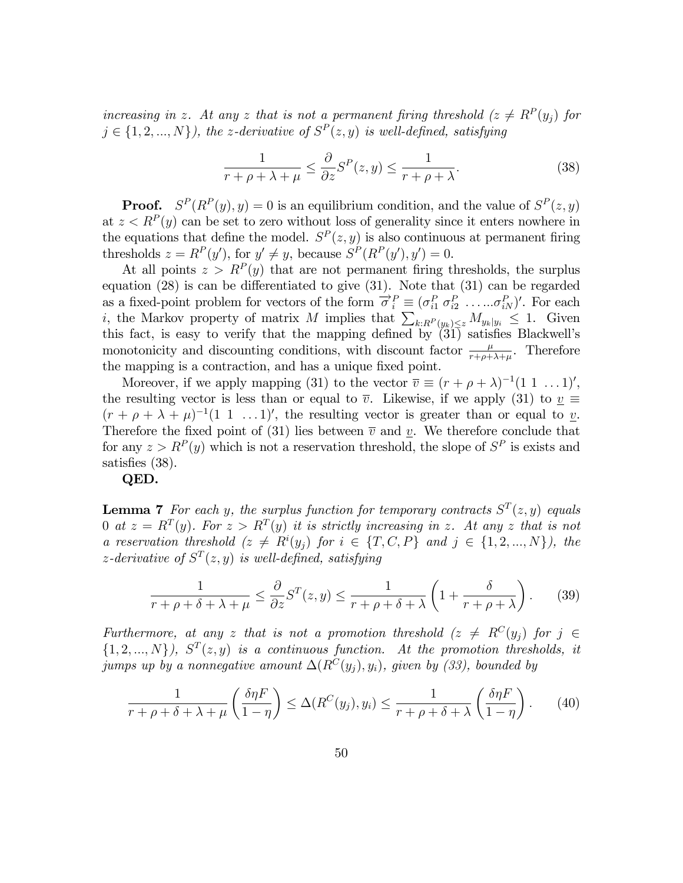*increasing in z. At any z that is not a permanent firing threshold ($z \neq R^P(y_j)$ for $j \in \{1, 2, ..., N\}$), the z-derivative of $S^P(z, y)$ is well-defined, satisfying*

$$\frac{1}{r+\rho+\lambda+\mu} \leq \frac{\partial}{\partial z} S^P(z,y) \leq \frac{1}{r+\rho+\lambda}. \tag{38}$$

**Proof.** $S^P(R^P(y), y) = 0$ is an equilibrium condition, and the value of $S^P(z, y)$ at $z < R^P(y)$ can be set to zero without loss of generality since it enters nowhere in the equations that define the model. $S^P(z, y)$ is also continuous at permanent firing thresholds $z = R^P(y')$, for $y' \neq y$, because $S^P(R^P(y'), y') = 0$.

At all points $z > R^P(y)$ that are not permanent firing thresholds, the surplus equation (28) is can be differentiated to give (31). Note that (31) can be regarded as a fixed-point problem for vectors of the form $\vec{\sigma}_i^P \equiv (\sigma_{i1}^P \; \sigma_{i2}^P \; \ldots \ldots \sigma_{iN}^P)'$. For each $i$, the Markov property of matrix $M$ implies that $\sum_{k:R^P(y_k)\leq z} M_{y_k|y_i} \leq 1$. Given this fact, is easy to verify that the mapping defined by (31) satisfies Blackwell's monotonicity and discounting conditions, with discount factor $\frac{\mu}{r+\rho+\lambda+\mu}$. Therefore the mapping is a contraction, and has a unique fixed point.

Moreover, if we apply mapping (31) to the vector $\overline{v} \equiv (r+\rho+\lambda)^{-1}(1 \; 1 \; \ldots 1)'$, the resulting vector is less than or equal to $\overline{v}$. Likewise, if we apply (31) to $\underline{v} \equiv (r+\rho+\lambda+\mu)^{-1}(1 \; 1 \; \ldots 1)'$, the resulting vector is greater than or equal to $\underline{v}$. Therefore the fixed point of (31) lies between $\overline{v}$ and $\underline{v}$. We therefore conclude that for any $z > R^P(y)$ which is not a reservation threshold, the slope of $S^P$ is exists and satisfies (38).

**QED.**

**Lemma 7** *For each y, the surplus function for temporary contracts $S^T(z, y)$ equals 0 at $z = R^T(y)$. For $z > R^T(y)$ it is strictly increasing in z. At any z that is not a reservation threshold ($z \neq R^i(y_j)$ for $i \in \{T, C, P\}$ and $j \in \{1, 2, ..., N\}$), the z-derivative of $S^T(z, y)$ is well-defined, satisfying*

$$\frac{1}{r+\rho+\delta+\lambda+\mu} \leq \frac{\partial}{\partial z} S^T(z,y) \leq \frac{1}{r+\rho+\delta+\lambda}\left(1+\frac{\delta}{r+\rho+\lambda}\right). \tag{39}$$

*Furthermore, at any z that is not a promotion threshold ($z \neq R^C(y_j)$ for $j \in \{1, 2, ..., N\}$), $S^T(z, y)$ is a continuous function. At the promotion thresholds, it jumps up by a nonnegative amount $\Delta(R^C(y_j), y_i)$, given by (33), bounded by*

$$\frac{1}{r+\rho+\delta+\lambda+\mu}\left(\frac{\delta\eta F}{1-\eta}\right) \leq \Delta(R^C(y_j), y_i) \leq \frac{1}{r+\rho+\delta+\lambda}\left(\frac{\delta\eta F}{1-\eta}\right). \tag{40}$$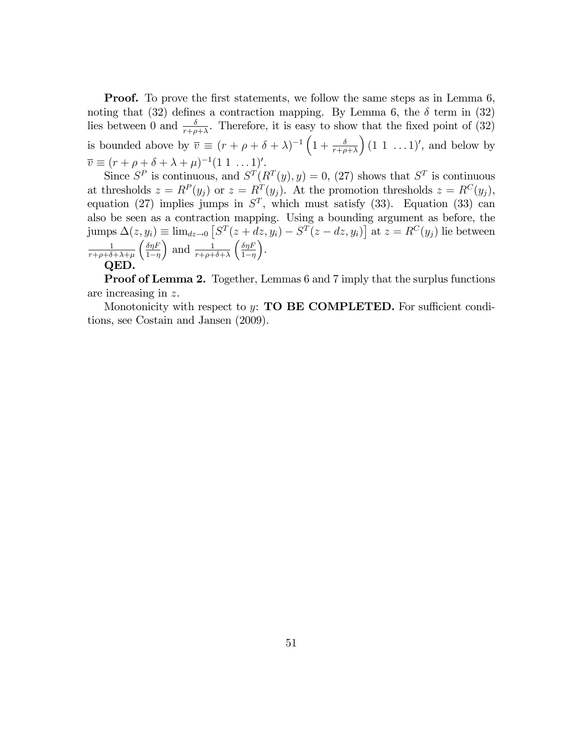**Proof.** To prove the first statements, we follow the same steps as in Lemma 6, noting that (32) defines a contraction mapping. By Lemma 6, the $\delta$ term in (32) lies between 0 and $\frac{\delta}{r+\rho+\lambda}$. Therefore, it is easy to show that the fixed point of (32) is bounded above by $\overline{v} \equiv (r+\rho+\delta+\lambda)^{-1}\left(1+\frac{\delta}{r+\rho+\lambda}\right)(1\ 1\ \ldots 1)'$, and below by $\overline{v} \equiv (r+\rho+\delta+\lambda+\mu)^{-1}(1\,1\ \ldots 1)'$.

Since $S^P$ is continuous, and $S^T(R^T(y),y)=0$, (27) shows that $S^T$ is continuous at thresholds $z=R^P(y_j)$ or $z=R^T(y_j)$. At the promotion thresholds $z=R^C(y_j)$, equation (27) implies jumps in $S^T$, which must satisfy (33). Equation (33) can also be seen as a contraction mapping. Using a bounding argument as before, the jumps $\Delta(z,y_i) \equiv \lim_{dz\to 0}\left[S^T(z+dz,y_i)-S^T(z-dz,y_i)\right]$ at $z=R^C(y_j)$ lie between $\frac{1}{r+\rho+\delta+\lambda+\mu}\left(\frac{\delta\eta F}{1-\eta}\right)$ and $\frac{1}{r+\rho+\delta+\lambda}\left(\frac{\delta\eta F}{1-\eta}\right)$.

**QED.**

**Proof of Lemma 2.** Together, Lemmas 6 and 7 imply that the surplus functions are increasing in $z$.

Monotonicity with respect to $y$: **TO BE COMPLETED.** For sufficient conditions, see Costain and Jansen (2009).